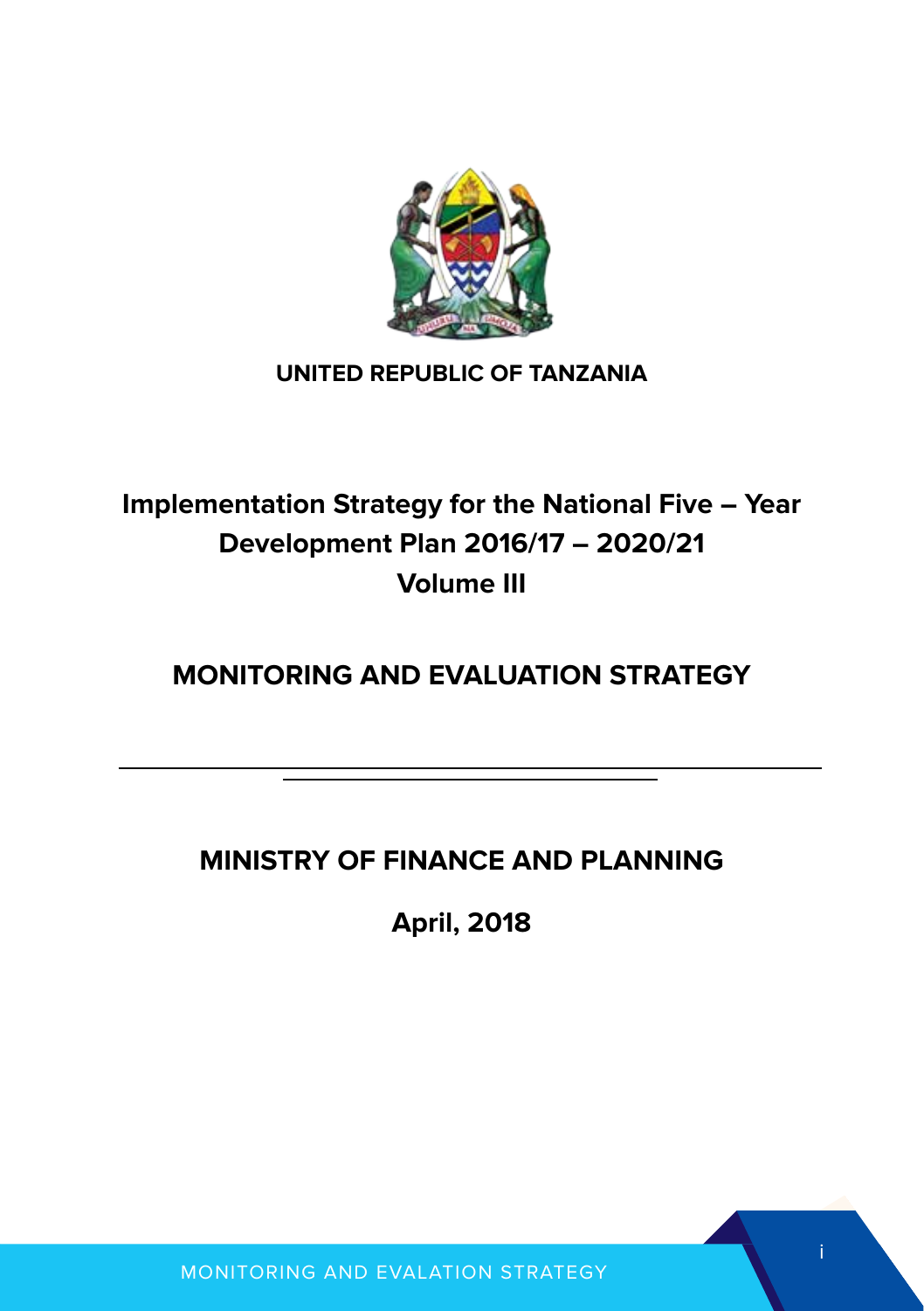**UNITED REPUBLIC OF TANZANIA**

# Implementation Strategy for the National Five – Year Development Plan 2016/17 – 2020/21 Volume III

# MONITORING AND EVALUATION STRATEGY

---

**MINISTRY OF FINANCE AND PLANNING**

**April, 2018**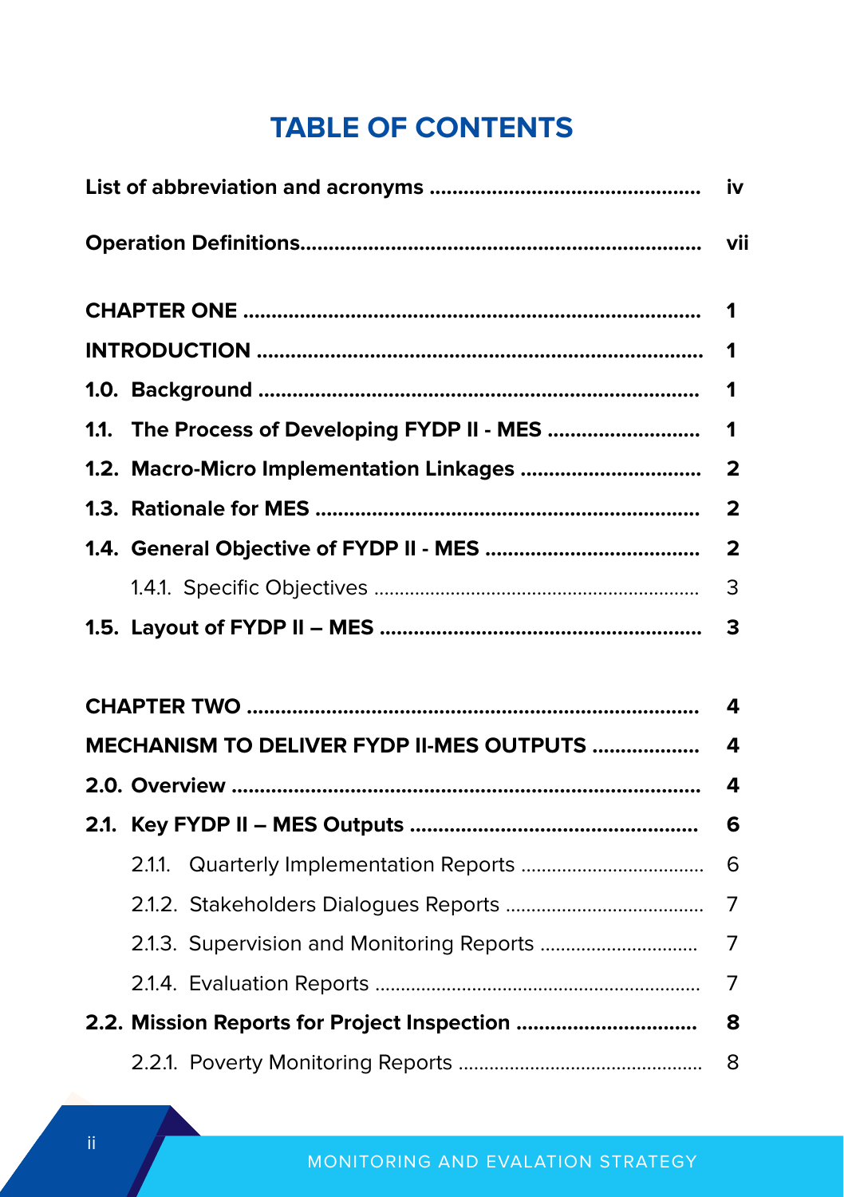# TABLE OF CONTENTS

| | |
|---|---|
| **List of abbreviation and acronyms** | **iv** |
| **Operation Definitions** | **vii** |
| **CHAPTER ONE** | **1** |
| **INTRODUCTION** | **1** |
| **1.0. Background** | **1** |
| **1.1. The Process of Developing FYDP II - MES** | **1** |
| **1.2. Macro-Micro Implementation Linkages** | **2** |
| **1.3. Rationale for MES** | **2** |
| **1.4. General Objective of FYDP II - MES** | **2** |
| 1.4.1. Specific Objectives | 3 |
| **1.5. Layout of FYDP II – MES** | **3** |
| **CHAPTER TWO** | **4** |
| **MECHANISM TO DELIVER FYDP II-MES OUTPUTS** | **4** |
| **2.0. Overview** | **4** |
| **2.1. Key FYDP II – MES Outputs** | **6** |
| 2.1.1. Quarterly Implementation Reports | 6 |
| 2.1.2. Stakeholders Dialogues Reports | 7 |
| 2.1.3. Supervision and Monitoring Reports | 7 |
| 2.1.4. Evaluation Reports | 7 |
| **2.2. Mission Reports for Project Inspection** | **8** |
| 2.2.1. Poverty Monitoring Reports | 8 |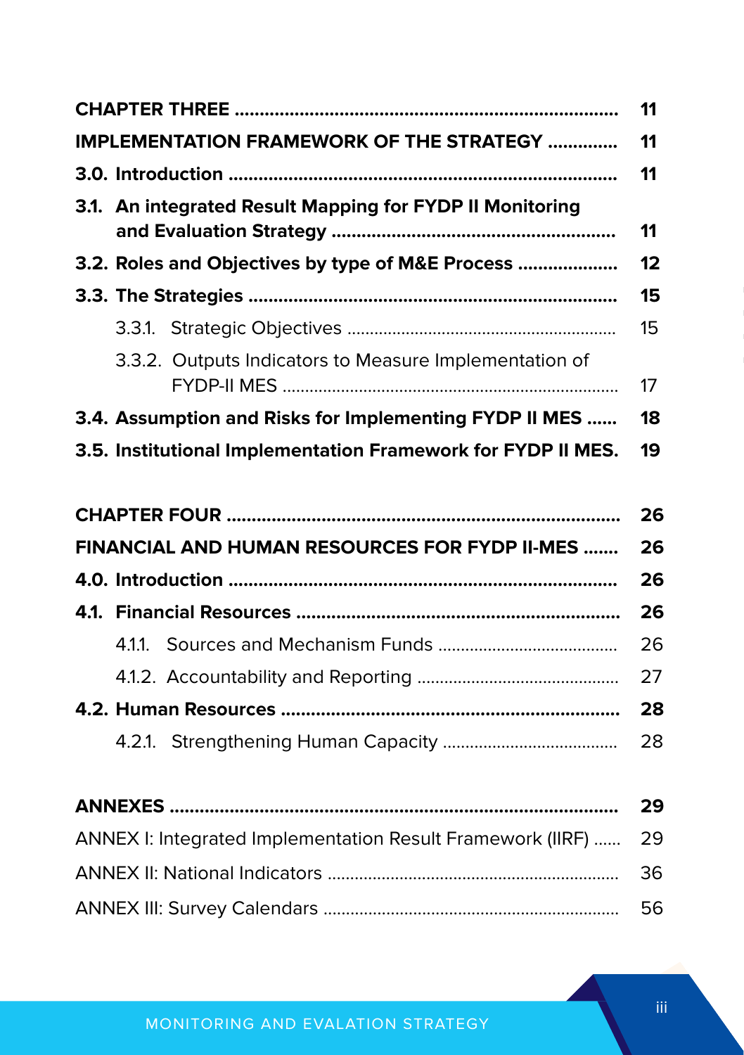| | |
|---|---|
| **CHAPTER THREE** | **11** |
| **IMPLEMENTATION FRAMEWORK OF THE STRATEGY** | **11** |
| **3.0. Introduction** | **11** |
| **3.1. An integrated Result Mapping for FYDP II Monitoring and Evaluation Strategy** | **11** |
| **3.2. Roles and Objectives by type of M&E Process** | **12** |
| **3.3. The Strategies** | **15** |
| 3.3.1. Strategic Objectives | 15 |
| 3.3.2. Outputs Indicators to Measure Implementation of FYDP-II MES | 17 |
| **3.4. Assumption and Risks for Implementing FYDP II MES** | **18** |
| **3.5. Institutional Implementation Framework for FYDP II MES.** | **19** |
| **CHAPTER FOUR** | **26** |
| **FINANCIAL AND HUMAN RESOURCES FOR FYDP II-MES** | **26** |
| **4.0. Introduction** | **26** |
| **4.1. Financial Resources** | **26** |
| 4.1.1. Sources and Mechanism Funds | 26 |
| 4.1.2. Accountability and Reporting | 27 |
| **4.2. Human Resources** | **28** |
| 4.2.1. Strengthening Human Capacity | 28 |
| **ANNEXES** | **29** |
| ANNEX I: Integrated Implementation Result Framework (IIRF) | 29 |
| ANNEX II: National Indicators | 36 |
| ANNEX III: Survey Calendars | 56 |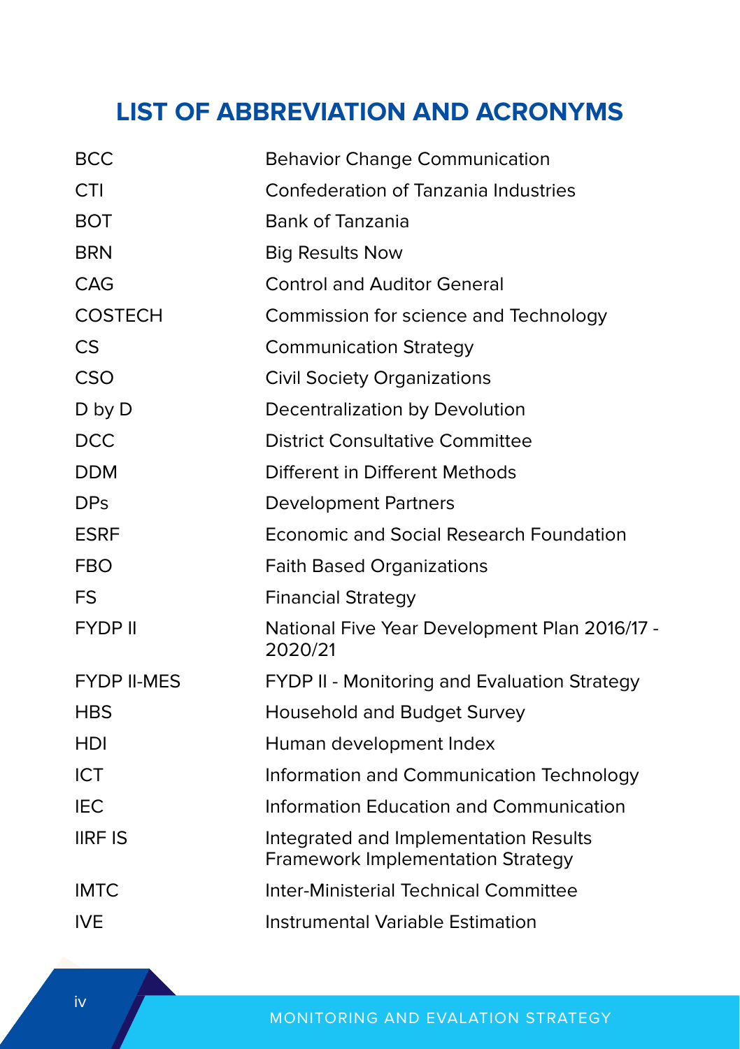# LIST OF ABBREVIATION AND ACRONYMS

| | |
|---|---|
| BCC | Behavior Change Communication |
| CTI | Confederation of Tanzania Industries |
| BOT | Bank of Tanzania |
| BRN | Big Results Now |
| CAG | Control and Auditor General |
| COSTECH | Commission for science and Technology |
| CS | Communication Strategy |
| CSO | Civil Society Organizations |
| D by D | Decentralization by Devolution |
| DCC | District Consultative Committee |
| DDM | Different in Different Methods |
| DPs | Development Partners |
| ESRF | Economic and Social Research Foundation |
| FBO | Faith Based Organizations |
| FS | Financial Strategy |
| FYDP II | National Five Year Development Plan 2016/17 - 2020/21 |
| FYDP II-MES | FYDP II - Monitoring and Evaluation Strategy |
| HBS | Household and Budget Survey |
| HDI | Human development Index |
| ICT | Information and Communication Technology |
| IEC | Information Education and Communication |
| IIRF IS | Integrated and Implementation Results Framework Implementation Strategy |
| IMTC | Inter-Ministerial Technical Committee |
| IVE | Instrumental Variable Estimation |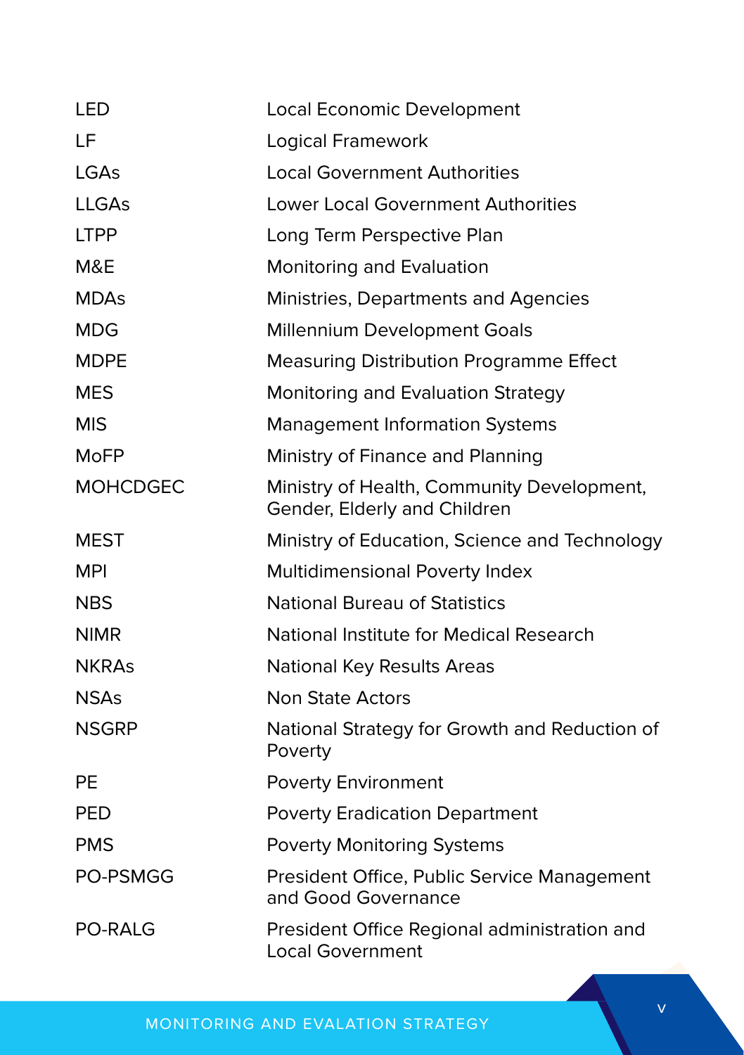| | |
|---|---|
| LED | Local Economic Development |
| LF | Logical Framework |
| LGAs | Local Government Authorities |
| LLGAs | Lower Local Government Authorities |
| LTPP | Long Term Perspective Plan |
| M&E | Monitoring and Evaluation |
| MDAs | Ministries, Departments and Agencies |
| MDG | Millennium Development Goals |
| MDPE | Measuring Distribution Programme Effect |
| MES | Monitoring and Evaluation Strategy |
| MIS | Management Information Systems |
| MoFP | Ministry of Finance and Planning |
| MOHCDGEC | Ministry of Health, Community Development, Gender, Elderly and Children |
| MEST | Ministry of Education, Science and Technology |
| MPI | Multidimensional Poverty Index |
| NBS | National Bureau of Statistics |
| NIMR | National Institute for Medical Research |
| NKRAs | National Key Results Areas |
| NSAs | Non State Actors |
| NSGRP | National Strategy for Growth and Reduction of Poverty |
| PE | Poverty Environment |
| PED | Poverty Eradication Department |
| PMS | Poverty Monitoring Systems |
| PO-PSMGG | President Office, Public Service Management and Good Governance |
| PO-RALG | President Office Regional administration and Local Government |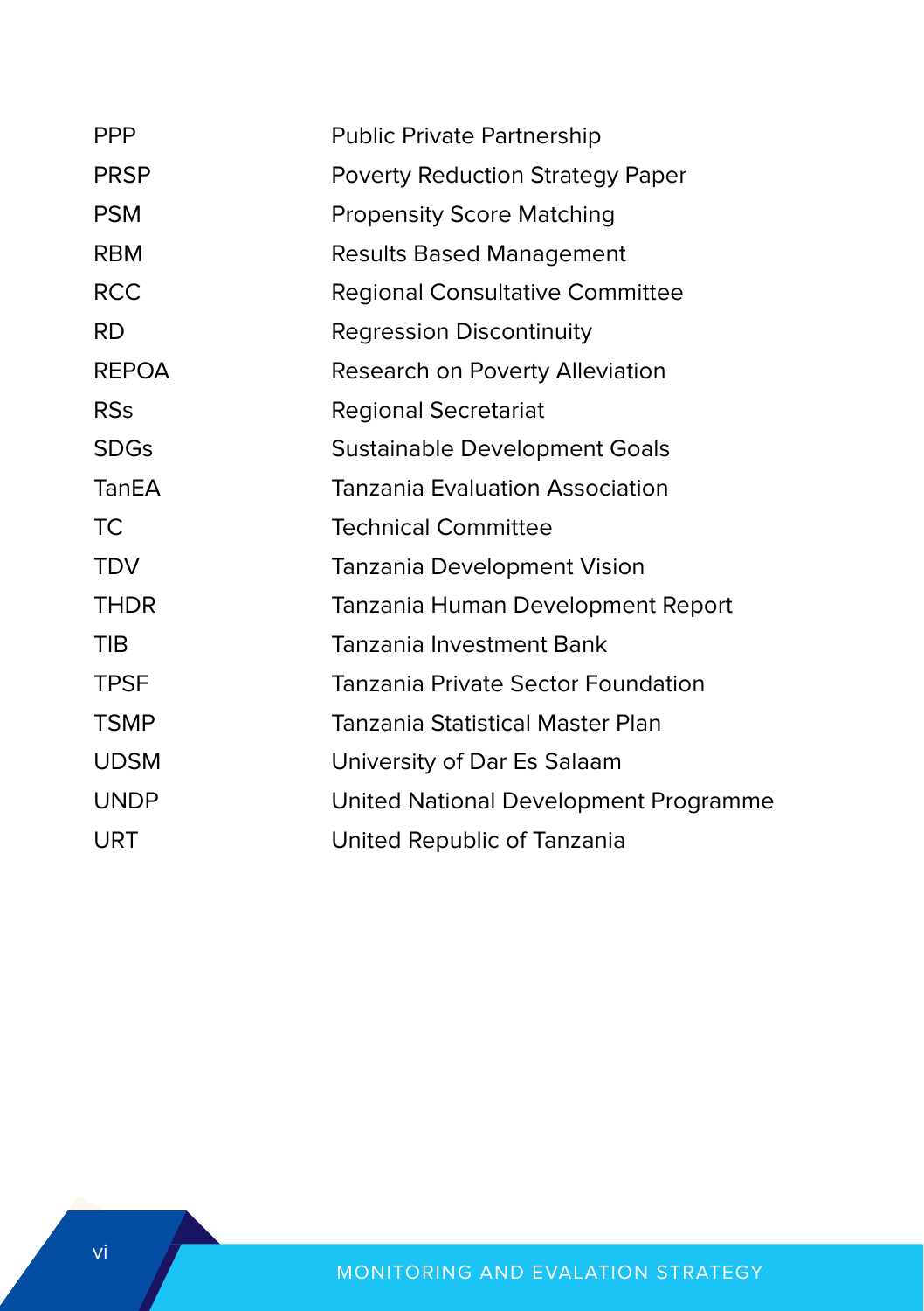| | |
|---|---|
| PPP | Public Private Partnership |
| PRSP | Poverty Reduction Strategy Paper |
| PSM | Propensity Score Matching |
| RBM | Results Based Management |
| RCC | Regional Consultative Committee |
| RD | Regression Discontinuity |
| REPOA | Research on Poverty Alleviation |
| RSs | Regional Secretariat |
| SDGs | Sustainable Development Goals |
| TanEA | Tanzania Evaluation Association |
| TC | Technical Committee |
| TDV | Tanzania Development Vision |
| THDR | Tanzania Human Development Report |
| TIB | Tanzania Investment Bank |
| TPSF | Tanzania Private Sector Foundation |
| TSMP | Tanzania Statistical Master Plan |
| UDSM | University of Dar Es Salaam |
| UNDP | United National Development Programme |
| URT | United Republic of Tanzania |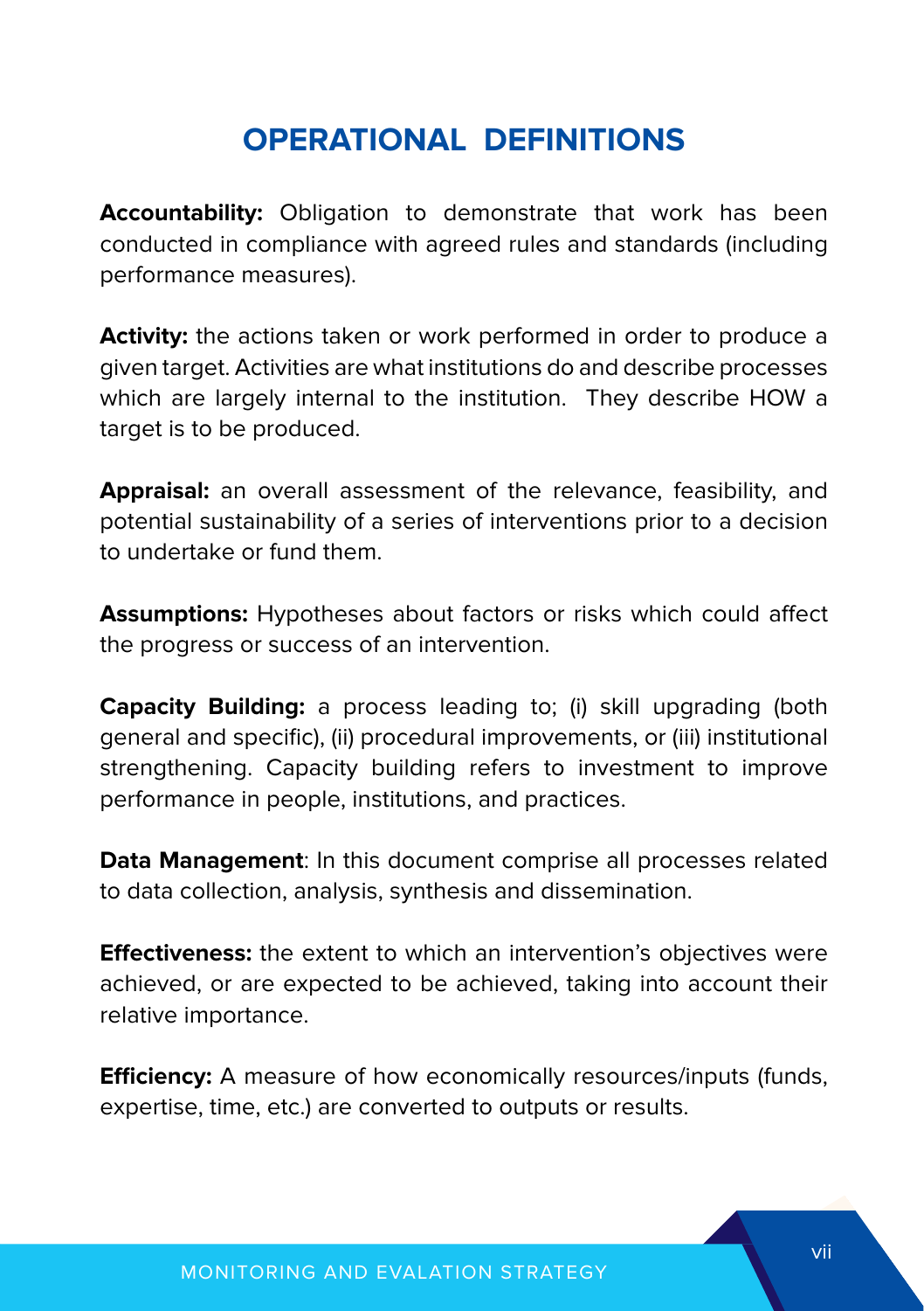# OPERATIONAL DEFINITIONS

**Accountability:** Obligation to demonstrate that work has been conducted in compliance with agreed rules and standards (including performance measures).

**Activity:** the actions taken or work performed in order to produce a given target. Activities are what institutions do and describe processes which are largely internal to the institution. They describe HOW a target is to be produced.

**Appraisal:** an overall assessment of the relevance, feasibility, and potential sustainability of a series of interventions prior to a decision to undertake or fund them.

**Assumptions:** Hypotheses about factors or risks which could affect the progress or success of an intervention.

**Capacity Building:** a process leading to; (i) skill upgrading (both general and specific), (ii) procedural improvements, or (iii) institutional strengthening. Capacity building refers to investment to improve performance in people, institutions, and practices.

**Data Management**: In this document comprise all processes related to data collection, analysis, synthesis and dissemination.

**Effectiveness:** the extent to which an intervention's objectives were achieved, or are expected to be achieved, taking into account their relative importance.

**Efficiency:** A measure of how economically resources/inputs (funds, expertise, time, etc.) are converted to outputs or results.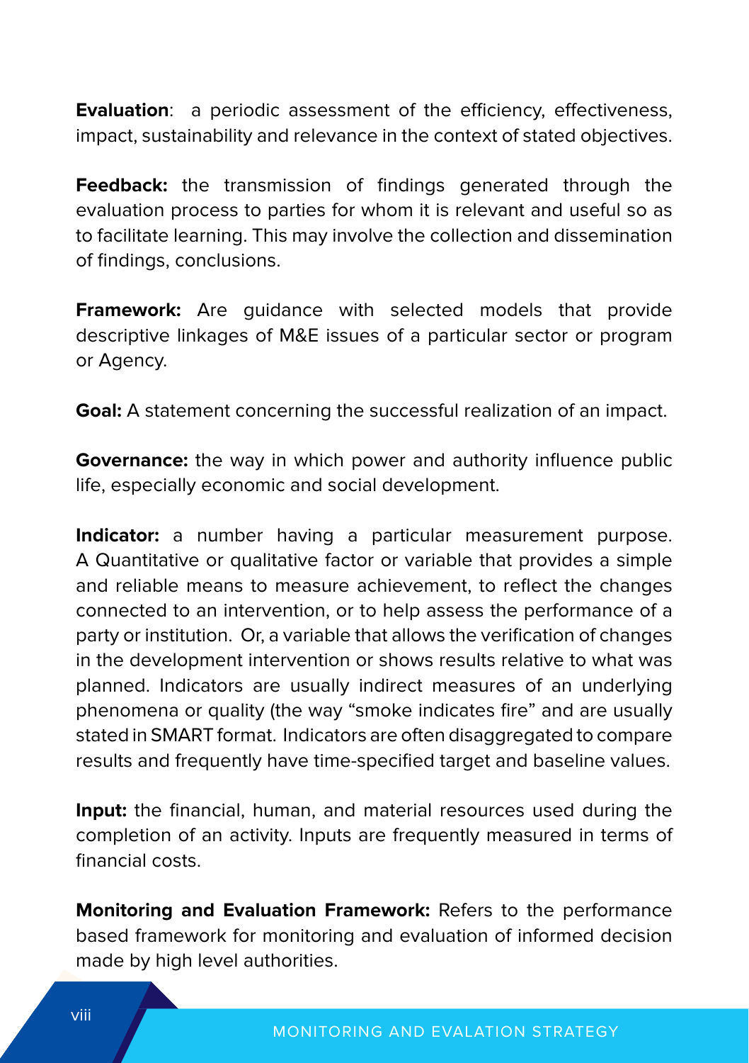**Evaluation**: a periodic assessment of the efficiency, effectiveness, impact, sustainability and relevance in the context of stated objectives.

**Feedback:** the transmission of findings generated through the evaluation process to parties for whom it is relevant and useful so as to facilitate learning. This may involve the collection and dissemination of findings, conclusions.

**Framework:** Are guidance with selected models that provide descriptive linkages of M&E issues of a particular sector or program or Agency.

**Goal:** A statement concerning the successful realization of an impact.

**Governance:** the way in which power and authority influence public life, especially economic and social development.

**Indicator:** a number having a particular measurement purpose. A Quantitative or qualitative factor or variable that provides a simple and reliable means to measure achievement, to reflect the changes connected to an intervention, or to help assess the performance of a party or institution. Or, a variable that allows the verification of changes in the development intervention or shows results relative to what was planned. Indicators are usually indirect measures of an underlying phenomena or quality (the way "smoke indicates fire" and are usually stated in SMART format. Indicators are often disaggregated to compare results and frequently have time-specified target and baseline values.

**Input:** the financial, human, and material resources used during the completion of an activity. Inputs are frequently measured in terms of financial costs.

**Monitoring and Evaluation Framework:** Refers to the performance based framework for monitoring and evaluation of informed decision made by high level authorities.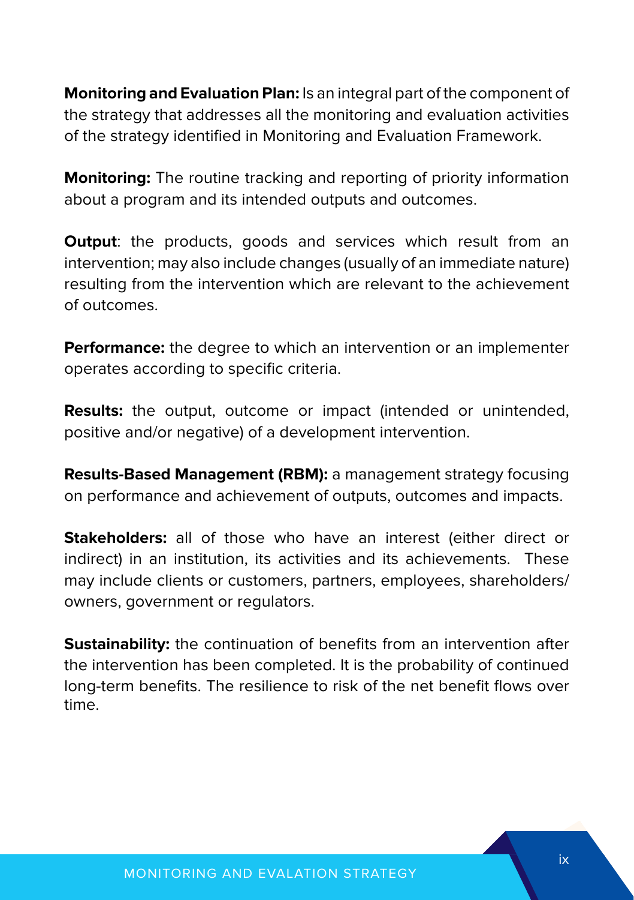**Monitoring and Evaluation Plan:** Is an integral part of the component of the strategy that addresses all the monitoring and evaluation activities of the strategy identified in Monitoring and Evaluation Framework.

**Monitoring:** The routine tracking and reporting of priority information about a program and its intended outputs and outcomes.

**Output**: the products, goods and services which result from an intervention; may also include changes (usually of an immediate nature) resulting from the intervention which are relevant to the achievement of outcomes.

**Performance:** the degree to which an intervention or an implementer operates according to specific criteria.

**Results:** the output, outcome or impact (intended or unintended, positive and/or negative) of a development intervention.

**Results-Based Management (RBM):** a management strategy focusing on performance and achievement of outputs, outcomes and impacts.

**Stakeholders:** all of those who have an interest (either direct or indirect) in an institution, its activities and its achievements. These may include clients or customers, partners, employees, shareholders/ owners, government or regulators.

**Sustainability:** the continuation of benefits from an intervention after the intervention has been completed. It is the probability of continued long-term benefits. The resilience to risk of the net benefit flows over time.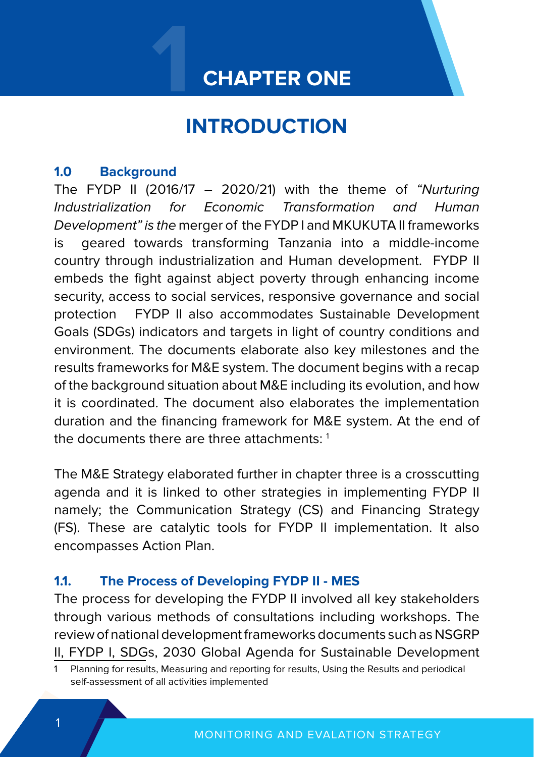// CHAPTER ONE

# INTRODUCTION

## 1.0 Background

The FYDP II (2016/17 – 2020/21) with the theme of *"Nurturing Industrialization for Economic Transformation and Human Development" is the* merger of the FYDP I and MKUKUTA II frameworks is geared towards transforming Tanzania into a middle-income country through industrialization and Human development. FYDP II embeds the fight against abject poverty through enhancing income security, access to social services, responsive governance and social protection FYDP II also accommodates Sustainable Development Goals (SDGs) indicators and targets in light of country conditions and environment. The documents elaborate also key milestones and the results frameworks for M&E system. The document begins with a recap of the background situation about M&E including its evolution, and how it is coordinated. The document also elaborates the implementation duration and the financing framework for M&E system. At the end of the documents there are three attachments: [1]

The M&E Strategy elaborated further in chapter three is a crosscutting agenda and it is linked to other strategies in implementing FYDP II namely; the Communication Strategy (CS) and Financing Strategy (FS). These are catalytic tools for FYDP II implementation. It also encompasses Action Plan.

## 1.1. The Process of Developing FYDP II - MES

The process for developing the FYDP II involved all key stakeholders through various methods of consultations including workshops. The review of national development frameworks documents such as NSGRP II, FYDP I, SDGs, 2030 Global Agenda for Sustainable Development

1 Planning for results, Measuring and reporting for results, Using the Results and periodical self-assessment of all activities implemented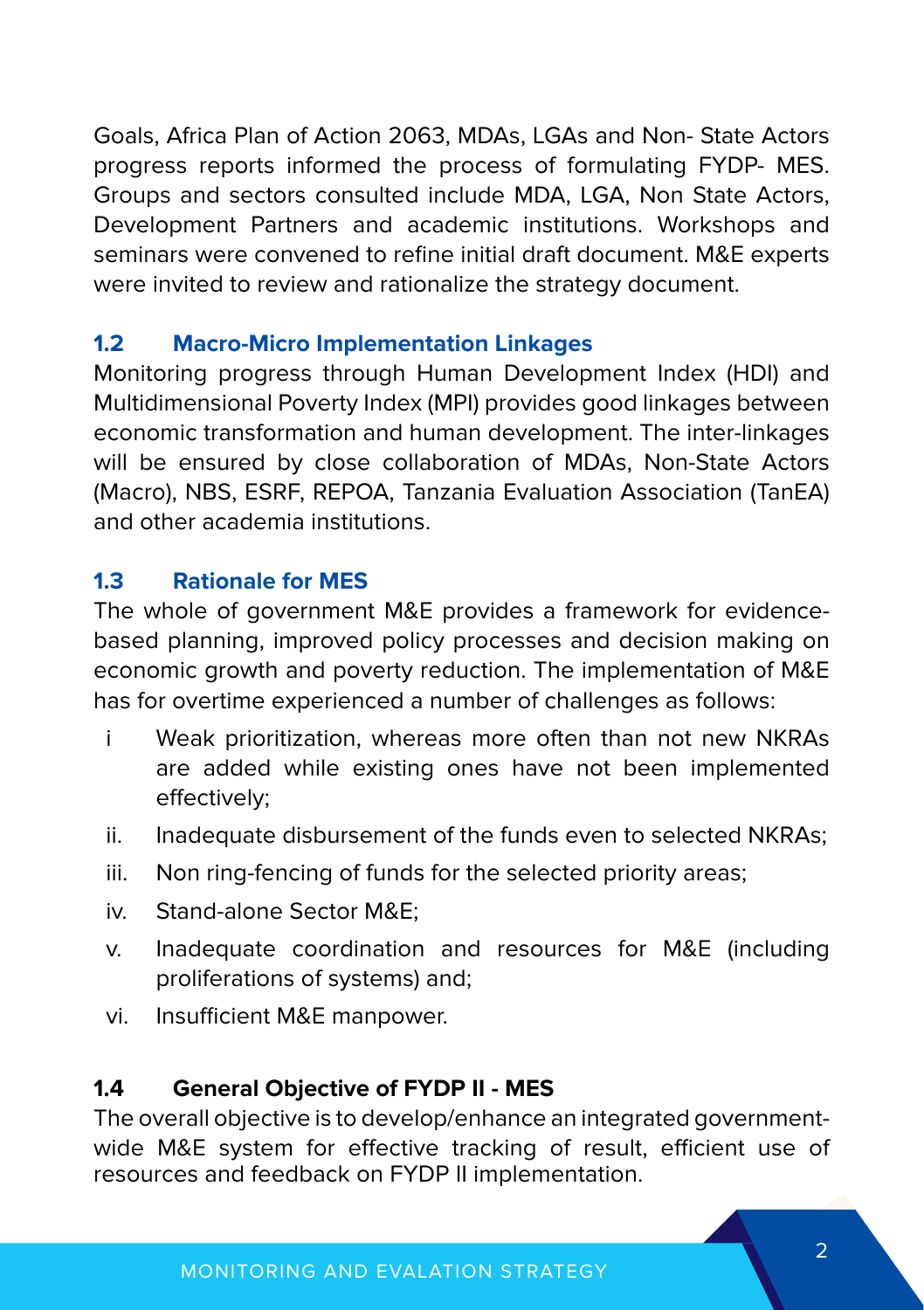Goals, Africa Plan of Action 2063, MDAs, LGAs and Non- State Actors progress reports informed the process of formulating FYDP- MES. Groups and sectors consulted include MDA, LGA, Non State Actors, Development Partners and academic institutions. Workshops and seminars were convened to refine initial draft document. M&E experts were invited to review and rationalize the strategy document.

### 1.2 Macro-Micro Implementation Linkages

Monitoring progress through Human Development Index (HDI) and Multidimensional Poverty Index (MPI) provides good linkages between economic transformation and human development. The inter-linkages will be ensured by close collaboration of MDAs, Non-State Actors (Macro), NBS, ESRF, REPOA, Tanzania Evaluation Association (TanEA) and other academia institutions.

### 1.3 Rationale for MES

The whole of government M&E provides a framework for evidence-based planning, improved policy processes and decision making on economic growth and poverty reduction. The implementation of M&E has for overtime experienced a number of challenges as follows:

- i Weak prioritization, whereas more often than not new NKRAs are added while existing ones have not been implemented effectively;
- ii. Inadequate disbursement of the funds even to selected NKRAs;
- iii. Non ring-fencing of funds for the selected priority areas;
- iv. Stand-alone Sector M&E;
- v. Inadequate coordination and resources for M&E (including proliferations of systems) and;
- vi. Insufficient M&E manpower.

### 1.4 General Objective of FYDP II - MES

The overall objective is to develop/enhance an integrated government-wide M&E system for effective tracking of result, efficient use of resources and feedback on FYDP II implementation.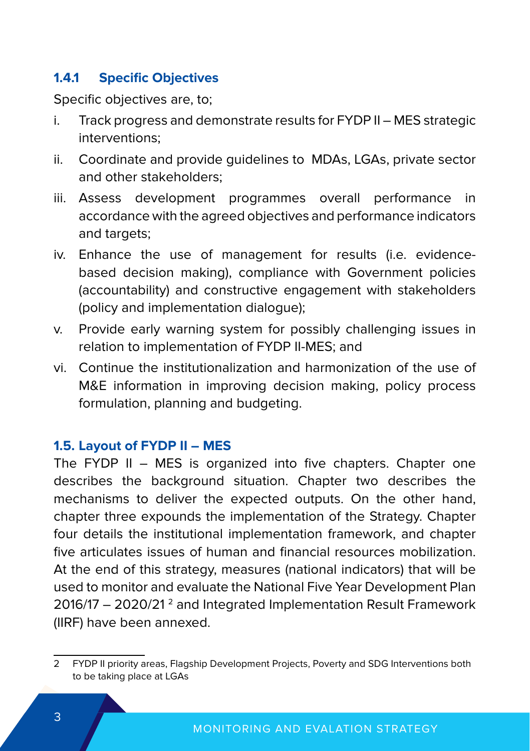### 1.4.1 Specific Objectives

Specific objectives are, to;

i. Track progress and demonstrate results for FYDP II – MES strategic interventions;
ii. Coordinate and provide guidelines to MDAs, LGAs, private sector and other stakeholders;
iii. Assess development programmes overall performance in accordance with the agreed objectives and performance indicators and targets;
iv. Enhance the use of management for results (i.e. evidence-based decision making), compliance with Government policies (accountability) and constructive engagement with stakeholders (policy and implementation dialogue);
v. Provide early warning system for possibly challenging issues in relation to implementation of FYDP II-MES; and
vi. Continue the institutionalization and harmonization of the use of M&E information in improving decision making, policy process formulation, planning and budgeting.

## 1.5. Layout of FYDP II – MES

The FYDP II – MES is organized into five chapters. Chapter one describes the background situation. Chapter two describes the mechanisms to deliver the expected outputs. On the other hand, chapter three expounds the implementation of the Strategy. Chapter four details the institutional implementation framework, and chapter five articulates issues of human and financial resources mobilization. At the end of this strategy, measures (national indicators) that will be used to monitor and evaluate the National Five Year Development Plan 2016/17 – 2020/21 [2] and Integrated Implementation Result Framework (IIRF) have been annexed.

---

2 FYDP II priority areas, Flagship Development Projects, Poverty and SDG Interventions both to be taking place at LGAs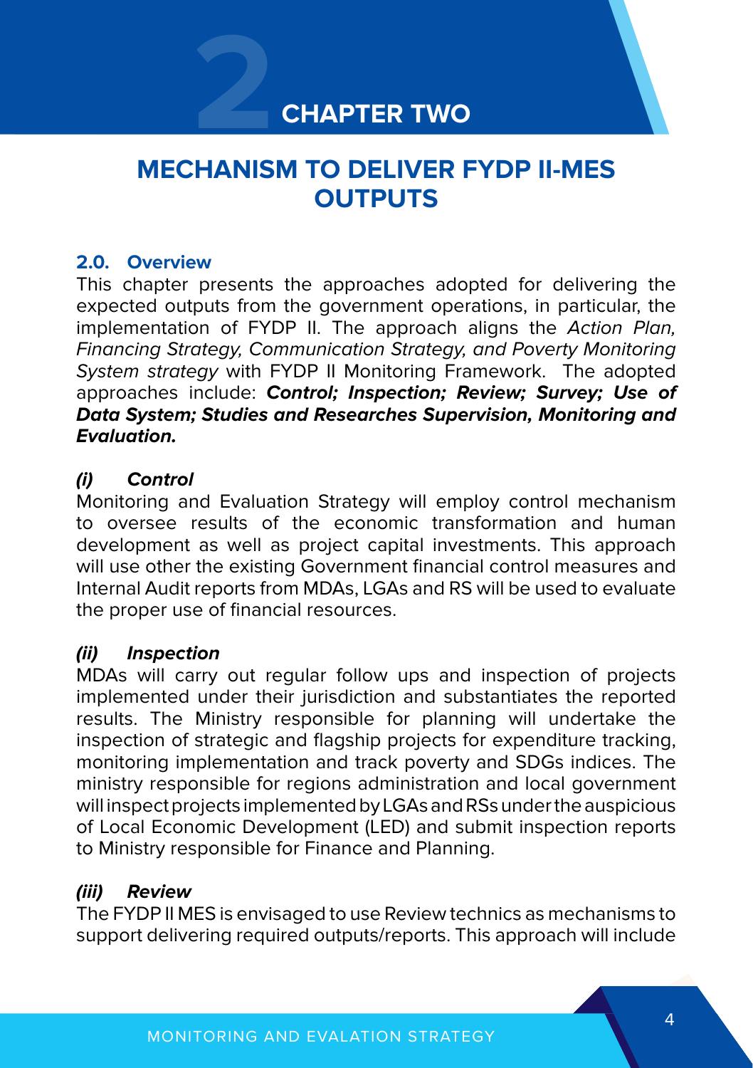# CHAPTER TWO

## MECHANISM TO DELIVER FYDP II-MES OUTPUTS

### 2.0. Overview

This chapter presents the approaches adopted for delivering the expected outputs from the government operations, in particular, the implementation of FYDP II. The approach aligns the *Action Plan, Financing Strategy, Communication Strategy, and Poverty Monitoring System strategy* with FYDP II Monitoring Framework. The adopted approaches include: ***Control; Inspection; Review; Survey; Use of Data System; Studies and Researches Supervision, Monitoring and Evaluation.***

#### *(i) Control*

Monitoring and Evaluation Strategy will employ control mechanism to oversee results of the economic transformation and human development as well as project capital investments. This approach will use other the existing Government financial control measures and Internal Audit reports from MDAs, LGAs and RS will be used to evaluate the proper use of financial resources.

#### *(ii) Inspection*

MDAs will carry out regular follow ups and inspection of projects implemented under their jurisdiction and substantiates the reported results. The Ministry responsible for planning will undertake the inspection of strategic and flagship projects for expenditure tracking, monitoring implementation and track poverty and SDGs indices. The ministry responsible for regions administration and local government will inspect projects implemented by LGAs and RSs under the auspicious of Local Economic Development (LED) and submit inspection reports to Ministry responsible for Finance and Planning.

#### *(iii) Review*

The FYDP II MES is envisaged to use Review technics as mechanisms to support delivering required outputs/reports. This approach will include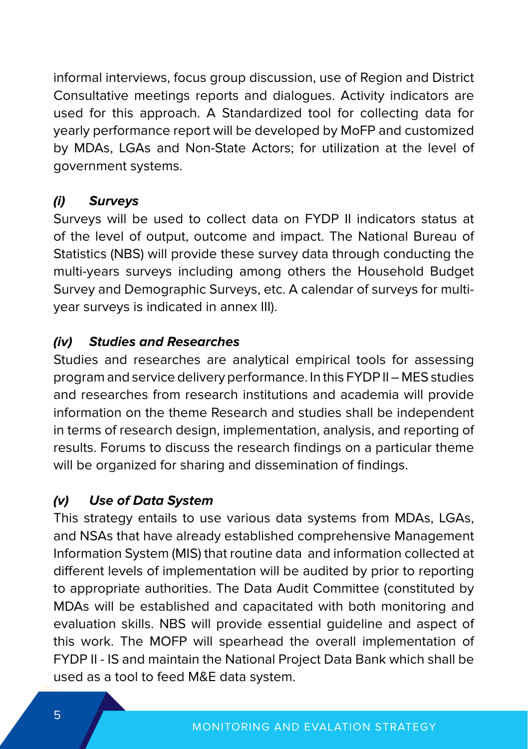informal interviews, focus group discussion, use of Region and District Consultative meetings reports and dialogues. Activity indicators are used for this approach. A Standardized tool for collecting data for yearly performance report will be developed by MoFP and customized by MDAs, LGAs and Non-State Actors; for utilization at the level of government systems.

#### *(i) Surveys*

Surveys will be used to collect data on FYDP II indicators status at of the level of output, outcome and impact. The National Bureau of Statistics (NBS) will provide these survey data through conducting the multi-years surveys including among others the Household Budget Survey and Demographic Surveys, etc. A calendar of surveys for multi-year surveys is indicated in annex III).

#### *(iv) Studies and Researches*

Studies and researches are analytical empirical tools for assessing program and service delivery performance. In this FYDP II – MES studies and researches from research institutions and academia will provide information on the theme Research and studies shall be independent in terms of research design, implementation, analysis, and reporting of results. Forums to discuss the research findings on a particular theme will be organized for sharing and dissemination of findings.

#### *(v) Use of Data System*

This strategy entails to use various data systems from MDAs, LGAs, and NSAs that have already established comprehensive Management Information System (MIS) that routine data and information collected at different levels of implementation will be audited by prior to reporting to appropriate authorities. The Data Audit Committee (constituted by MDAs will be established and capacitated with both monitoring and evaluation skills. NBS will provide essential guideline and aspect of this work. The MOFP will spearhead the overall implementation of FYDP II - IS and maintain the National Project Data Bank which shall be used as a tool to feed M&E data system.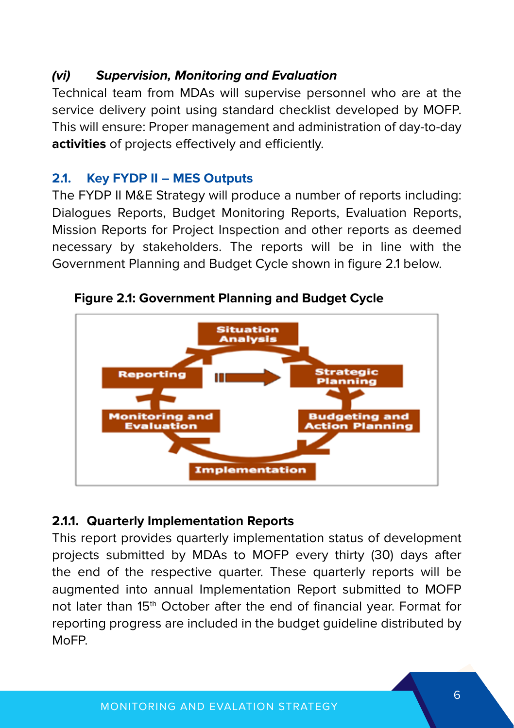*(vi)* ***Supervision, Monitoring and Evaluation***

Technical team from MDAs will supervise personnel who are at the service delivery point using standard checklist developed by MOFP. This will ensure: Proper management and administration of day-to-day **activities** of projects effectively and efficiently.

## 2.1. Key FYDP II – MES Outputs

The FYDP II M&E Strategy will produce a number of reports including: Dialogues Reports, Budget Monitoring Reports, Evaluation Reports, Mission Reports for Project Inspection and other reports as deemed necessary by stakeholders. The reports will be in line with the Government Planning and Budget Cycle shown in figure 2.1 below.

**Figure 2.1: Government Planning and Budget Cycle**

Situation Analysis → Strategic Planning → Budgeting and Action Planning → Implementation → Monitoring and Evaluation → Reporting → Strategic Planning

### 2.1.1. Quarterly Implementation Reports

This report provides quarterly implementation status of development projects submitted by MDAs to MOFP every thirty (30) days after the end of the respective quarter. These quarterly reports will be augmented into annual Implementation Report submitted to MOFP not later than 15th October after the end of financial year. Format for reporting progress are included in the budget guideline distributed by MoFP.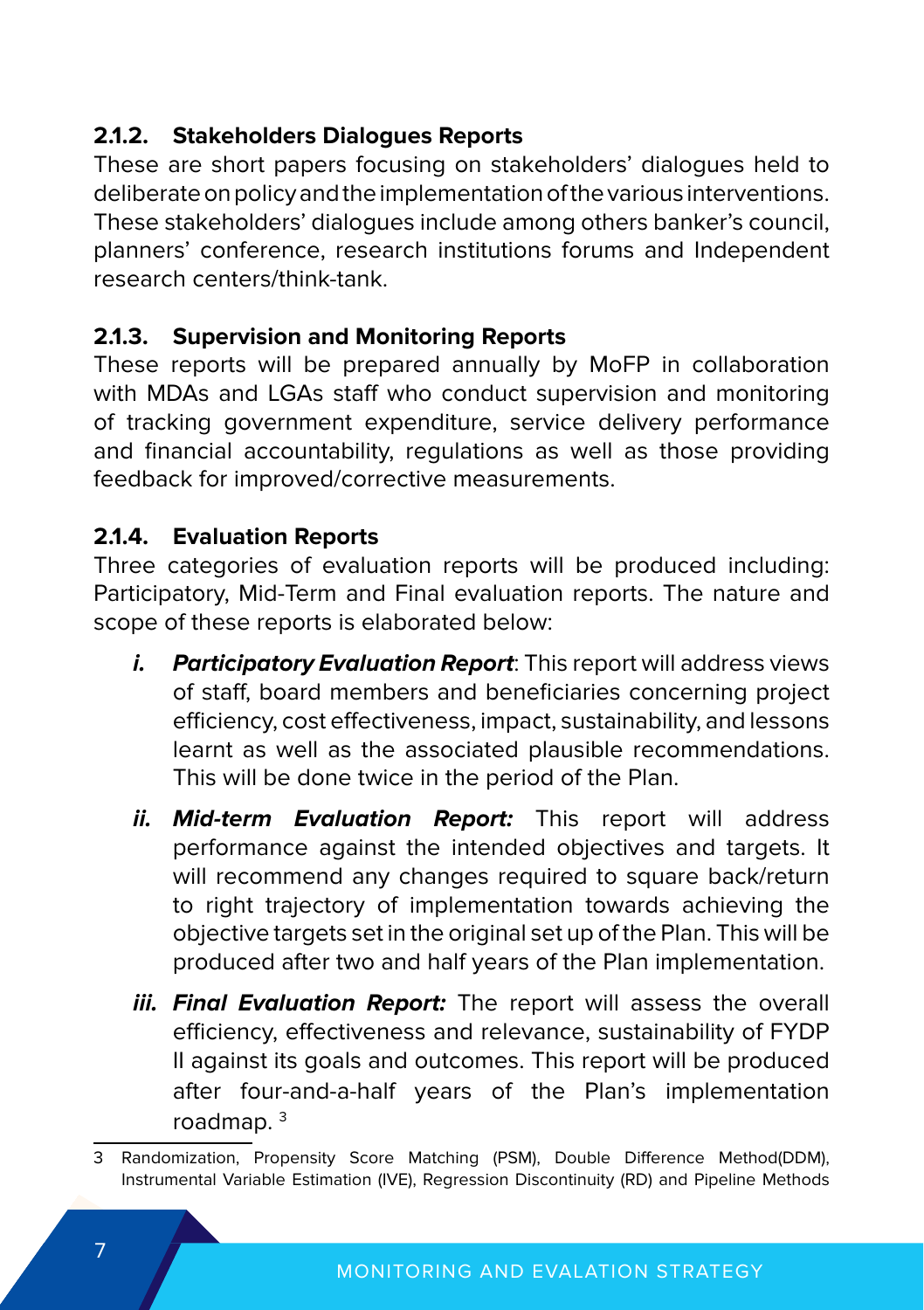### 2.1.2. Stakeholders Dialogues Reports

These are short papers focusing on stakeholders' dialogues held to deliberate on policy and the implementation of the various interventions. These stakeholders' dialogues include among others banker's council, planners' conference, research institutions forums and Independent research centers/think-tank.

### 2.1.3. Supervision and Monitoring Reports

These reports will be prepared annually by MoFP in collaboration with MDAs and LGAs staff who conduct supervision and monitoring of tracking government expenditure, service delivery performance and financial accountability, regulations as well as those providing feedback for improved/corrective measurements.

### 2.1.4. Evaluation Reports

Three categories of evaluation reports will be produced including: Participatory, Mid-Term and Final evaluation reports. The nature and scope of these reports is elaborated below:

i. ***Participatory Evaluation Report***: This report will address views of staff, board members and beneficiaries concerning project efficiency, cost effectiveness, impact, sustainability, and lessons learnt as well as the associated plausible recommendations. This will be done twice in the period of the Plan.

ii. ***Mid-term Evaluation Report:*** This report will address performance against the intended objectives and targets. It will recommend any changes required to square back/return to right trajectory of implementation towards achieving the objective targets set in the original set up of the Plan. This will be produced after two and half years of the Plan implementation.

iii. ***Final Evaluation Report:*** The report will assess the overall efficiency, effectiveness and relevance, sustainability of FYDP II against its goals and outcomes. This report will be produced after four-and-a-half years of the Plan's implementation roadmap. [3]

---

3 Randomization, Propensity Score Matching (PSM), Double Difference Method(DDM), Instrumental Variable Estimation (IVE), Regression Discontinuity (RD) and Pipeline Methods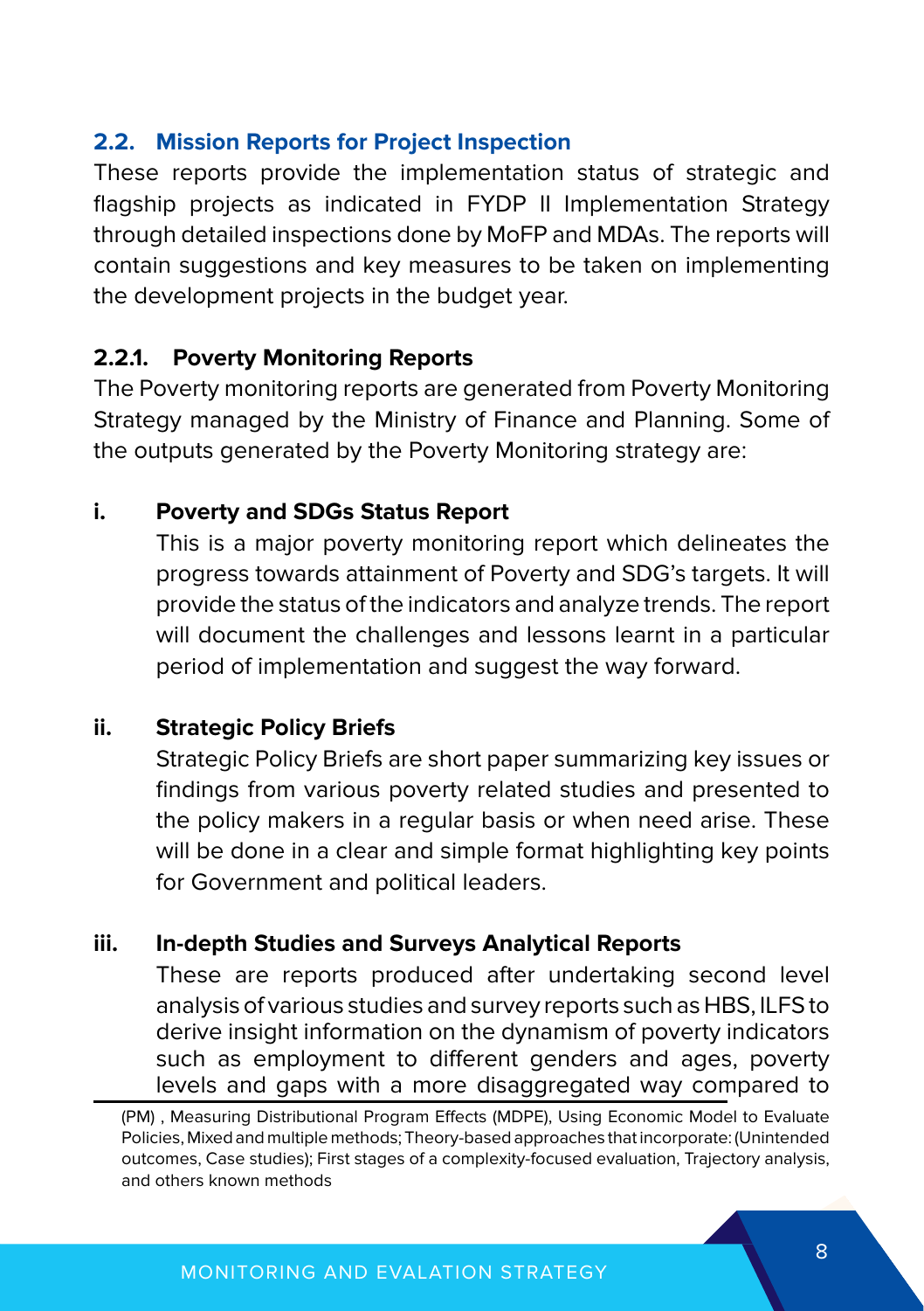## 2.2. Mission Reports for Project Inspection

These reports provide the implementation status of strategic and flagship projects as indicated in FYDP II Implementation Strategy through detailed inspections done by MoFP and MDAs. The reports will contain suggestions and key measures to be taken on implementing the development projects in the budget year.

### 2.2.1. Poverty Monitoring Reports

The Poverty monitoring reports are generated from Poverty Monitoring Strategy managed by the Ministry of Finance and Planning. Some of the outputs generated by the Poverty Monitoring strategy are:

**i. Poverty and SDGs Status Report**

This is a major poverty monitoring report which delineates the progress towards attainment of Poverty and SDG's targets. It will provide the status of the indicators and analyze trends. The report will document the challenges and lessons learnt in a particular period of implementation and suggest the way forward.

**ii. Strategic Policy Briefs**

Strategic Policy Briefs are short paper summarizing key issues or findings from various poverty related studies and presented to the policy makers in a regular basis or when need arise. These will be done in a clear and simple format highlighting key points for Government and political leaders.

**iii. In-depth Studies and Surveys Analytical Reports**

These are reports produced after undertaking second level analysis of various studies and survey reports such as HBS, ILFS to derive insight information on the dynamism of poverty indicators such as employment to different genders and ages, poverty levels and gaps with a more disaggregated way compared to

---

(PM) , Measuring Distributional Program Effects (MDPE), Using Economic Model to Evaluate Policies, Mixed and multiple methods; Theory-based approaches that incorporate: (Unintended outcomes, Case studies); First stages of a complexity-focused evaluation, Trajectory analysis, and others known methods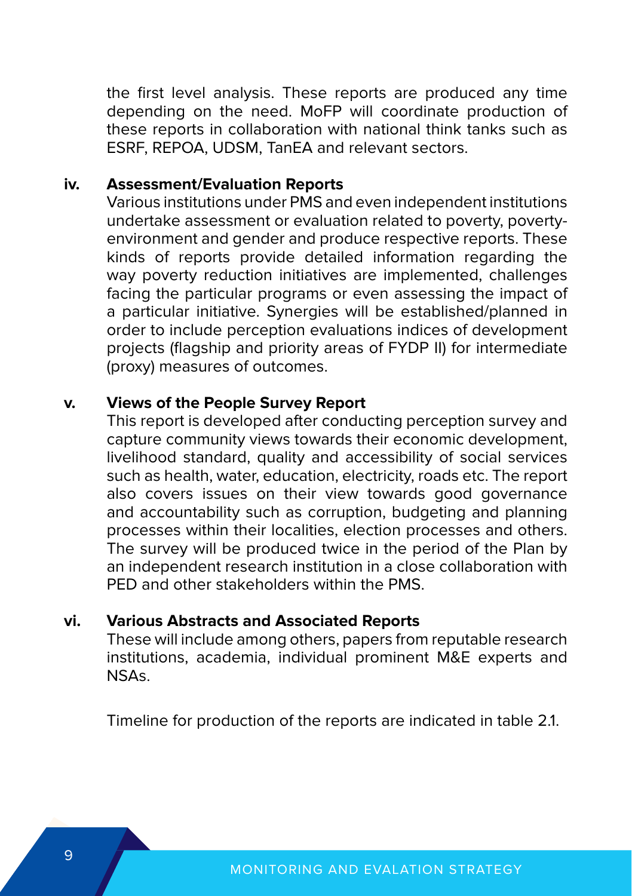the first level analysis. These reports are produced any time depending on the need. MoFP will coordinate production of these reports in collaboration with national think tanks such as ESRF, REPOA, UDSM, TanEA and relevant sectors.

**iv. Assessment/Evaluation Reports**

Various institutions under PMS and even independent institutions undertake assessment or evaluation related to poverty, poverty-environment and gender and produce respective reports. These kinds of reports provide detailed information regarding the way poverty reduction initiatives are implemented, challenges facing the particular programs or even assessing the impact of a particular initiative. Synergies will be established/planned in order to include perception evaluations indices of development projects (flagship and priority areas of FYDP II) for intermediate (proxy) measures of outcomes.

**v. Views of the People Survey Report**

This report is developed after conducting perception survey and capture community views towards their economic development, livelihood standard, quality and accessibility of social services such as health, water, education, electricity, roads etc. The report also covers issues on their view towards good governance and accountability such as corruption, budgeting and planning processes within their localities, election processes and others. The survey will be produced twice in the period of the Plan by an independent research institution in a close collaboration with PED and other stakeholders within the PMS.

**vi. Various Abstracts and Associated Reports**

These will include among others, papers from reputable research institutions, academia, individual prominent M&E experts and NSAs.

Timeline for production of the reports are indicated in table 2.1.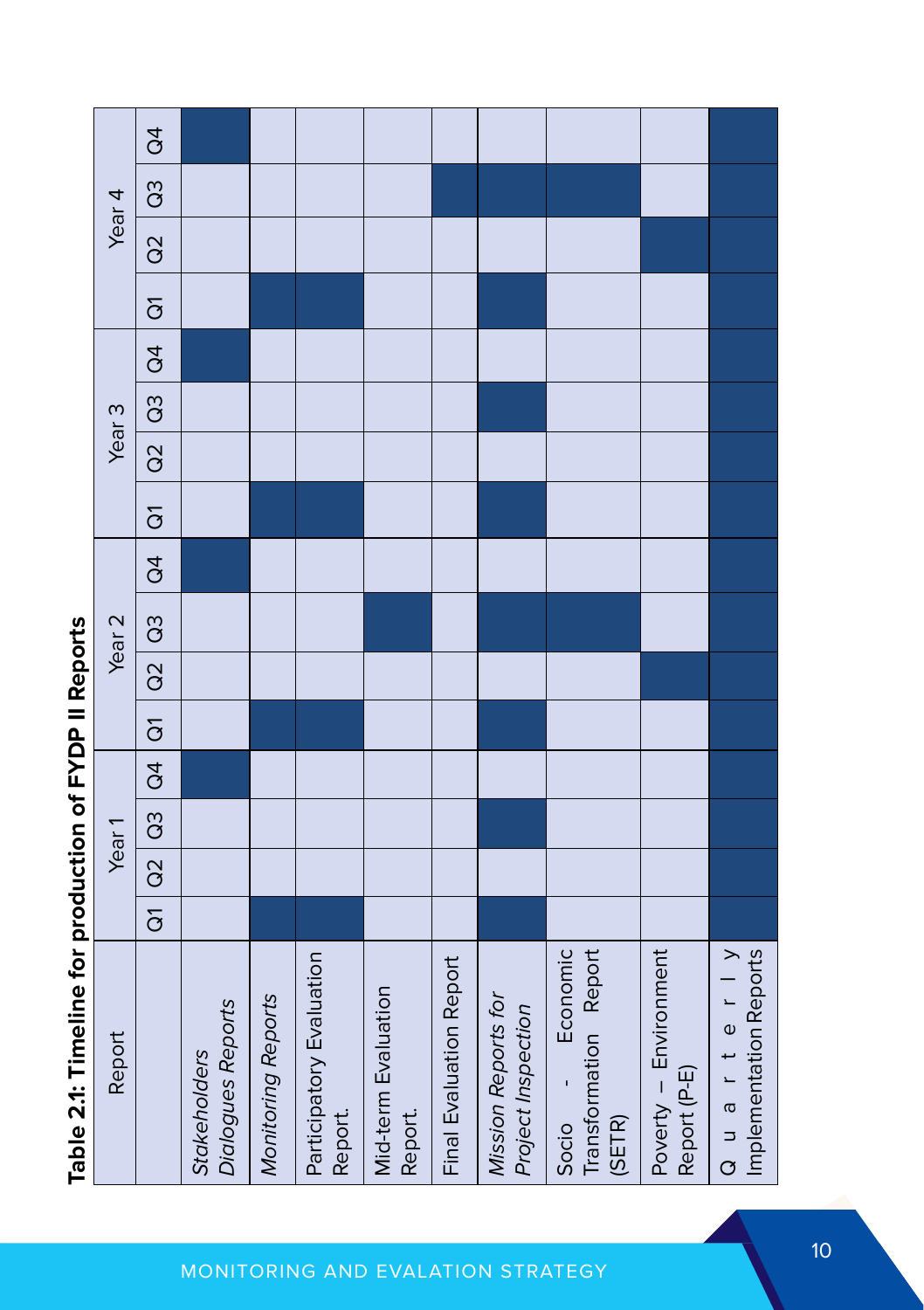**Table 2.1: Timeline for production of FYDP II Reports**

| Report | Year 1 | | | | Year 2 | | | | Year 3 | | | | Year 4 | | | |
|---|---|---|---|---|---|---|---|---|---|---|---|---|---|---|---|---|
| | Q1 | Q2 | Q3 | Q4 | Q1 | Q2 | Q3 | Q4 | Q1 | Q2 | Q3 | Q4 | Q1 | Q2 | Q3 | Q4 |
| *Stakeholders Dialogues Reports* | | | | ■ | | | | ■ | | | | ■ | | | | ■ |
| *Monitoring Reports* | ■ | | | | ■ | | | | ■ | | | | ■ | | | |
| Participatory Evaluation Report. | ■ | | | | ■ | | | | ■ | | | | ■ | | | |
| Mid-term Evaluation Report. | | | | | | | ■ | | | | | | | | | |
| Final Evaluation Report | | | | | | | | | | | | | | | ■ | |
| *Mission Reports for Project Inspection* | ■ | | ■ | | ■ | | ■ | | ■ | | ■ | | ■ | | ■ | |
| Socio - Economic Transformation Report (SETR) | | | | | | | ■ | | | | | | | | ■ | |
| Poverty – Environment Report (P-E) | | | | | | ■ | | | | | | | | ■ | | |
| Quarterly Implementation Reports | ■ | ■ | ■ | ■ | ■ | ■ | ■ | ■ | ■ | ■ | ■ | ■ | ■ | ■ | ■ | ■ |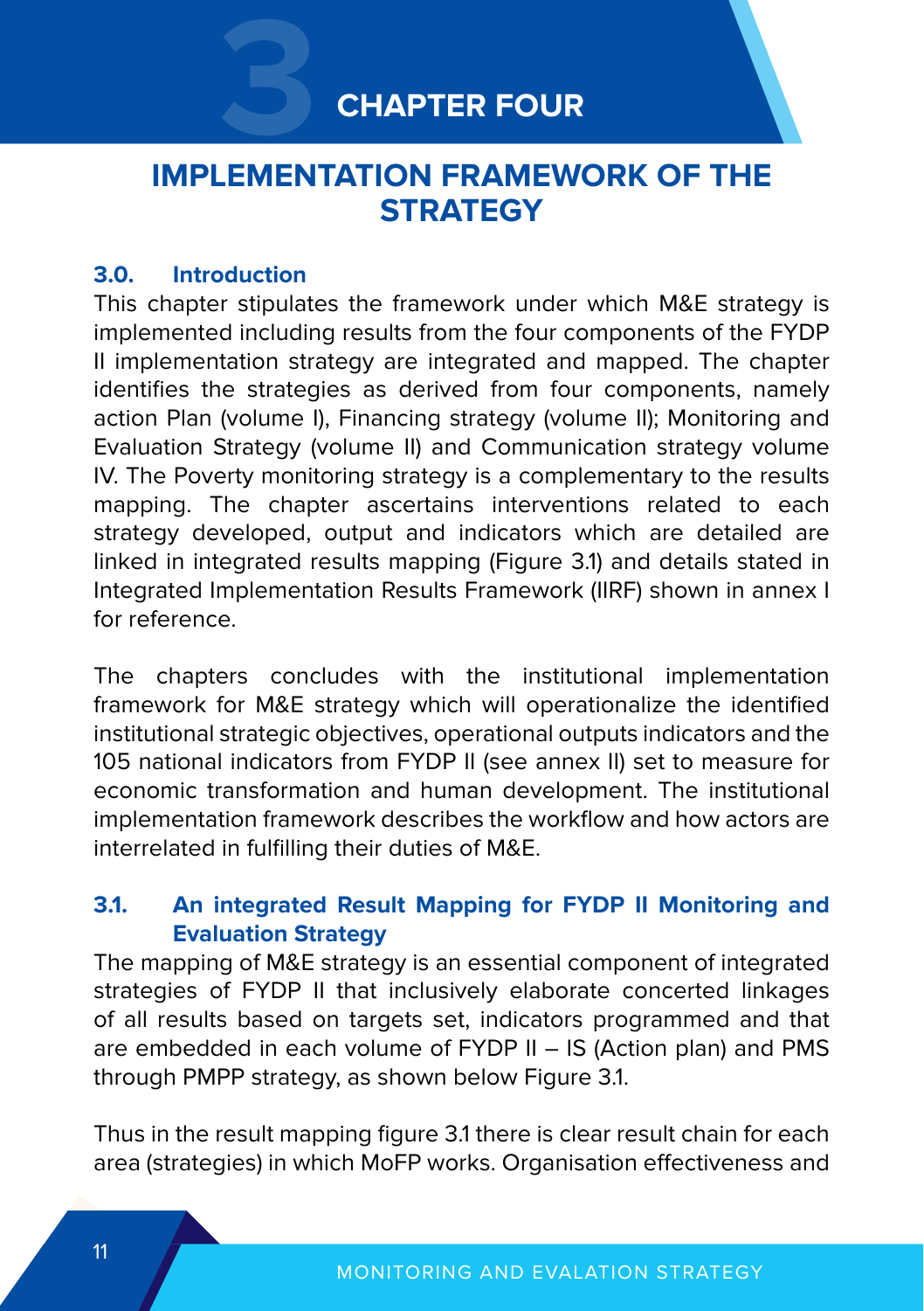# CHAPTER FOUR

## IMPLEMENTATION FRAMEWORK OF THE STRATEGY

### 3.0. Introduction

This chapter stipulates the framework under which M&E strategy is implemented including results from the four components of the FYDP II implementation strategy are integrated and mapped. The chapter identifies the strategies as derived from four components, namely action Plan (volume I), Financing strategy (volume II); Monitoring and Evaluation Strategy (volume II) and Communication strategy volume IV. The Poverty monitoring strategy is a complementary to the results mapping. The chapter ascertains interventions related to each strategy developed, output and indicators which are detailed are linked in integrated results mapping (Figure 3.1) and details stated in Integrated Implementation Results Framework (IIRF) shown in annex I for reference.

The chapters concludes with the institutional implementation framework for M&E strategy which will operationalize the identified institutional strategic objectives, operational outputs indicators and the 105 national indicators from FYDP II (see annex II) set to measure for economic transformation and human development. The institutional implementation framework describes the workflow and how actors are interrelated in fulfilling their duties of M&E.

### 3.1. An integrated Result Mapping for FYDP II Monitoring and Evaluation Strategy

The mapping of M&E strategy is an essential component of integrated strategies of FYDP II that inclusively elaborate concerted linkages of all results based on targets set, indicators programmed and that are embedded in each volume of FYDP II – IS (Action plan) and PMS through PMPP strategy, as shown below Figure 3.1.

Thus in the result mapping figure 3.1 there is clear result chain for each area (strategies) in which MoFP works. Organisation effectiveness and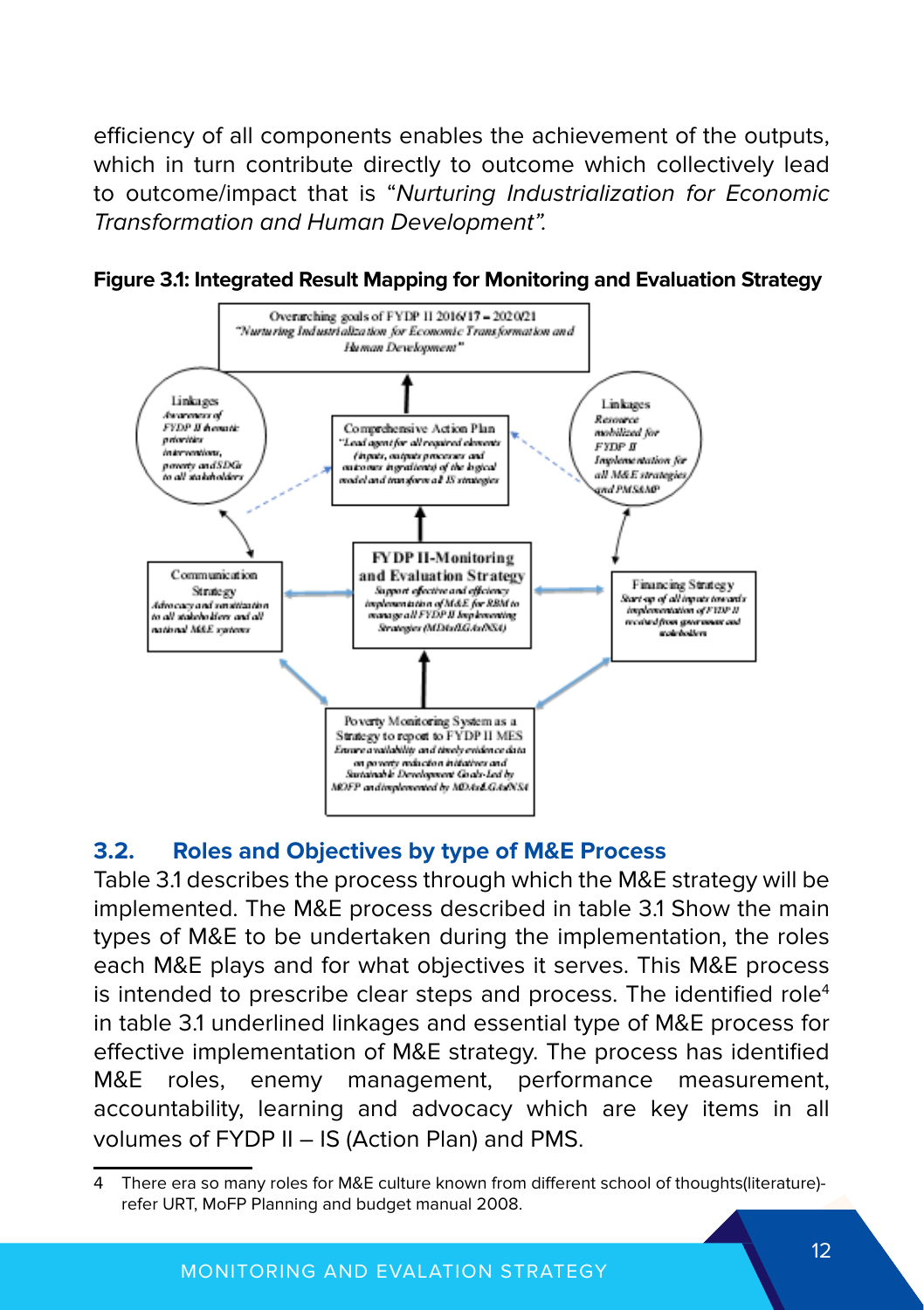efficiency of all components enables the achievement of the outputs, which in turn contribute directly to outcome which collectively lead to outcome/impact that is "*Nurturing Industrialization for Economic Transformation and Human Development".*

**Figure 3.1: Integrated Result Mapping for Monitoring and Evaluation Strategy**

Overarching goals of FYDP II 2016/17 – 2020/21
*"Nurturing Industrialization for Economic Transformation and Human Development"*

Linkages
*Awareness of FYDP II thematic priorities interventions, poverty and SDGs to all stakeholders*

Comprehensive Action Plan
*"Lead agent for all required elements (inputs, outputs processes and outcomes ingredients) of the logical model and transform all IS strategies*

Linkages
*Resource mobilized for FYDP II Implementation for all M&E strategies and PMSAMP*

Communication Strategy
*Advocacy and sensitization to all stakeholders and all national M&E systems*

**FYDP II-Monitoring and Evaluation Strategy**
*Support effective and efficiency implementation of M&E for RBM to manage all FYDP II Implementing Strategies (MDAs/LGAs/NSA)*

Financing Strategy
*Start-up of all inputs towards implementation of FYDP II received from government and stakeholders*

Poverty Monitoring System as a Strategy to report to FYDP II MES
*Ensure availability and timely evidence data on poverty reduction initiatives and Sustainable Development Goals-Led by MOFP and implemented by MDAs&LGAs/NSA*

## 3.2. Roles and Objectives by type of M&E Process

Table 3.1 describes the process through which the M&E strategy will be implemented. The M&E process described in table 3.1 Show the main types of M&E to be undertaken during the implementation, the roles each M&E plays and for what objectives it serves. This M&E process is intended to prescribe clear steps and process. The identified role[4] in table 3.1 underlined linkages and essential type of M&E process for effective implementation of M&E strategy. The process has identified M&E roles, enemy management, performance measurement, accountability, learning and advocacy which are key items in all volumes of FYDP II – IS (Action Plan) and PMS.

4 There era so many roles for M&E culture known from different school of thoughts(literature)- refer URT, MoFP Planning and budget manual 2008.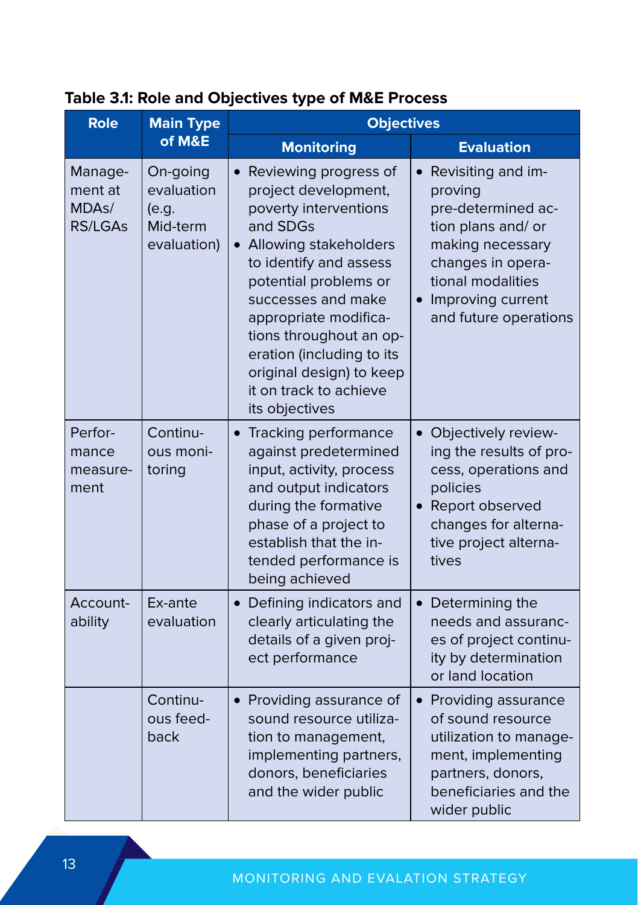**Table 3.1: Role and Objectives type of M&E Process**

| Role | Main Type of M&E | Objectives | |
|---|---|---|---|
| | | **Monitoring** | **Evaluation** |
| Management at MDAs/ RS/LGAs | On-going evaluation (e.g. Mid-term evaluation) | • Reviewing progress of project development, poverty interventions and SDGs<br>• Allowing stakeholders to identify and assess potential problems or successes and make appropriate modifications throughout an operation (including to its original design) to keep it on track to achieve its objectives | • Revisiting and improving pre-determined action plans and/ or making necessary changes in operational modalities<br>• Improving current and future operations |
| Performance measurement | Continuous monitoring | • Tracking performance against predetermined input, activity, process and output indicators during the formative phase of a project to establish that the intended performance is being achieved | • Objectively reviewing the results of process, operations and policies<br>• Report observed changes for alternative project alternatives |
| Accountability | Ex-ante evaluation | • Defining indicators and clearly articulating the details of a given project performance | • Determining the needs and assurances of project continuity by determination or land location |
| | Continuous feedback | • Providing assurance of sound resource utilization to management, implementing partners, donors, beneficiaries and the wider public | • Providing assurance of sound resource utilization to management, implementing partners, donors, beneficiaries and the wider public |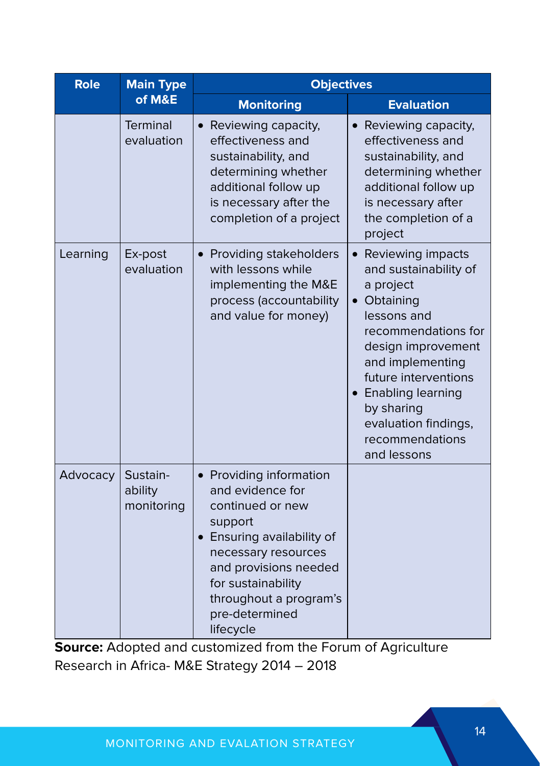| Role | Main Type of M&E | Objectives | |
|---|---|---|---|
| | | Monitoring | Evaluation |
| | Terminal evaluation | • Reviewing capacity, effectiveness and sustainability, and determining whether additional follow up is necessary after the completion of a project | • Reviewing capacity, effectiveness and sustainability, and determining whether additional follow up is necessary after the completion of a project |
| Learning | Ex-post evaluation | • Providing stakeholders with lessons while implementing the M&E process (accountability and value for money) | • Reviewing impacts and sustainability of a project<br>• Obtaining lessons and recommendations for design improvement and implementing future interventions<br>• Enabling learning by sharing evaluation findings, recommendations and lessons |
| Advocacy | Sustain-ability monitoring | • Providing information and evidence for continued or new support<br>• Ensuring availability of necessary resources and provisions needed for sustainability throughout a program's pre-determined lifecycle | |

**Source:** Adopted and customized from the Forum of Agriculture Research in Africa- M&E Strategy 2014 – 2018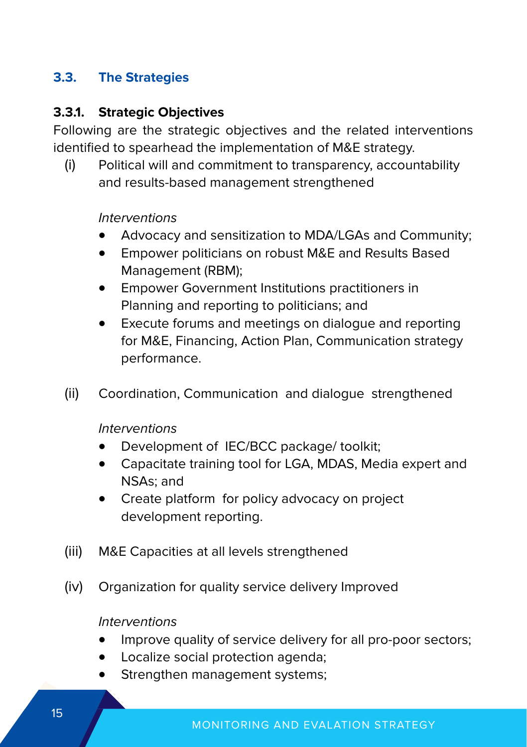## 3.3. The Strategies

### 3.3.1. Strategic Objectives

Following are the strategic objectives and the related interventions identified to spearhead the implementation of M&E strategy.

(i) Political will and commitment to transparency, accountability and results-based management strengthened

*Interventions*

- Advocacy and sensitization to MDA/LGAs and Community;
- Empower politicians on robust M&E and Results Based Management (RBM);
- Empower Government Institutions practitioners in Planning and reporting to politicians; and
- Execute forums and meetings on dialogue and reporting for M&E, Financing, Action Plan, Communication strategy performance.

(ii) Coordination, Communication and dialogue strengthened

*Interventions*

- Development of IEC/BCC package/ toolkit;
- Capacitate training tool for LGA, MDAS, Media expert and NSAs; and
- Create platform for policy advocacy on project development reporting.

(iii) M&E Capacities at all levels strengthened

(iv) Organization for quality service delivery Improved

*Interventions*

- Improve quality of service delivery for all pro-poor sectors;
- Localize social protection agenda;
- Strengthen management systems;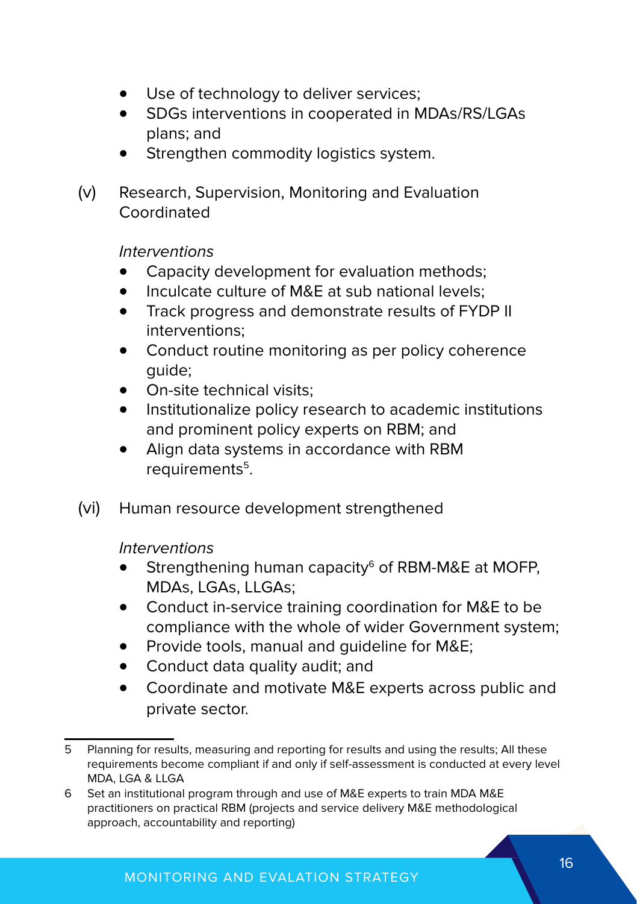- Use of technology to deliver services;
- SDGs interventions in cooperated in MDAs/RS/LGAs plans; and
- Strengthen commodity logistics system.

(v) Research, Supervision, Monitoring and Evaluation Coordinated

*Interventions*

- Capacity development for evaluation methods;
- Inculcate culture of M&E at sub national levels;
- Track progress and demonstrate results of FYDP II interventions;
- Conduct routine monitoring as per policy coherence guide;
- On-site technical visits;
- Institutionalize policy research to academic institutions and prominent policy experts on RBM; and
- Align data systems in accordance with RBM requirements[5].

(vi) Human resource development strengthened

*Interventions*

- Strengthening human capacity[6] of RBM-M&E at MOFP, MDAs, LGAs, LLGAs;
- Conduct in-service training coordination for M&E to be compliance with the whole of wider Government system;
- Provide tools, manual and guideline for M&E;
- Conduct data quality audit; and
- Coordinate and motivate M&E experts across public and private sector.

---

5 Planning for results, measuring and reporting for results and using the results; All these requirements become compliant if and only if self-assessment is conducted at every level MDA, LGA & LLGA

6 Set an institutional program through and use of M&E experts to train MDA M&E practitioners on practical RBM (projects and service delivery M&E methodological approach, accountability and reporting)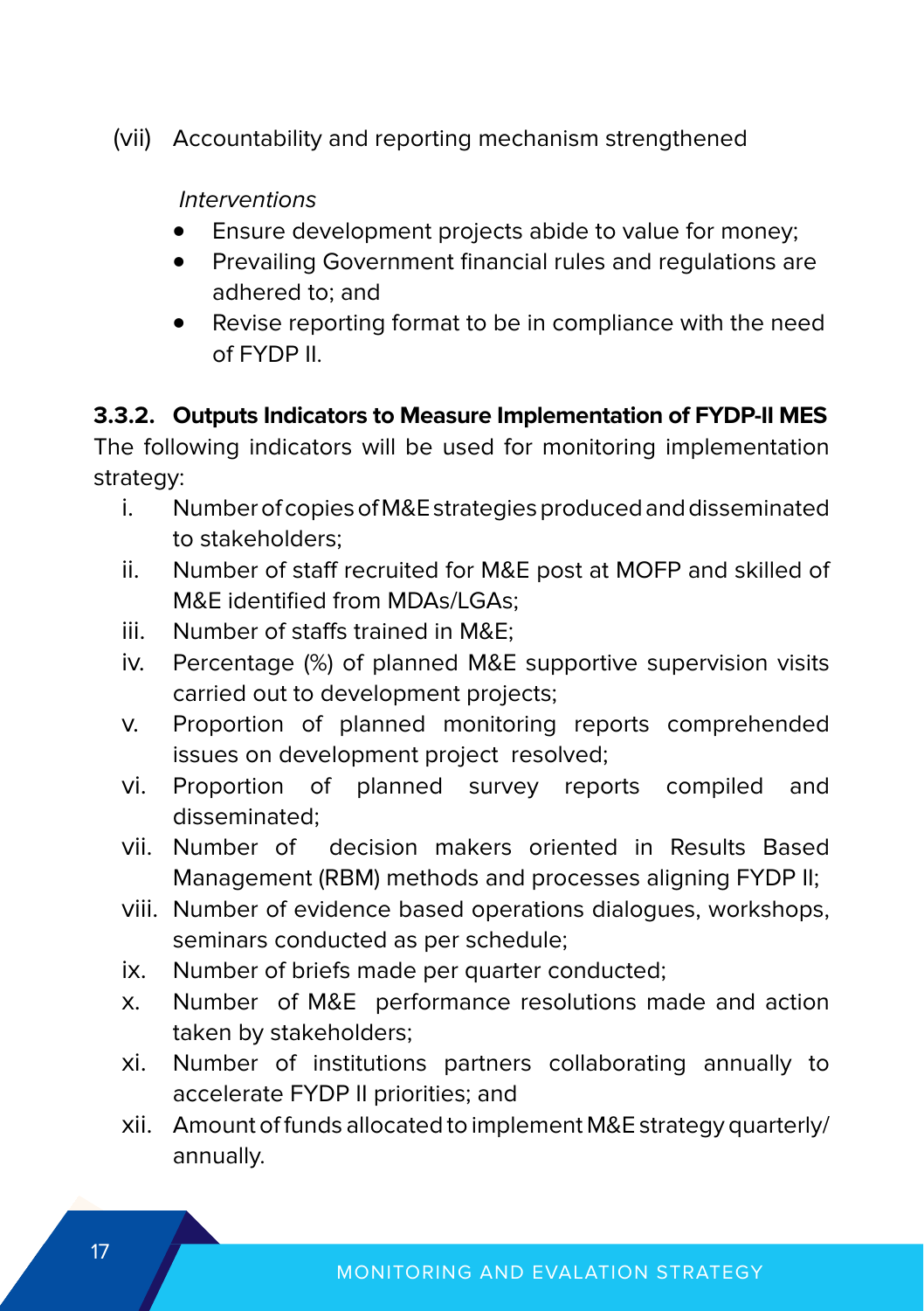(vii) Accountability and reporting mechanism strengthened

*Interventions*

- Ensure development projects abide to value for money;
- Prevailing Government financial rules and regulations are adhered to; and
- Revise reporting format to be in compliance with the need of FYDP II.

### 3.3.2. Outputs Indicators to Measure Implementation of FYDP-II MES

The following indicators will be used for monitoring implementation strategy:

i. Number of copies of M&E strategies produced and disseminated to stakeholders;
ii. Number of staff recruited for M&E post at MOFP and skilled of M&E identified from MDAs/LGAs;
iii. Number of staffs trained in M&E;
iv. Percentage (%) of planned M&E supportive supervision visits carried out to development projects;
v. Proportion of planned monitoring reports comprehended issues on development project resolved;
vi. Proportion of planned survey reports compiled and disseminated;
vii. Number of decision makers oriented in Results Based Management (RBM) methods and processes aligning FYDP II;
viii. Number of evidence based operations dialogues, workshops, seminars conducted as per schedule;
ix. Number of briefs made per quarter conducted;
x. Number of M&E performance resolutions made and action taken by stakeholders;
xi. Number of institutions partners collaborating annually to accelerate FYDP II priorities; and
xii. Amount of funds allocated to implement M&E strategy quarterly/annually.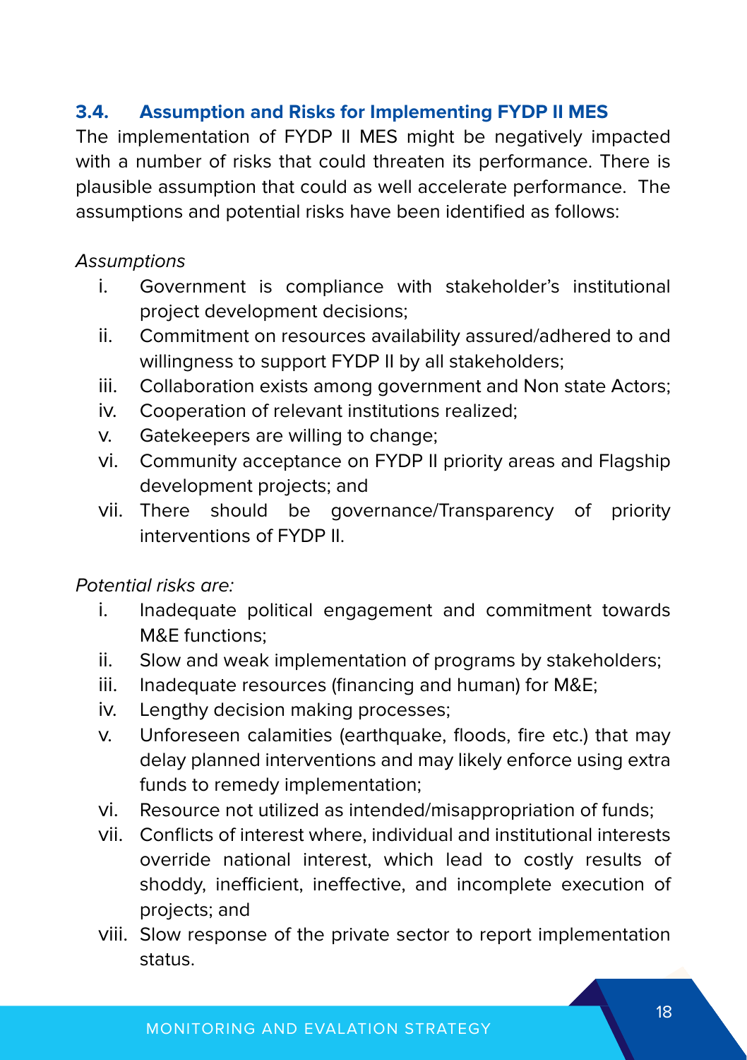### 3.4. Assumption and Risks for Implementing FYDP II MES

The implementation of FYDP II MES might be negatively impacted with a number of risks that could threaten its performance. There is plausible assumption that could as well accelerate performance. The assumptions and potential risks have been identified as follows:

*Assumptions*

i. Government is compliance with stakeholder's institutional project development decisions;
ii. Commitment on resources availability assured/adhered to and willingness to support FYDP II by all stakeholders;
iii. Collaboration exists among government and Non state Actors;
iv. Cooperation of relevant institutions realized;
v. Gatekeepers are willing to change;
vi. Community acceptance on FYDP II priority areas and Flagship development projects; and
vii. There should be governance/Transparency of priority interventions of FYDP II.

*Potential risks are:*

i. Inadequate political engagement and commitment towards M&E functions;
ii. Slow and weak implementation of programs by stakeholders;
iii. Inadequate resources (financing and human) for M&E;
iv. Lengthy decision making processes;
v. Unforeseen calamities (earthquake, floods, fire etc.) that may delay planned interventions and may likely enforce using extra funds to remedy implementation;
vi. Resource not utilized as intended/misappropriation of funds;
vii. Conflicts of interest where, individual and institutional interests override national interest, which lead to costly results of shoddy, inefficient, ineffective, and incomplete execution of projects; and
viii. Slow response of the private sector to report implementation status.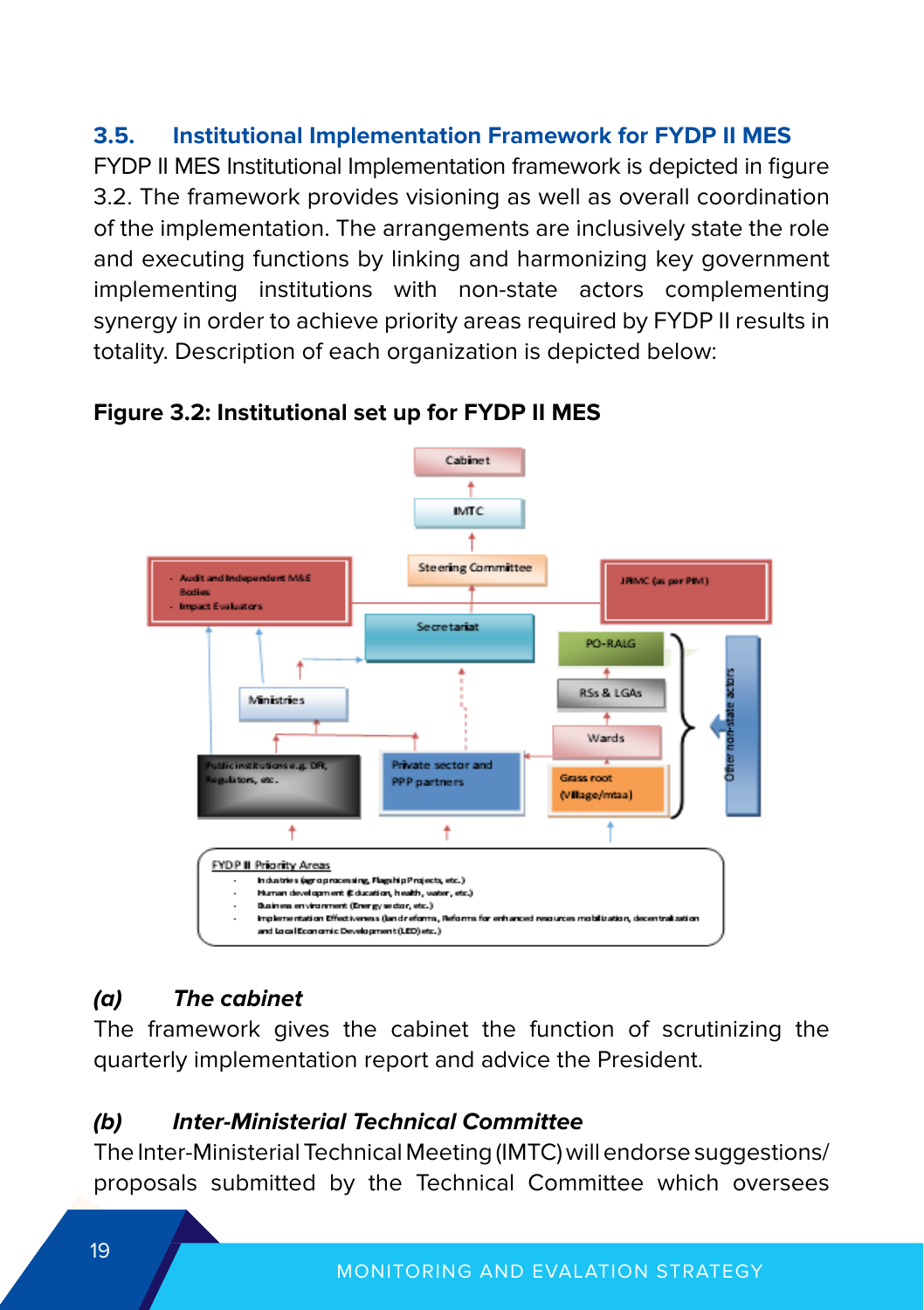### 3.5. Institutional Implementation Framework for FYDP II MES

FYDP II MES Institutional Implementation framework is depicted in figure 3.2. The framework provides visioning as well as overall coordination of the implementation. The arrangements are inclusively state the role and executing functions by linking and harmonizing key government implementing institutions with non-state actors complementing synergy in order to achieve priority areas required by FYDP II results in totality. Description of each organization is depicted below:

**Figure 3.2: Institutional set up for FYDP II MES**

Cabinet

IMTC

Steering Committee

- Audit and Independent M&E Bodies
- Impact Evaluators

JRMC (as per PIM)

Secretariat

PO-RALG

RSs & LGAs

Wards

Grass root (Village/mtaa)

Other non-state actors

Ministries

Public institutions e.g. DFI, Regulators, etc.

Private sector and PPP partners

FYDP II Priority Areas

- Industries (agroprocessing, Flagship Projects, etc.)
- Human development (Education, health, water, etc.)
- Business environment (Energy sector, etc.)
- Implementation Effectiveness (land reforms, Reforms for enhanced resources mobilization, decentralization and Local Economic Development (LED) etc.)

#### *(a) The cabinet*

The framework gives the cabinet the function of scrutinizing the quarterly implementation report and advice the President.

#### *(b) Inter-Ministerial Technical Committee*

The Inter-Ministerial Technical Meeting (IMTC) will endorse suggestions/ proposals submitted by the Technical Committee which oversees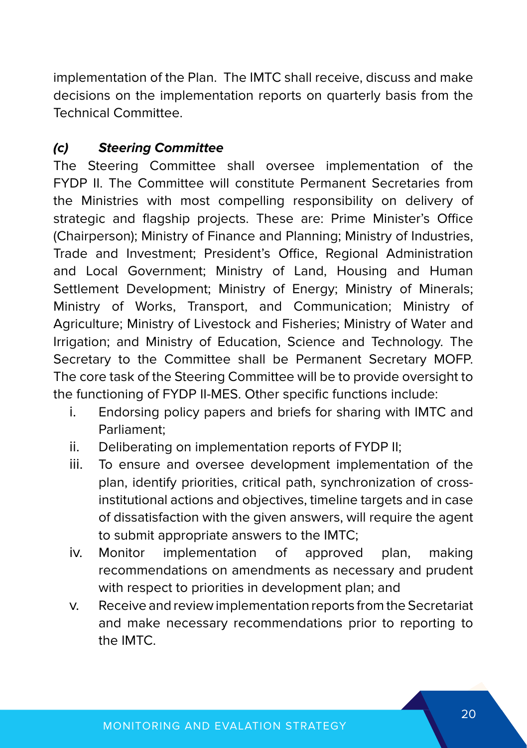implementation of the Plan. The IMTC shall receive, discuss and make decisions on the implementation reports on quarterly basis from the Technical Committee.

### *(c) Steering Committee*

The Steering Committee shall oversee implementation of the FYDP II. The Committee will constitute Permanent Secretaries from the Ministries with most compelling responsibility on delivery of strategic and flagship projects. These are: Prime Minister's Office (Chairperson); Ministry of Finance and Planning; Ministry of Industries, Trade and Investment; President's Office, Regional Administration and Local Government; Ministry of Land, Housing and Human Settlement Development; Ministry of Energy; Ministry of Minerals; Ministry of Works, Transport, and Communication; Ministry of Agriculture; Ministry of Livestock and Fisheries; Ministry of Water and Irrigation; and Ministry of Education, Science and Technology. The Secretary to the Committee shall be Permanent Secretary MOFP. The core task of the Steering Committee will be to provide oversight to the functioning of FYDP II-MES. Other specific functions include:

i. Endorsing policy papers and briefs for sharing with IMTC and Parliament;
ii. Deliberating on implementation reports of FYDP II;
iii. To ensure and oversee development implementation of the plan, identify priorities, critical path, synchronization of cross-institutional actions and objectives, timeline targets and in case of dissatisfaction with the given answers, will require the agent to submit appropriate answers to the IMTC;
iv. Monitor implementation of approved plan, making recommendations on amendments as necessary and prudent with respect to priorities in development plan; and
v. Receive and review implementation reports from the Secretariat and make necessary recommendations prior to reporting to the IMTC.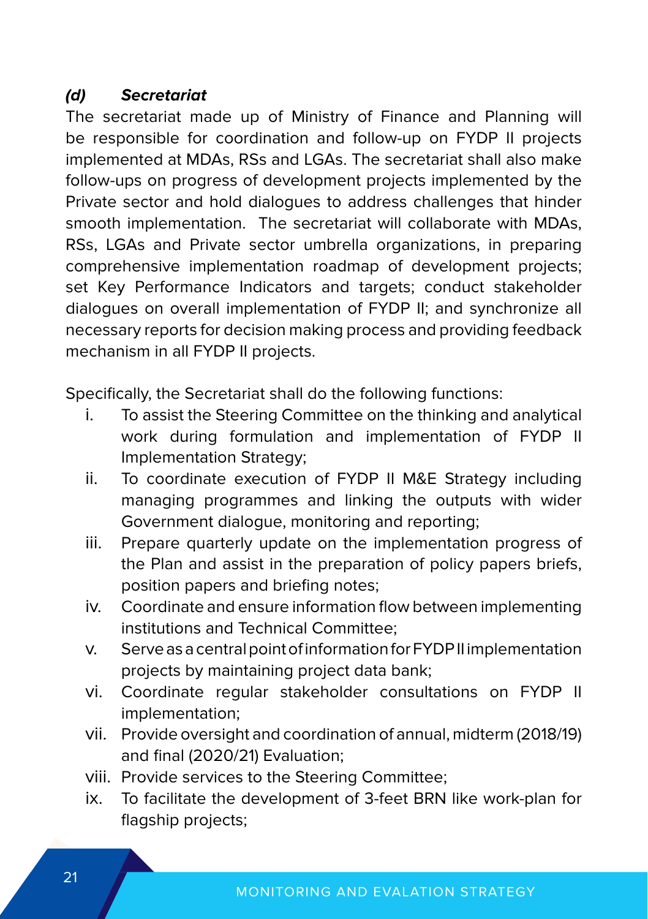#### *(d) Secretariat*

The secretariat made up of Ministry of Finance and Planning will be responsible for coordination and follow-up on FYDP II projects implemented at MDAs, RSs and LGAs. The secretariat shall also make follow-ups on progress of development projects implemented by the Private sector and hold dialogues to address challenges that hinder smooth implementation. The secretariat will collaborate with MDAs, RSs, LGAs and Private sector umbrella organizations, in preparing comprehensive implementation roadmap of development projects; set Key Performance Indicators and targets; conduct stakeholder dialogues on overall implementation of FYDP II; and synchronize all necessary reports for decision making process and providing feedback mechanism in all FYDP II projects.

Specifically, the Secretariat shall do the following functions:

i. To assist the Steering Committee on the thinking and analytical work during formulation and implementation of FYDP II Implementation Strategy;
ii. To coordinate execution of FYDP II M&E Strategy including managing programmes and linking the outputs with wider Government dialogue, monitoring and reporting;
iii. Prepare quarterly update on the implementation progress of the Plan and assist in the preparation of policy papers briefs, position papers and briefing notes;
iv. Coordinate and ensure information flow between implementing institutions and Technical Committee;
v. Serve as a central point of information for FYDP II implementation projects by maintaining project data bank;
vi. Coordinate regular stakeholder consultations on FYDP II implementation;
vii. Provide oversight and coordination of annual, midterm (2018/19) and final (2020/21) Evaluation;
viii. Provide services to the Steering Committee;
ix. To facilitate the development of 3-feet BRN like work-plan for flagship projects;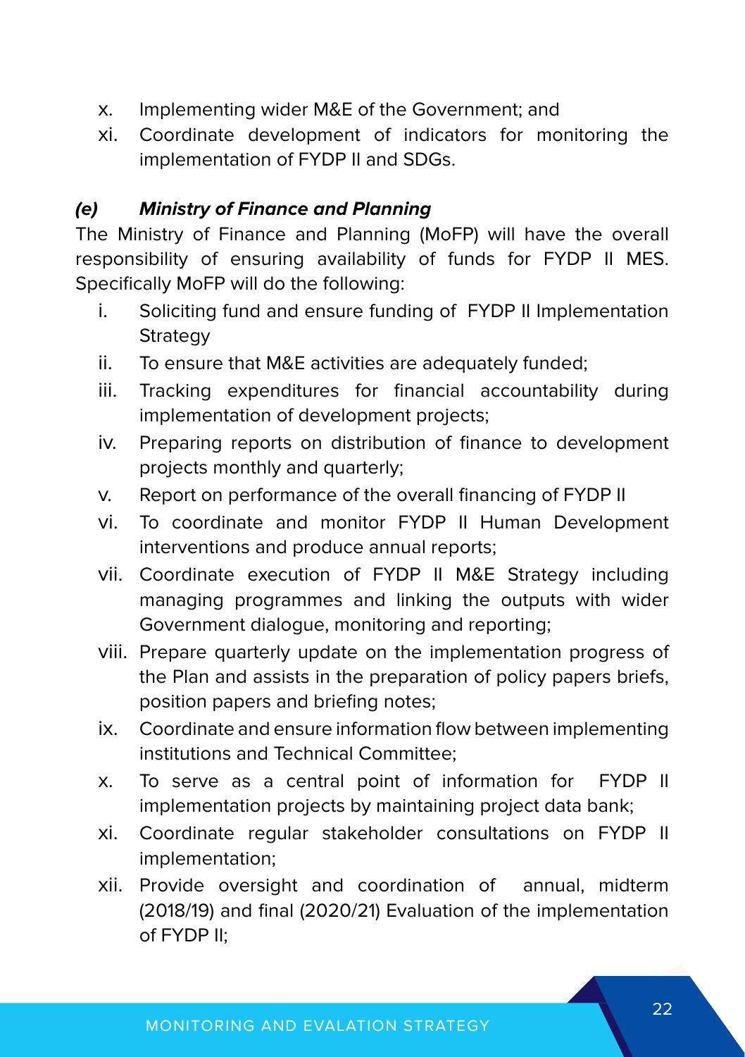x. Implementing wider M&E of the Government; and
xi. Coordinate development of indicators for monitoring the implementation of FYDP II and SDGs.

### *(e) Ministry of Finance and Planning*

The Ministry of Finance and Planning (MoFP) will have the overall responsibility of ensuring availability of funds for FYDP II MES. Specifically MoFP will do the following:

i. Soliciting fund and ensure funding of FYDP II Implementation Strategy
ii. To ensure that M&E activities are adequately funded;
iii. Tracking expenditures for financial accountability during implementation of development projects;
iv. Preparing reports on distribution of finance to development projects monthly and quarterly;
v. Report on performance of the overall financing of FYDP II
vi. To coordinate and monitor FYDP II Human Development interventions and produce annual reports;
vii. Coordinate execution of FYDP II M&E Strategy including managing programmes and linking the outputs with wider Government dialogue, monitoring and reporting;
viii. Prepare quarterly update on the implementation progress of the Plan and assists in the preparation of policy papers briefs, position papers and briefing notes;
ix. Coordinate and ensure information flow between implementing institutions and Technical Committee;
x. To serve as a central point of information for FYDP II implementation projects by maintaining project data bank;
xi. Coordinate regular stakeholder consultations on FYDP II implementation;
xii. Provide oversight and coordination of annual, midterm (2018/19) and final (2020/21) Evaluation of the implementation of FYDP II;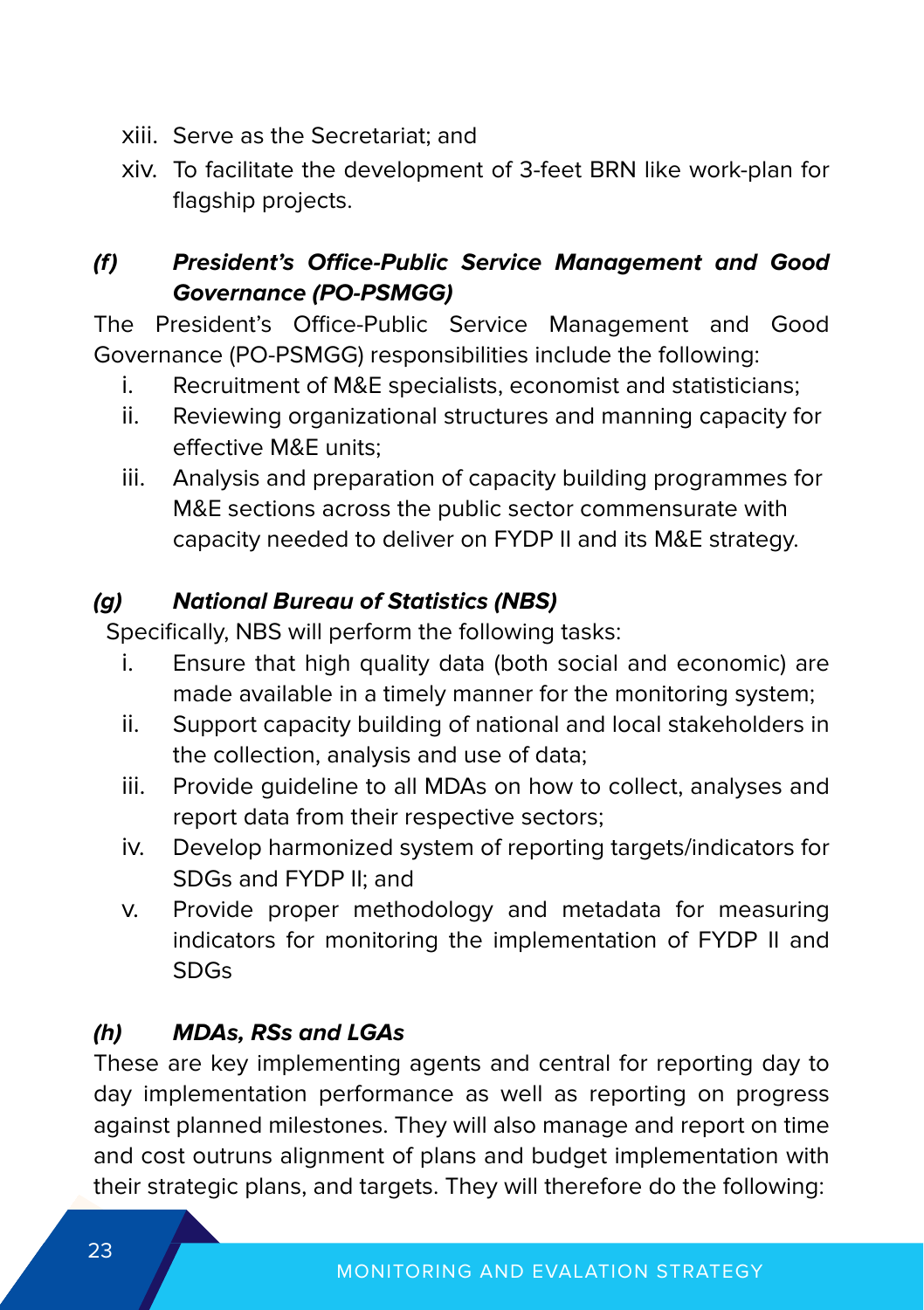xiii. Serve as the Secretariat; and

xiv. To facilitate the development of 3-feet BRN like work-plan for flagship projects.

### *(f) President's Office-Public Service Management and Good Governance (PO-PSMGG)*

The President's Office-Public Service Management and Good Governance (PO-PSMGG) responsibilities include the following:

i. Recruitment of M&E specialists, economist and statisticians;

ii. Reviewing organizational structures and manning capacity for effective M&E units;

iii. Analysis and preparation of capacity building programmes for M&E sections across the public sector commensurate with capacity needed to deliver on FYDP II and its M&E strategy.

### *(g) National Bureau of Statistics (NBS)*

Specifically, NBS will perform the following tasks:

i. Ensure that high quality data (both social and economic) are made available in a timely manner for the monitoring system;

ii. Support capacity building of national and local stakeholders in the collection, analysis and use of data;

iii. Provide guideline to all MDAs on how to collect, analyses and report data from their respective sectors;

iv. Develop harmonized system of reporting targets/indicators for SDGs and FYDP II; and

v. Provide proper methodology and metadata for measuring indicators for monitoring the implementation of FYDP II and SDGs

### *(h) MDAs, RSs and LGAs*

These are key implementing agents and central for reporting day to day implementation performance as well as reporting on progress against planned milestones. They will also manage and report on time and cost outruns alignment of plans and budget implementation with their strategic plans, and targets. They will therefore do the following: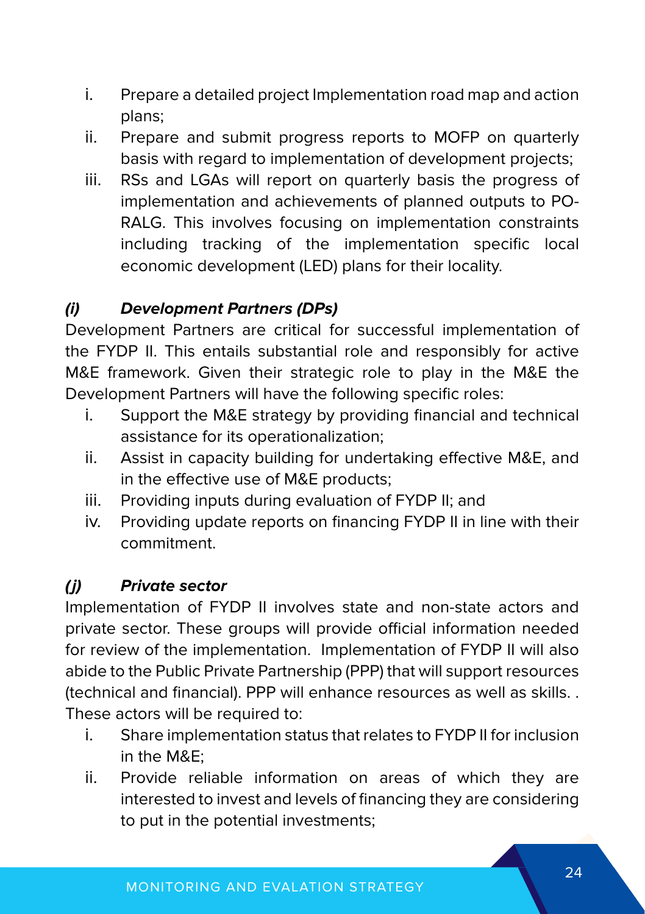i. Prepare a detailed project Implementation road map and action plans;
ii. Prepare and submit progress reports to MOFP on quarterly basis with regard to implementation of development projects;
iii. RSs and LGAs will report on quarterly basis the progress of implementation and achievements of planned outputs to PO-RALG. This involves focusing on implementation constraints including tracking of the implementation specific local economic development (LED) plans for their locality.

### *(i) Development Partners (DPs)*

Development Partners are critical for successful implementation of the FYDP II. This entails substantial role and responsibly for active M&E framework. Given their strategic role to play in the M&E the Development Partners will have the following specific roles:

i. Support the M&E strategy by providing financial and technical assistance for its operationalization;
ii. Assist in capacity building for undertaking effective M&E, and in the effective use of M&E products;
iii. Providing inputs during evaluation of FYDP II; and
iv. Providing update reports on financing FYDP II in line with their commitment.

### *(j) Private sector*

Implementation of FYDP II involves state and non-state actors and private sector. These groups will provide official information needed for review of the implementation. Implementation of FYDP II will also abide to the Public Private Partnership (PPP) that will support resources (technical and financial). PPP will enhance resources as well as skills. . These actors will be required to:

i. Share implementation status that relates to FYDP II for inclusion in the M&E;
ii. Provide reliable information on areas of which they are interested to invest and levels of financing they are considering to put in the potential investments;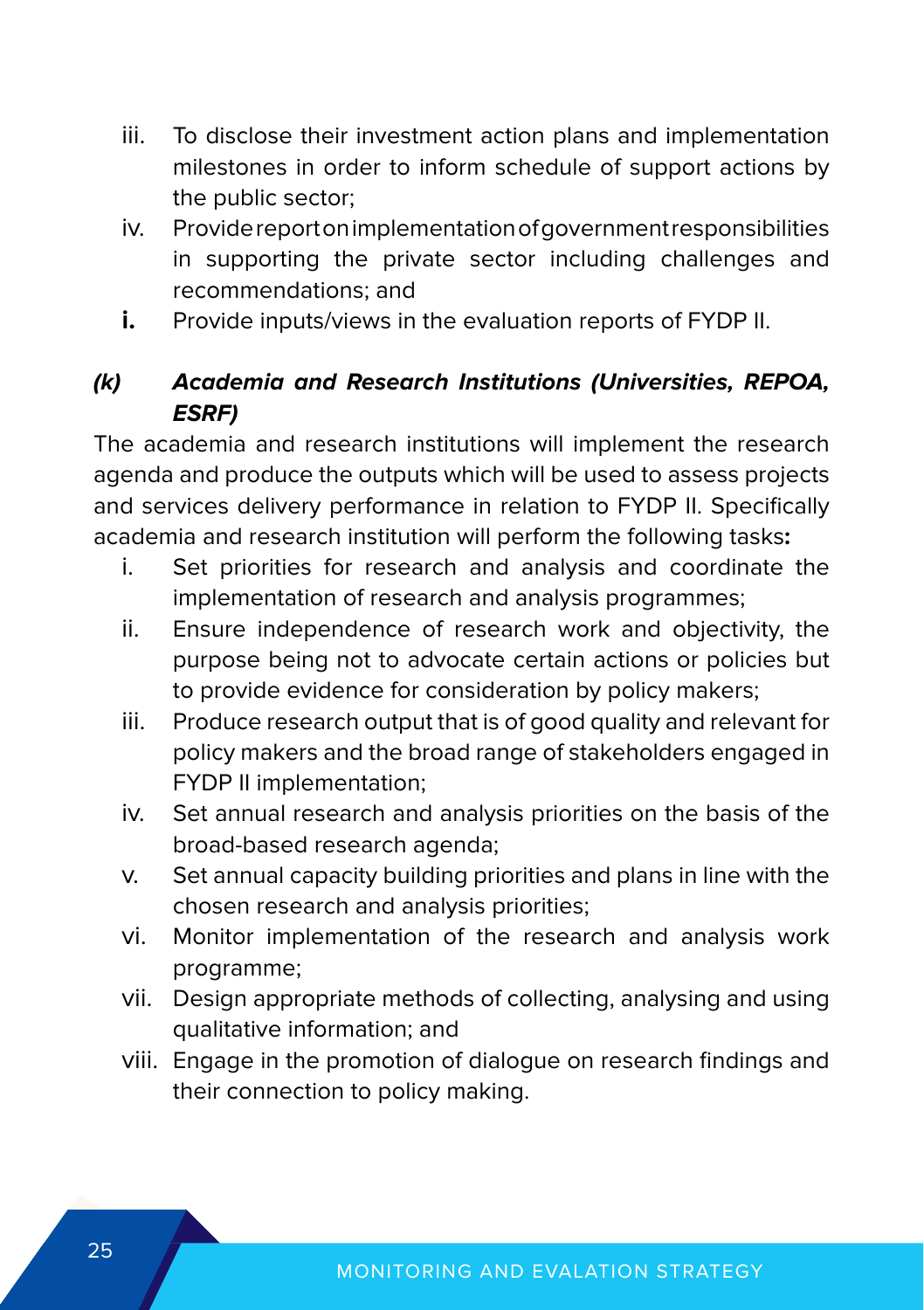iii. To disclose their investment action plans and implementation milestones in order to inform schedule of support actions by the public sector;
iv. Provide report on implementation of government responsibilities in supporting the private sector including challenges and recommendations; and
**i.** Provide inputs/views in the evaluation reports of FYDP II.

***(k) Academia and Research Institutions (Universities, REPOA, ESRF)***

The academia and research institutions will implement the research agenda and produce the outputs which will be used to assess projects and services delivery performance in relation to FYDP II. Specifically academia and research institution will perform the following tasks**:**

i. Set priorities for research and analysis and coordinate the implementation of research and analysis programmes;
ii. Ensure independence of research work and objectivity, the purpose being not to advocate certain actions or policies but to provide evidence for consideration by policy makers;
iii. Produce research output that is of good quality and relevant for policy makers and the broad range of stakeholders engaged in FYDP II implementation;
iv. Set annual research and analysis priorities on the basis of the broad-based research agenda;
v. Set annual capacity building priorities and plans in line with the chosen research and analysis priorities;
vi. Monitor implementation of the research and analysis work programme;
vii. Design appropriate methods of collecting, analysing and using qualitative information; and
viii. Engage in the promotion of dialogue on research findings and their connection to policy making.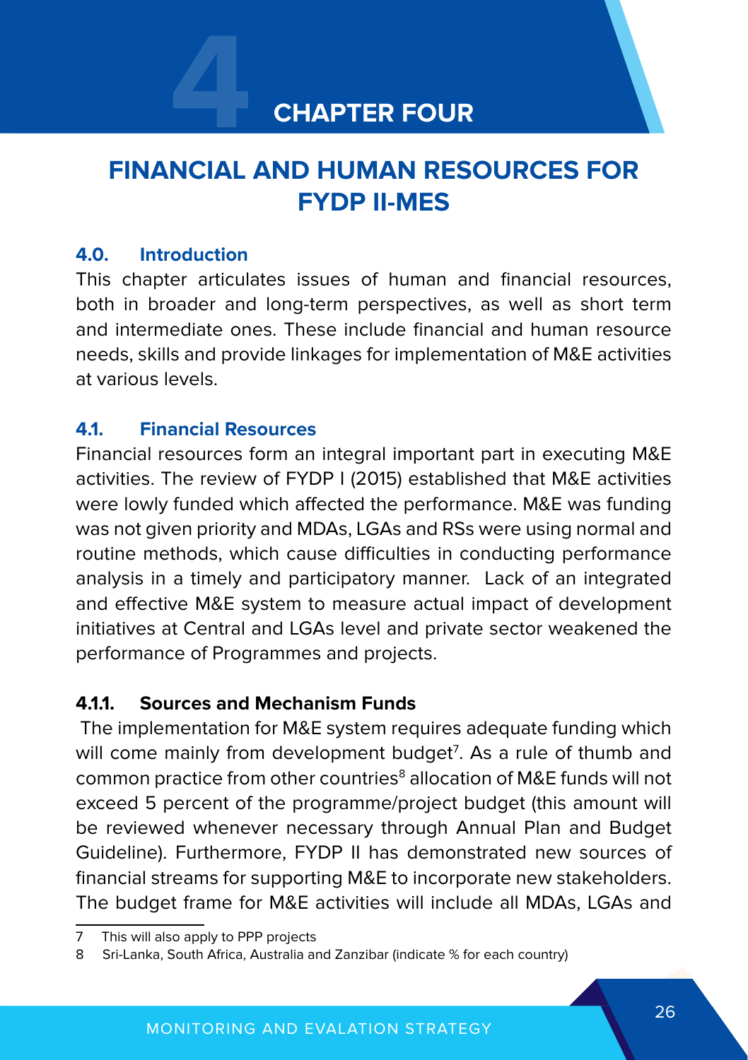# CHAPTER FOUR

# FINANCIAL AND HUMAN RESOURCES FOR FYDP II-MES

## 4.0. Introduction

This chapter articulates issues of human and financial resources, both in broader and long-term perspectives, as well as short term and intermediate ones. These include financial and human resource needs, skills and provide linkages for implementation of M&E activities at various levels.

## 4.1. Financial Resources

Financial resources form an integral important part in executing M&E activities. The review of FYDP I (2015) established that M&E activities were lowly funded which affected the performance. M&E was funding was not given priority and MDAs, LGAs and RSs were using normal and routine methods, which cause difficulties in conducting performance analysis in a timely and participatory manner. Lack of an integrated and effective M&E system to measure actual impact of development initiatives at Central and LGAs level and private sector weakened the performance of Programmes and projects.

### 4.1.1. Sources and Mechanism Funds

The implementation for M&E system requires adequate funding which will come mainly from development budget[7]. As a rule of thumb and common practice from other countries[8] allocation of M&E funds will not exceed 5 percent of the programme/project budget (this amount will be reviewed whenever necessary through Annual Plan and Budget Guideline). Furthermore, FYDP II has demonstrated new sources of financial streams for supporting M&E to incorporate new stakeholders. The budget frame for M&E activities will include all MDAs, LGAs and

7 This will also apply to PPP projects

8 Sri-Lanka, South Africa, Australia and Zanzibar (indicate % for each country)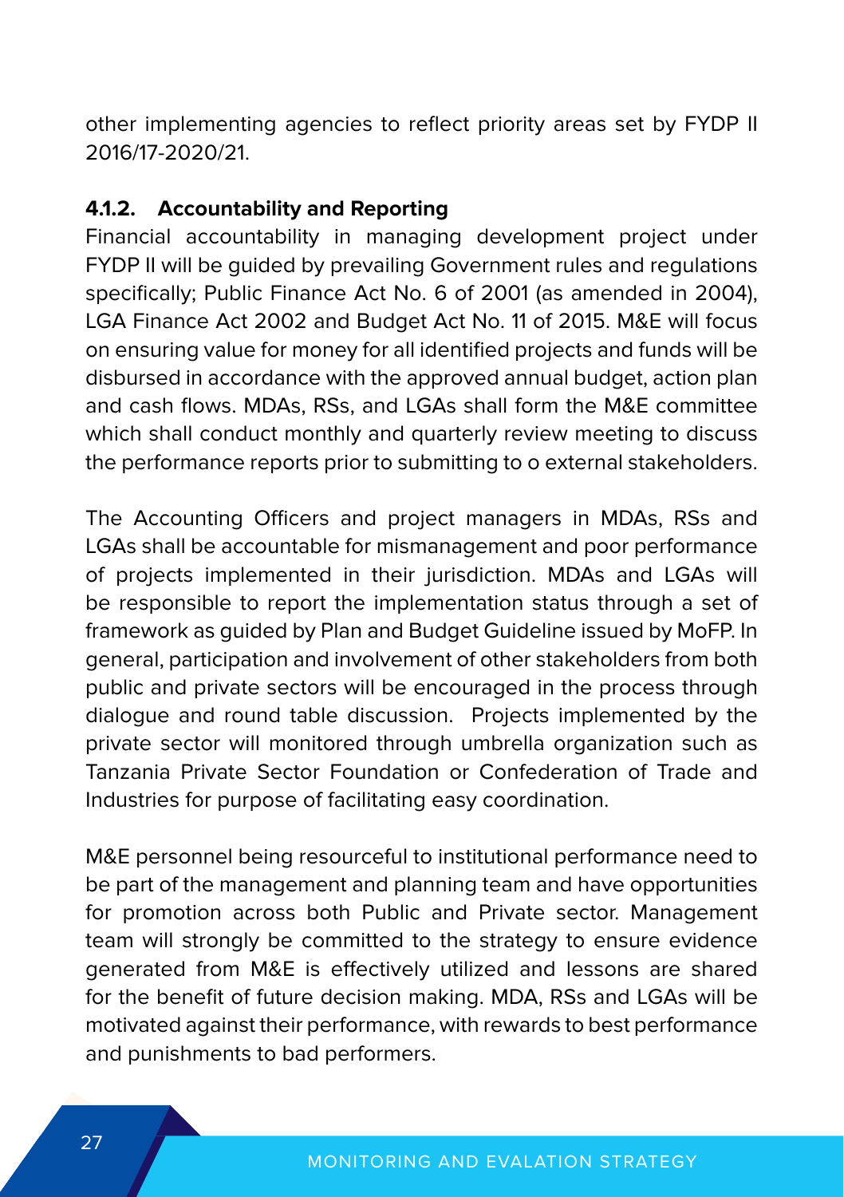other implementing agencies to reflect priority areas set by FYDP II 2016/17-2020/21.

#### 4.1.2. Accountability and Reporting

Financial accountability in managing development project under FYDP II will be guided by prevailing Government rules and regulations specifically; Public Finance Act No. 6 of 2001 (as amended in 2004), LGA Finance Act 2002 and Budget Act No. 11 of 2015. M&E will focus on ensuring value for money for all identified projects and funds will be disbursed in accordance with the approved annual budget, action plan and cash flows. MDAs, RSs, and LGAs shall form the M&E committee which shall conduct monthly and quarterly review meeting to discuss the performance reports prior to submitting to o external stakeholders.

The Accounting Officers and project managers in MDAs, RSs and LGAs shall be accountable for mismanagement and poor performance of projects implemented in their jurisdiction. MDAs and LGAs will be responsible to report the implementation status through a set of framework as guided by Plan and Budget Guideline issued by MoFP. In general, participation and involvement of other stakeholders from both public and private sectors will be encouraged in the process through dialogue and round table discussion.  Projects implemented by the private sector will monitored through umbrella organization such as Tanzania Private Sector Foundation or Confederation of Trade and Industries for purpose of facilitating easy coordination.

M&E personnel being resourceful to institutional performance need to be part of the management and planning team and have opportunities for promotion across both Public and Private sector. Management team will strongly be committed to the strategy to ensure evidence generated from M&E is effectively utilized and lessons are shared for the benefit of future decision making. MDA, RSs and LGAs will be motivated against their performance, with rewards to best performance and punishments to bad performers.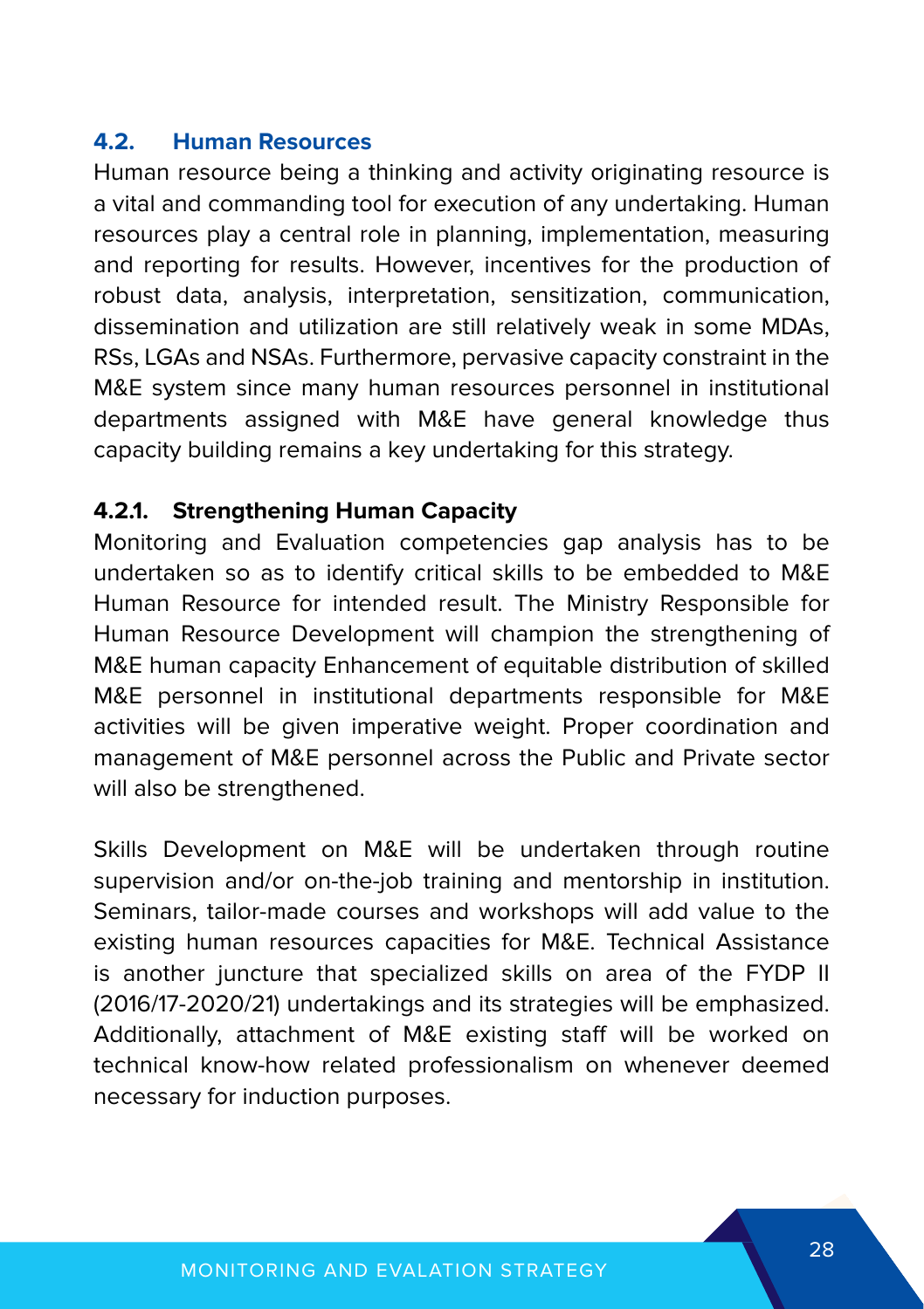### 4.2. Human Resources

Human resource being a thinking and activity originating resource is a vital and commanding tool for execution of any undertaking. Human resources play a central role in planning, implementation, measuring and reporting for results. However, incentives for the production of robust data, analysis, interpretation, sensitization, communication, dissemination and utilization are still relatively weak in some MDAs, RSs, LGAs and NSAs. Furthermore, pervasive capacity constraint in the M&E system since many human resources personnel in institutional departments assigned with M&E have general knowledge thus capacity building remains a key undertaking for this strategy.

#### 4.2.1. Strengthening Human Capacity

Monitoring and Evaluation competencies gap analysis has to be undertaken so as to identify critical skills to be embedded to M&E Human Resource for intended result. The Ministry Responsible for Human Resource Development will champion the strengthening of M&E human capacity Enhancement of equitable distribution of skilled M&E personnel in institutional departments responsible for M&E activities will be given imperative weight. Proper coordination and management of M&E personnel across the Public and Private sector will also be strengthened.

Skills Development on M&E will be undertaken through routine supervision and/or on-the-job training and mentorship in institution. Seminars, tailor-made courses and workshops will add value to the existing human resources capacities for M&E. Technical Assistance is another juncture that specialized skills on area of the FYDP II (2016/17-2020/21) undertakings and its strategies will be emphasized. Additionally, attachment of M&E existing staff will be worked on technical know-how related professionalism on whenever deemed necessary for induction purposes.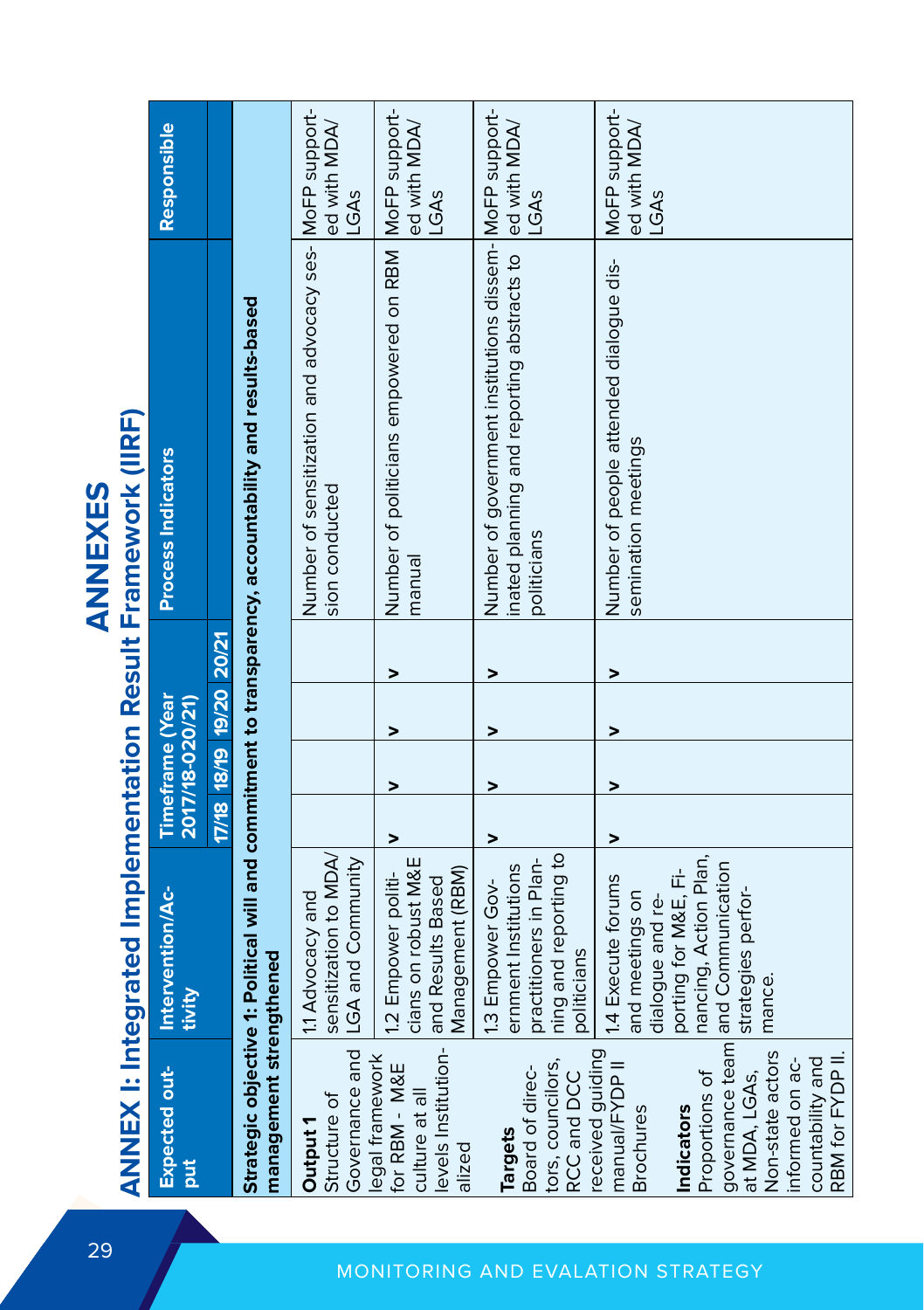# ANNEXES

## ANNEX I: Integrated Implementation Result Framework (IIRF)

| Expected output | Intervention/Activity | Timeframe (Year 2017/18-020/21) | | | | Process Indicators | Responsible |
|---|---|---|---|---|---|---|---|
| | | 17/18 | 18/19 | 19/20 | 20/21 | | |
| **Strategic objective 1: Political will and commitment to transparency, accountability and results-based management strengthened** | | | | | | | |
| **Output 1** Structure of Governance and legal framework for RBM - M&E culture at all levels Institutionalized<br><br>**Targets** Board of directors, councilors, RCC and DCC received guiding manual/FYDP II Brochures<br><br>**Indicators** Proportions of governance team at MDA, LGAs, Non-state actors informed on accountability and RBM for FYDP II. | 1.1 Advocacy and sensitization to MDA/ LGA and Community | | | | | Number of sensitization and advocacy session conducted | MoFP supported with MDA/ LGAs |
| | 1.2 Empower politicians on robust M&E and Results Based Management (RBM) | ˅ | ˅ | ˅ | ˅ | Number of politicians empowered on RBM manual | MoFP supported with MDA/ LGAs |
| | 1.3 Empower Government Institutions practitioners in Planning and reporting to politicians | ˅ | ˅ | ˅ | ˅ | Number of government institutions disseminated planning and reporting abstracts to politicians | MoFP supported with MDA/ LGAs |
| | 1.4 Execute forums and meetings on dialogue and reporting for M&E, Financing, Action Plan, and Communication strategies performance. | ˅ | ˅ | ˅ | ˅ | Number of people attended dialogue dissemination meetings | MoFP supported with MDA/ LGAs |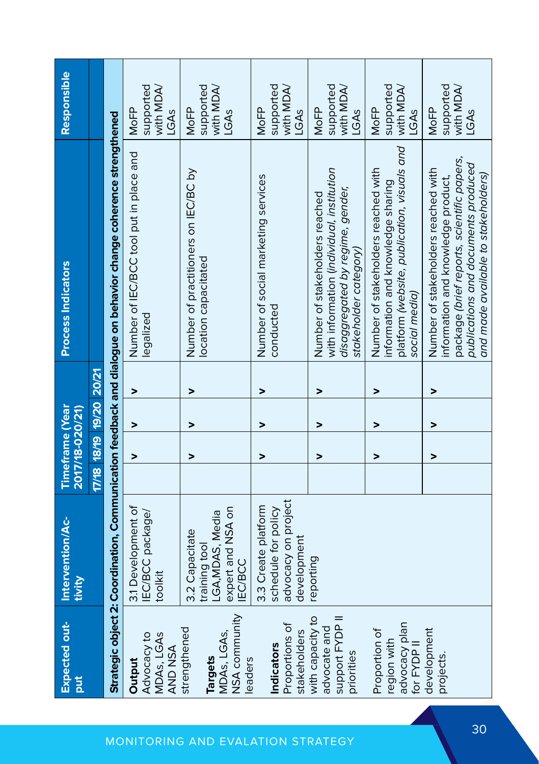| Expected output | Intervention/Activity | Timeframe (Year 2017/18-020/21) | | | | Process Indicators | Responsible |
|---|---|---|---|---|---|---|---|
| | | 17/18 | 18/19 | 19/20 | 20/21 | | |
| **Strategic object 2: Coordination, Communication feedback and dialogue on behavior change coherence strengthened** | | | | | | | |
| **Output** Advocacy to MDAs, LGAs AND NSA strengthened<br><br>**Targets** MDAs, LGAs, NSA community leaders<br><br>**Indicators** Proportions of stakeholders with capacity to advocate and support FYDP II priorities<br><br>Proportion of region with advocacy plan for FYDP II development projects. | 3.1 Development of IEC/BCC package/toolkit | | > | > | > | Number of IEC/BCC tool put in place and legalized | MoFP supported with MDA/LGAs |
| | 3.2 Capacitate training tool LGA,MDAS, Media expert and NSA on IEC/BCC | | > | > | > | Number of practitioners on IEC/BC by location capacitated | MoFP supported with MDA/LGAs |
| | 3.3 Create platform schedule for policy advocacy on project development reporting | | > | > | > | Number of social marketing services conducted | MoFP supported with MDA/LGAs |
| | | | > | > | > | Number of stakeholders reached with information (*individual, institution disaggregated by regime, gender, stakeholder category*) | MoFP supported with MDA/LGAs |
| | | | > | > | > | Number of stakeholders reached with information and knowledge sharing platform (*website, publication, visuals and social media*) | MoFP supported with MDA/LGAs |
| | | | > | > | > | Number of stakeholders reached with information and knowledge product, package (*brief reports, scientific papers, publications and documents produced and made available to stakeholders*) | MoFP supported with MDA/LGAs |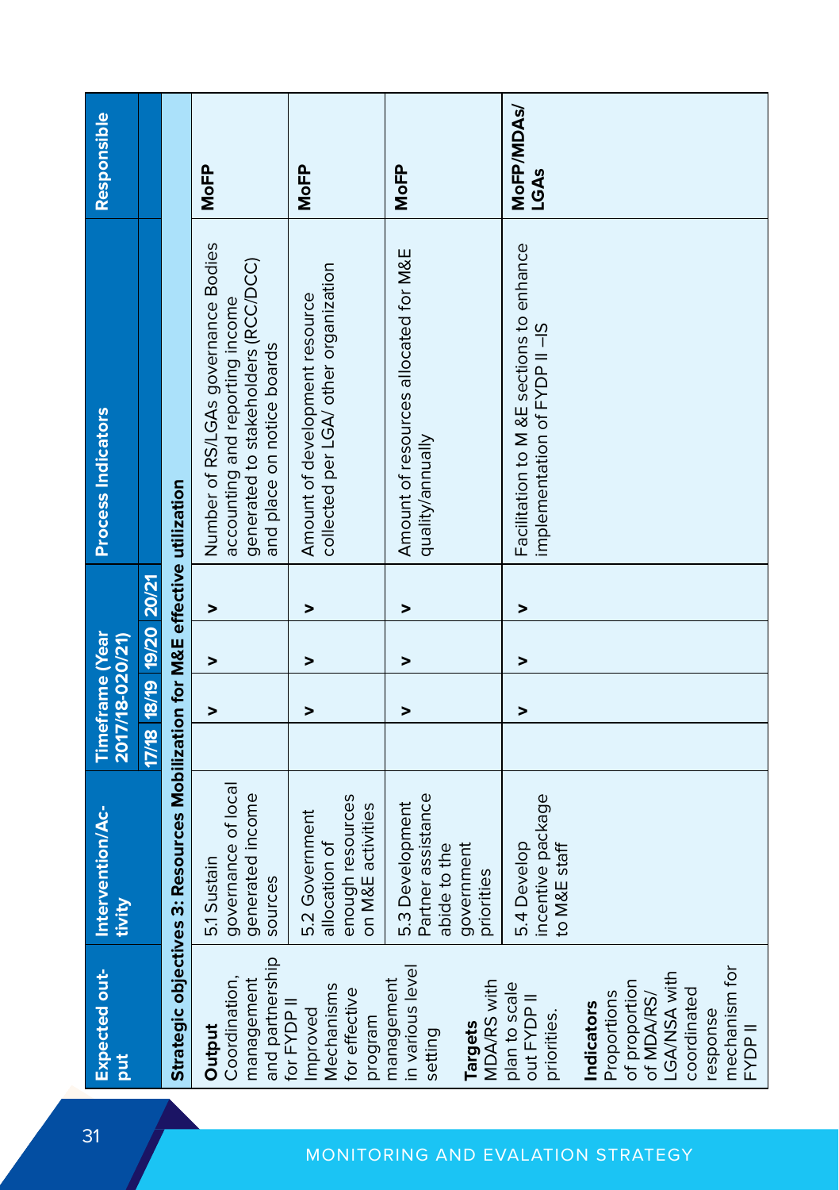| Expected output | Intervention/Activity | Timeframe (Year 2017/18-020/21) | | | | Process Indicators | Responsible |
|---|---|---|---|---|---|---|---|
| | | 17/18 | 18/19 | 19/20 | 20/21 | | |
| **Strategic objectives 3: Resources Mobilization for M&E effective utilization** | | | | | | | |
| **Output** Coordination, management and partnership for FYDP II Improved Mechanisms for effective program management in various level setting **Targets** MDA/RS with plan to scale out FYDP II priorities. **Indicators** Proportions of proportion of MDA/RS/ LGA/NSA with coordinated response mechanism for FYDP II | 5.1 Sustain governance of local generated income sources | | ˅ | ˅ | ˅ | Number of RS/LGAs governance Bodies accounting and reporting income generated to stakeholders (RCC/DCC) and place on notice boards | **MoFP** |
| | 5.2 Government allocation of enough resources on M&E activities | | ˅ | ˅ | ˅ | Amount of development resource collected per LGA/ other organization | **MoFP** |
| | 5.3 Development Partner assistance abide to the government priorities | | ˅ | ˅ | ˅ | Amount of resources allocated for M&E quality/annually | **MoFP** |
| | 5.4 Develop incentive package to M&E staff | | ˅ | ˅ | ˅ | Facilitation to M &E sections to enhance implementation of FYDP II –IS | **MoFP/MDAs/ LGAs** |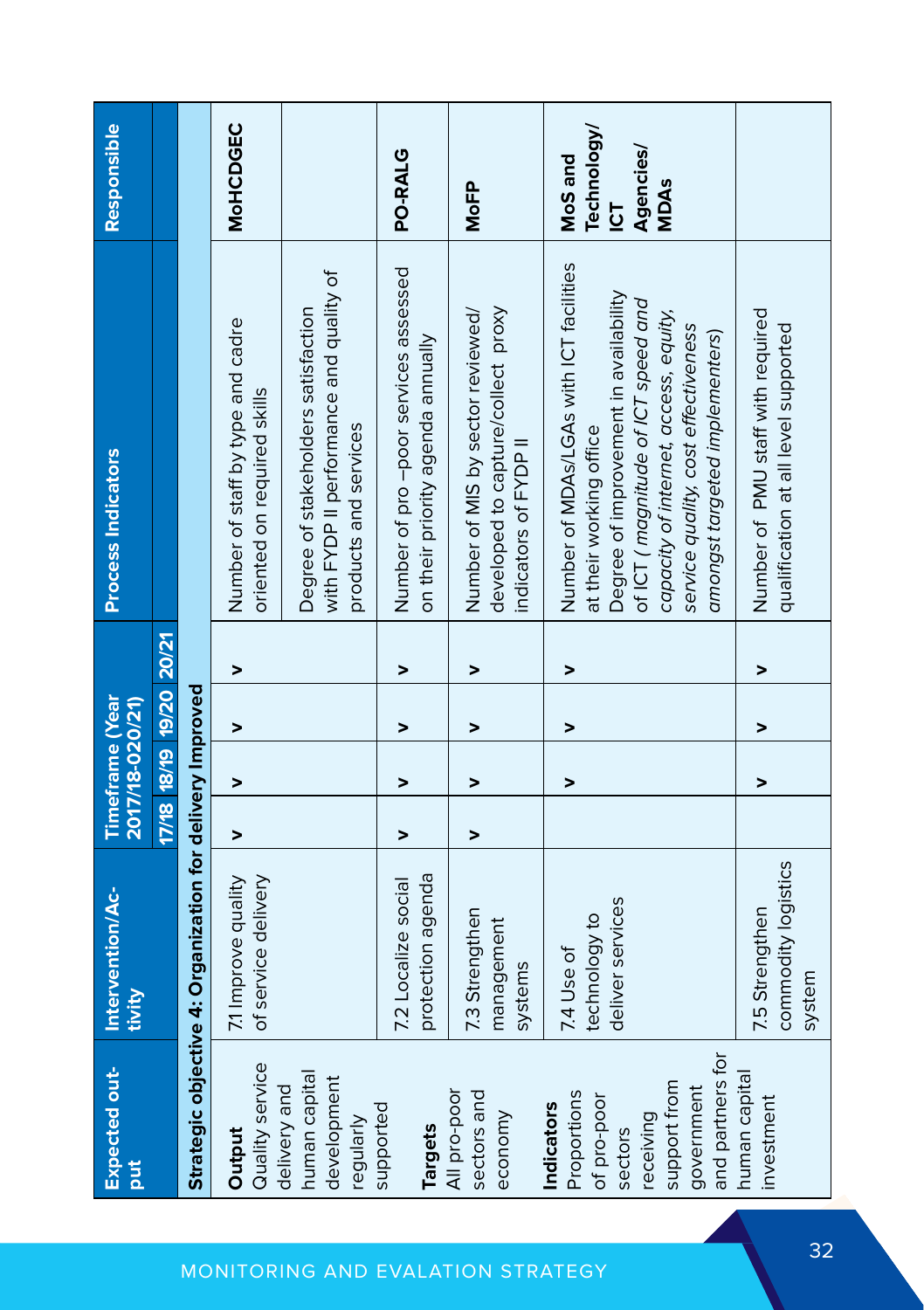| Expected output | Intervention/Activity | Timeframe (Year 2017/18-020/21) | | | | Process Indicators | Responsible |
|---|---|---|---|---|---|---|---|
| | | 17/18 | 18/19 | 19/20 | 20/21 | | |
| **Strategic objective 4: Organization for delivery Improved** | | | | | | | |
| **Output** Quality service delivery and human capital development regularly supported **Targets** All pro-poor sectors and economy **Indicators** Proportions of pro-poor sectors receiving support from government and partners for human capital investment | 7.1 Improve quality of service delivery | ˅ | ˅ | ˅ | ˅ | Number of staff by type and cadre oriented on required skills | MoHCDGEC |
| | | | | | | Degree of stakeholders satisfaction with FYDP II performance and quality of products and services | |
| | 7.2 Localize social protection agenda | ˅ | ˅ | ˅ | ˅ | Number of pro –poor services assessed on their priority agenda annually | PO-RALG |
| | 7.3 Strengthen management systems | ˅ | ˅ | ˅ | ˅ | Number of MIS by sector reviewed/ developed to capture/collect proxy indicators of FYDP II | MoFP |
| | 7.4 Use of technology to deliver services | | ˅ | ˅ | ˅ | Number of MDAs/LGAs with ICT facilities at their working office Degree of improvement in availability of ICT ( *magnitude of ICT speed and capacity of internet, access, equity, service quality, cost effectiveness amongst targeted implementers*) | **MoS and Technology/ ICT Agencies/ MDAs** |
| | 7.5 Strengthen commodity logistics system | | ˅ | ˅ | ˅ | Number of PMU staff with required qualification at all level supported | |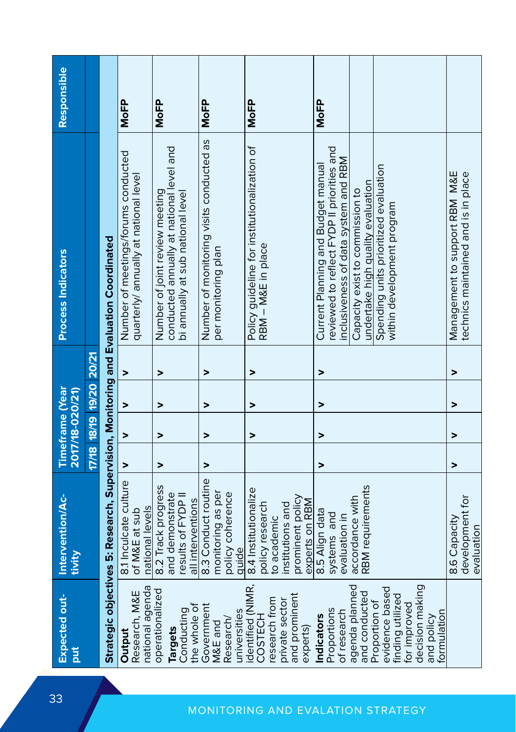| Expected output | Intervention/Activity | Timeframe (Year 2017/18-020/21) | | | | Process Indicators | Responsible |
|---|---|---|---|---|---|---|---|
| | | 17/18 | 18/19 | 19/20 | 20/21 | | |
| **Strategic objectives 5: Research, Supervision, Monitoring and Evaluation Coordinated** | | | | | | | |
| **Output**<br>Research, M&E national agenda operationalized<br>**Targets**<br>Conducting the whole of Government M&E and Research/ universities identified (NIMR, COSTECH research from private sector and prominent experts)<br>**Indicators**<br>Proportions of research agenda planned and conducted<br>Proportion of evidence based finding utilized for improved decision making and policy formulation | 8.1 Inculcate culture of M&E at sub national levels | ˅ | ˅ | ˅ | ˅ | Number of meetings/forums conducted quarterly/ annually at national level | **MoFP** |
| | 8.2 Track progress and demonstrate results of FYDP II all interventions | ˅ | ˅ | ˅ | ˅ | Number of joint review meeting conducted annually at national level and bi annually at sub national level | **MoFP** |
| | 8.3 Conduct routine monitoring as per policy coherence guide | ˅ | ˅ | ˅ | ˅ | Number of monitoring visits conducted as per monitoring plan | **MoFP** |
| | 8.4 Institutionalize policy research to academic institutions and prominent policy experts on RBM | | ˅ | ˅ | ˅ | Policy guideline for institutionalization of RBM – M&E in place | **MoFP** |
| | 8.5 Align data systems and evaluation in accordance with RBM requirements | ˅ | ˅ | ˅ | ˅ | Current Planning and Budget manual reviewed to reflect FYDP II priorities and inclusiveness of data system and RBM | **MoFP** |
| | | | | | | Capacity exist to commission to undertake high quality evaluation | |
| | | | | | | Spending units prioritized evaluation within development program | |
| | 8.6 Capacity development for evaluation | ˅ | ˅ | ˅ | ˅ | Management to support RBM M&E technics maintained and is in place | |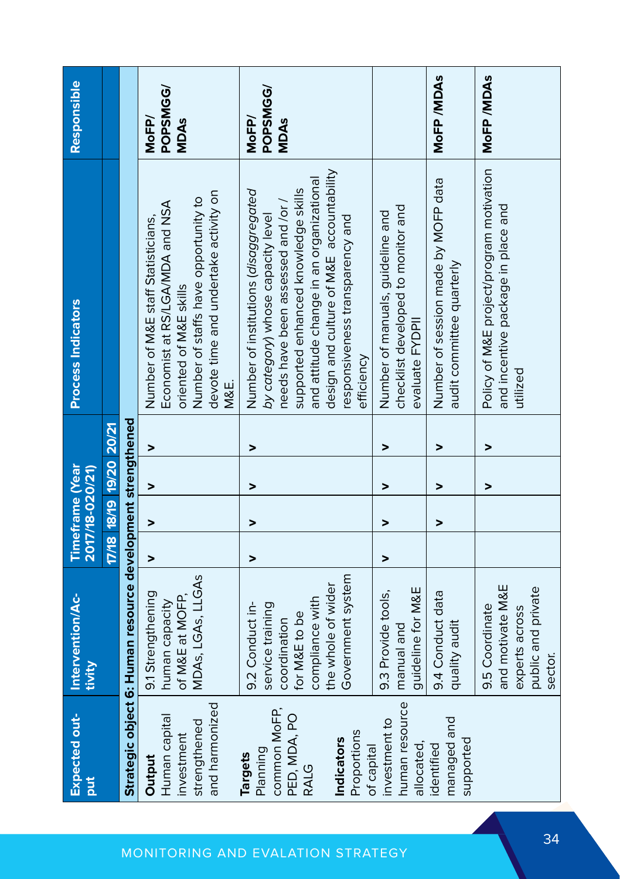| Expected output | Intervention/Activity | Timeframe (Year 2017/18-020/21) | | | | Process Indicators | Responsible |
|---|---|---|---|---|---|---|---|
| | | 17/18 | 18/19 | 19/20 | 20/21 | | |
| **Strategic object 6: Human resource development strengthened** | | | | | | | |
| **Output**<br>Human capital investment strengthened and harmonized<br><br>**Targets**<br>Planning common MoFP, PED, MDA, PO RALG<br><br>**Indicators**<br>Proportions of capital investment to human resource allocated, identified managed and supported | 9.1 Strengthening human capacity of M&E at MOFP, MDAs, LGAs, LLGAs | > | > | > | > | Number of M&E staff Statisticians, Economist at RS/LGA/MDA and NSA oriented of M&E skills<br>Number of staffs have opportunity to devote time and undertake activity on M&E. | **MoFP/ POPSMGG/ MDAs** |
| | 9.2 Conduct in-service training coordination for M&E to be compliance with the whole of wider Government system | > | > | > | > | Number of institutions (*disaggregated by category*) whose capacity level needs have been assessed and /or / supported enhanced knowledge skills and attitude change in an organizational design and culture of M&E accountability responsiveness transparency and efficiency | **MoFP/ POPSMGG/ MDAs** |
| | 9.3 Provide tools, manual and guideline for M&E | > | > | > | > | Number of manuals, guideline and checklist developed to monitor and evaluate FYDPII | |
| | 9.4 Conduct data quality audit | | > | > | > | Number of session made by MOFP data audit committee quarterly | **MoFP /MDAs** |
| | 9.5 Coordinate and motivate M&E experts across public and private sector. | | | > | > | Policy of M&E project/program motivation and incentive package in place and utilized | **MoFP /MDAs** |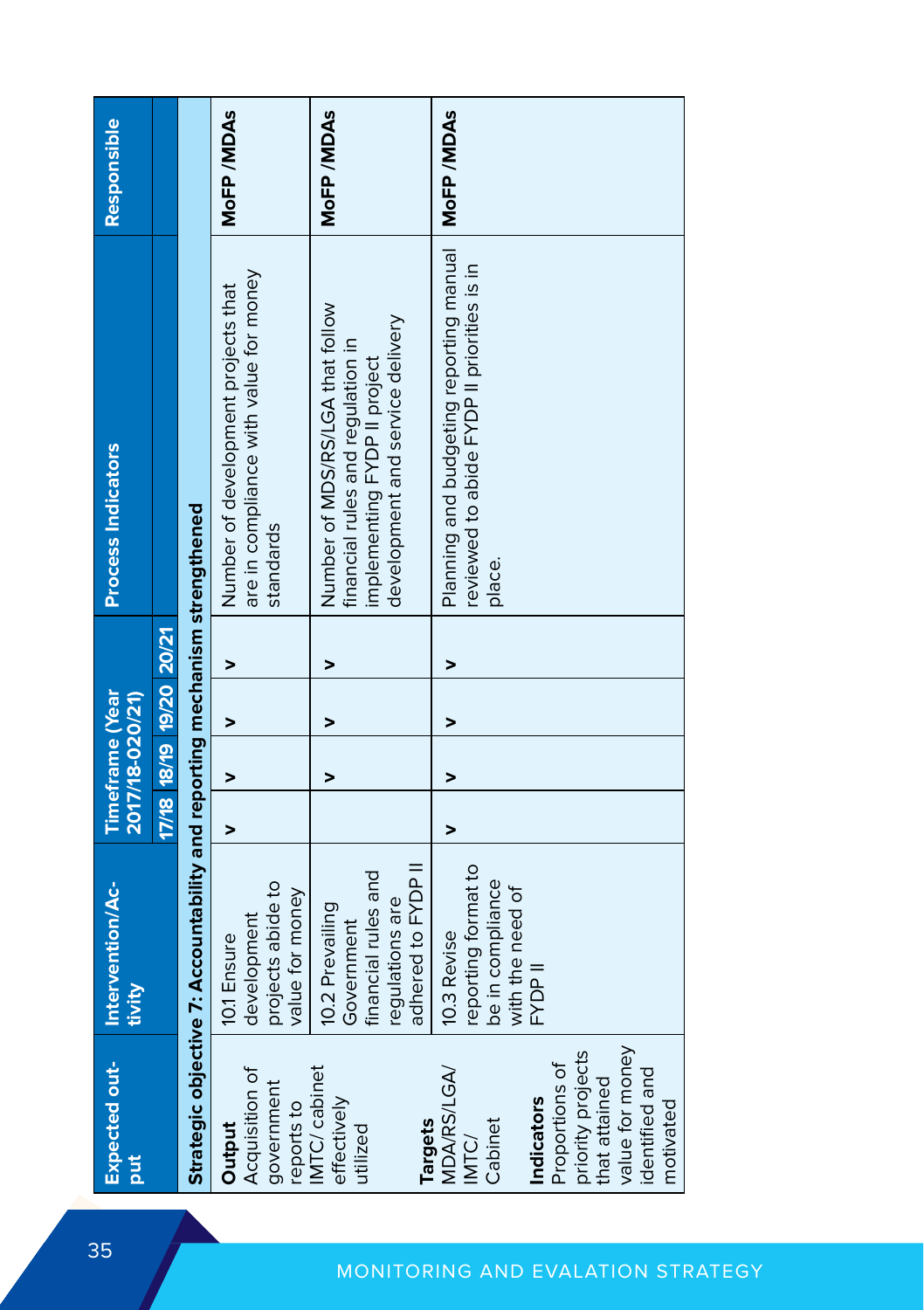| Expected output | Intervention/Activity | Timeframe (Year 2017/18-020/21) | | | | Process Indicators | Responsible |
|---|---|---|---|---|---|---|---|
| | | 17/18 | 18/19 | 19/20 | 20/21 | | |
| **Strategic objective 7: Accountability and reporting mechanism strengthened** | | | | | | | |
| **Output**<br>Acquisition of government reports to IMTC/ cabinet effectively utilized<br><br>**Targets**<br>MDA/RS/LGA/ IMTC/ Cabinet<br><br>**Indicators**<br>Proportions of priority projects that attained value for money identified and motivated | 10.1 Ensure development projects abide to value for money | ˅ | ˅ | ˅ | ˅ | Number of development projects that are in compliance with value for money standards | **MoFP /MDAs** |
| | 10.2 Prevailing Government financial rules and regulations are adhered to FYDP II | | ˅ | ˅ | ˅ | Number of MDS/RS/LGA that follow financial rules and regulation in implementing FYDP II project development and service delivery | **MoFP /MDAs** |
| | 10.3 Revise reporting format to be in compliance with the need of FYDP II | ˅ | ˅ | ˅ | ˅ | Planning and budgeting reporting manual reviewed to abide FYDP II priorities is in place. | **MoFP /MDAs** |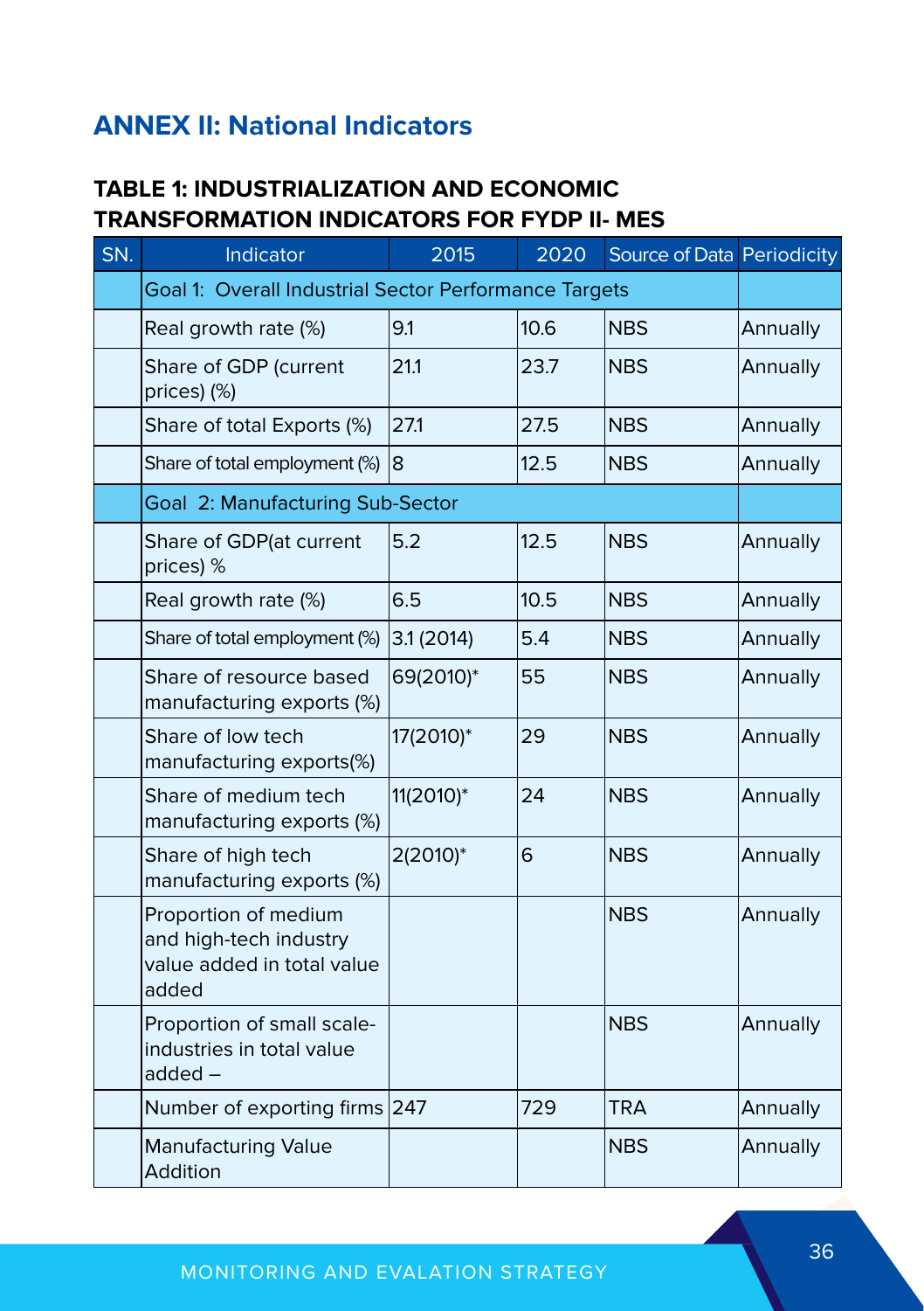## ANNEX II: National Indicators

### TABLE 1: INDUSTRIALIZATION AND ECONOMIC TRANSFORMATION INDICATORS FOR FYDP II- MES

| SN. | Indicator | 2015 | 2020 | Source of Data | Periodicity |
|---|---|---|---|---|---|
| | Goal 1: Overall Industrial Sector Performance Targets | | | | |
| | Real growth rate (%) | 9.1 | 10.6 | NBS | Annually |
| | Share of GDP (current prices) (%) | 21.1 | 23.7 | NBS | Annually |
| | Share of total Exports (%) | 27.1 | 27.5 | NBS | Annually |
| | Share of total employment (%) | 8 | 12.5 | NBS | Annually |
| | Goal 2: Manufacturing Sub-Sector | | | | |
| | Share of GDP(at current prices) % | 5.2 | 12.5 | NBS | Annually |
| | Real growth rate (%) | 6.5 | 10.5 | NBS | Annually |
| | Share of total employment (%) | 3.1 (2014) | 5.4 | NBS | Annually |
| | Share of resource based manufacturing exports (%) | 69(2010)* | 55 | NBS | Annually |
| | Share of low tech manufacturing exports(%) | 17(2010)* | 29 | NBS | Annually |
| | Share of medium tech manufacturing exports (%) | 11(2010)* | 24 | NBS | Annually |
| | Share of high tech manufacturing exports (%) | 2(2010)* | 6 | NBS | Annually |
| | Proportion of medium and high-tech industry value added in total value added | | | NBS | Annually |
| | Proportion of small scale-industries in total value added – | | | NBS | Annually |
| | Number of exporting firms | 247 | 729 | TRA | Annually |
| | Manufacturing Value Addition | | | NBS | Annually |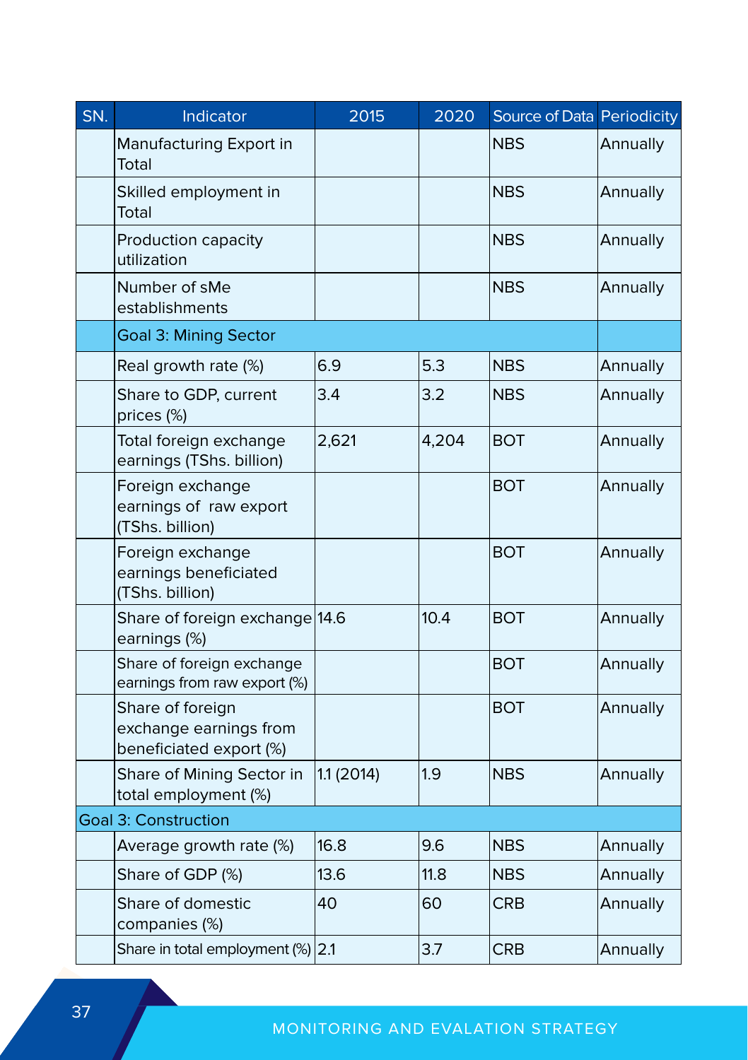| SN. | Indicator | 2015 | 2020 | Source of Data | Periodicity |
|---|---|---|---|---|---|
| | Manufacturing Export in Total | | | NBS | Annually |
| | Skilled employment in Total | | | NBS | Annually |
| | Production capacity utilization | | | NBS | Annually |
| | Number of sMe establishments | | | NBS | Annually |
| | Goal 3: Mining Sector | | | | |
| | Real growth rate (%) | 6.9 | 5.3 | NBS | Annually |
| | Share to GDP, current prices (%) | 3.4 | 3.2 | NBS | Annually |
| | Total foreign exchange earnings (TShs. billion) | 2,621 | 4,204 | BOT | Annually |
| | Foreign exchange earnings of raw export (TShs. billion) | | | BOT | Annually |
| | Foreign exchange earnings beneficiated (TShs. billion) | | | BOT | Annually |
| | Share of foreign exchange earnings (%) | 14.6 | 10.4 | BOT | Annually |
| | Share of foreign exchange earnings from raw export (%) | | | BOT | Annually |
| | Share of foreign exchange earnings from beneficiated export (%) | | | BOT | Annually |
| | Share of Mining Sector in total employment (%) | 1.1 (2014) | 1.9 | NBS | Annually |
| Goal 3: Construction | | | | | |
| | Average growth rate (%) | 16.8 | 9.6 | NBS | Annually |
| | Share of GDP (%) | 13.6 | 11.8 | NBS | Annually |
| | Share of domestic companies (%) | 40 | 60 | CRB | Annually |
| | Share in total employment (%) | 2.1 | 3.7 | CRB | Annually |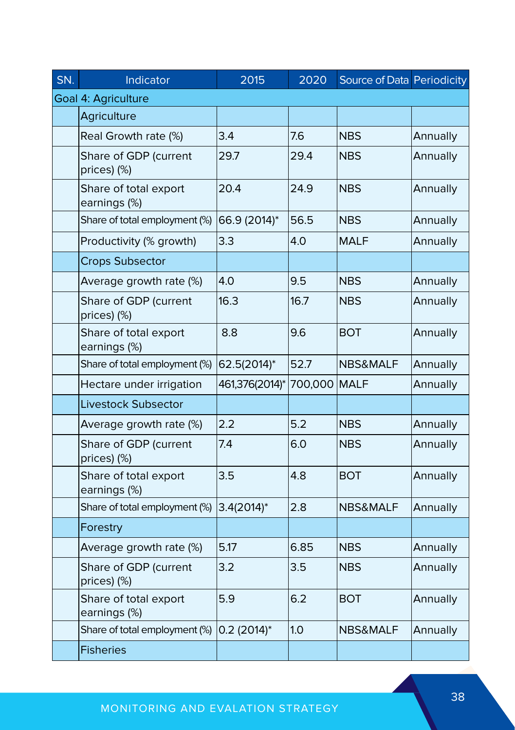| SN. | Indicator | 2015 | 2020 | Source of Data | Periodicity |
|---|---|---|---|---|---|
| Goal 4: Agriculture | | | | | |
| | Agriculture | | | | |
| | Real Growth rate (%) | 3.4 | 7.6 | NBS | Annually |
| | Share of GDP (current prices) (%) | 29.7 | 29.4 | NBS | Annually |
| | Share of total export earnings (%) | 20.4 | 24.9 | NBS | Annually |
| | Share of total employment (%) | 66.9 (2014)* | 56.5 | NBS | Annually |
| | Productivity (% growth) | 3.3 | 4.0 | MALF | Annually |
| | Crops Subsector | | | | |
| | Average growth rate (%) | 4.0 | 9.5 | NBS | Annually |
| | Share of GDP (current prices) (%) | 16.3 | 16.7 | NBS | Annually |
| | Share of total export earnings (%) | 8.8 | 9.6 | BOT | Annually |
| | Share of total employment (%) | 62.5(2014)* | 52.7 | NBS&MALF | Annually |
| | Hectare under irrigation | 461,376(2014)* | 700,000 | MALF | Annually |
| | Livestock Subsector | | | | |
| | Average growth rate (%) | 2.2 | 5.2 | NBS | Annually |
| | Share of GDP (current prices) (%) | 7.4 | 6.0 | NBS | Annually |
| | Share of total export earnings (%) | 3.5 | 4.8 | BOT | Annually |
| | Share of total employment (%) | 3.4(2014)* | 2.8 | NBS&MALF | Annually |
| | Forestry | | | | |
| | Average growth rate (%) | 5.17 | 6.85 | NBS | Annually |
| | Share of GDP (current prices) (%) | 3.2 | 3.5 | NBS | Annually |
| | Share of total export earnings (%) | 5.9 | 6.2 | BOT | Annually |
| | Share of total employment (%) | 0.2 (2014)* | 1.0 | NBS&MALF | Annually |
| | Fisheries | | | | |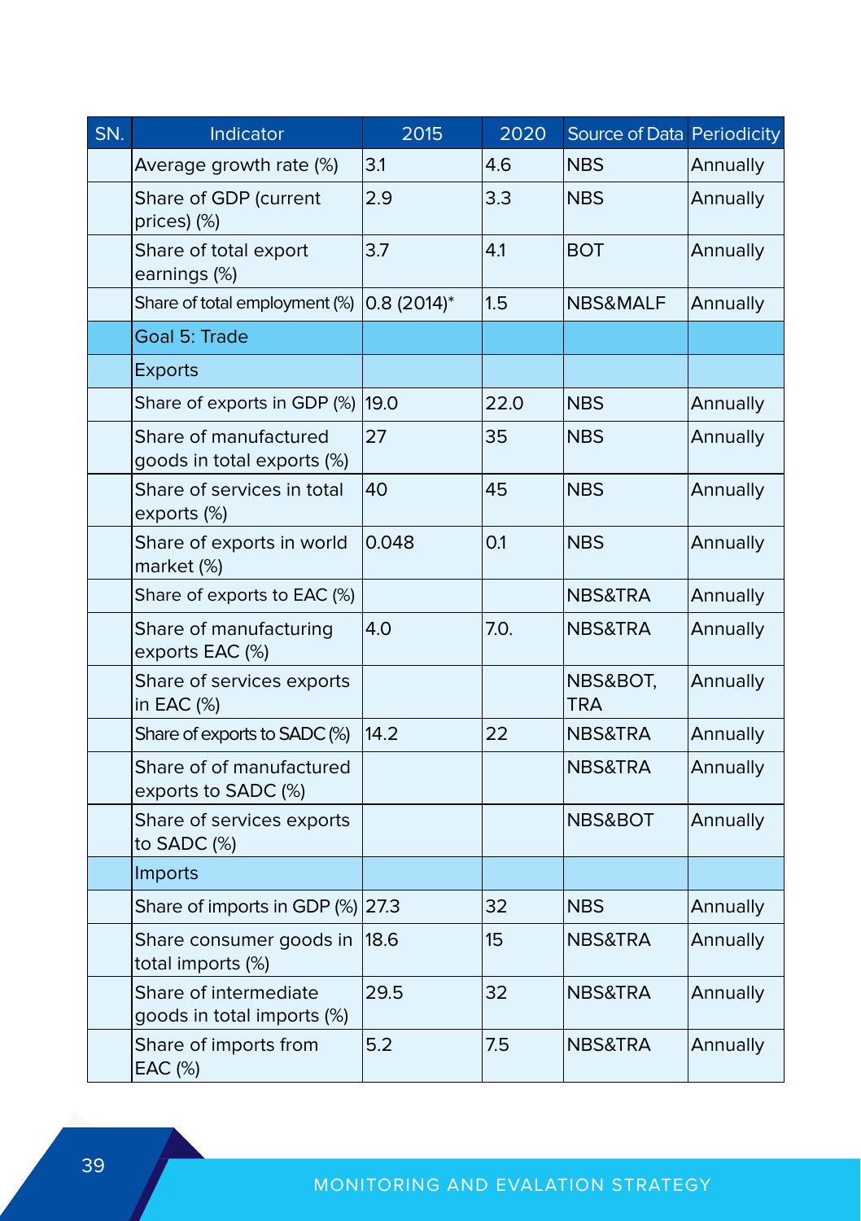| SN. | Indicator | 2015 | 2020 | Source of Data | Periodicity |
|---|---|---|---|---|---|
| | Average growth rate (%) | 3.1 | 4.6 | NBS | Annually |
| | Share of GDP (current prices) (%) | 2.9 | 3.3 | NBS | Annually |
| | Share of total export earnings (%) | 3.7 | 4.1 | BOT | Annually |
| | Share of total employment (%) | 0.8 (2014)* | 1.5 | NBS&MALF | Annually |
| | Goal 5: Trade | | | | |
| | Exports | | | | |
| | Share of exports in GDP (%) | 19.0 | 22.0 | NBS | Annually |
| | Share of manufactured goods in total exports (%) | 27 | 35 | NBS | Annually |
| | Share of services in total exports (%) | 40 | 45 | NBS | Annually |
| | Share of exports in world market (%) | 0.048 | 0.1 | NBS | Annually |
| | Share of exports to EAC (%) | | | NBS&TRA | Annually |
| | Share of manufacturing exports EAC (%) | 4.0 | 7.0. | NBS&TRA | Annually |
| | Share of services exports in EAC (%) | | | NBS&BOT, TRA | Annually |
| | Share of exports to SADC (%) | 14.2 | 22 | NBS&TRA | Annually |
| | Share of of manufactured exports to SADC (%) | | | NBS&TRA | Annually |
| | Share of services exports to SADC (%) | | | NBS&BOT | Annually |
| | Imports | | | | |
| | Share of imports in GDP (%) | 27.3 | 32 | NBS | Annually |
| | Share consumer goods in total imports (%) | 18.6 | 15 | NBS&TRA | Annually |
| | Share of intermediate goods in total imports (%) | 29.5 | 32 | NBS&TRA | Annually |
| | Share of imports from EAC (%) | 5.2 | 7.5 | NBS&TRA | Annually |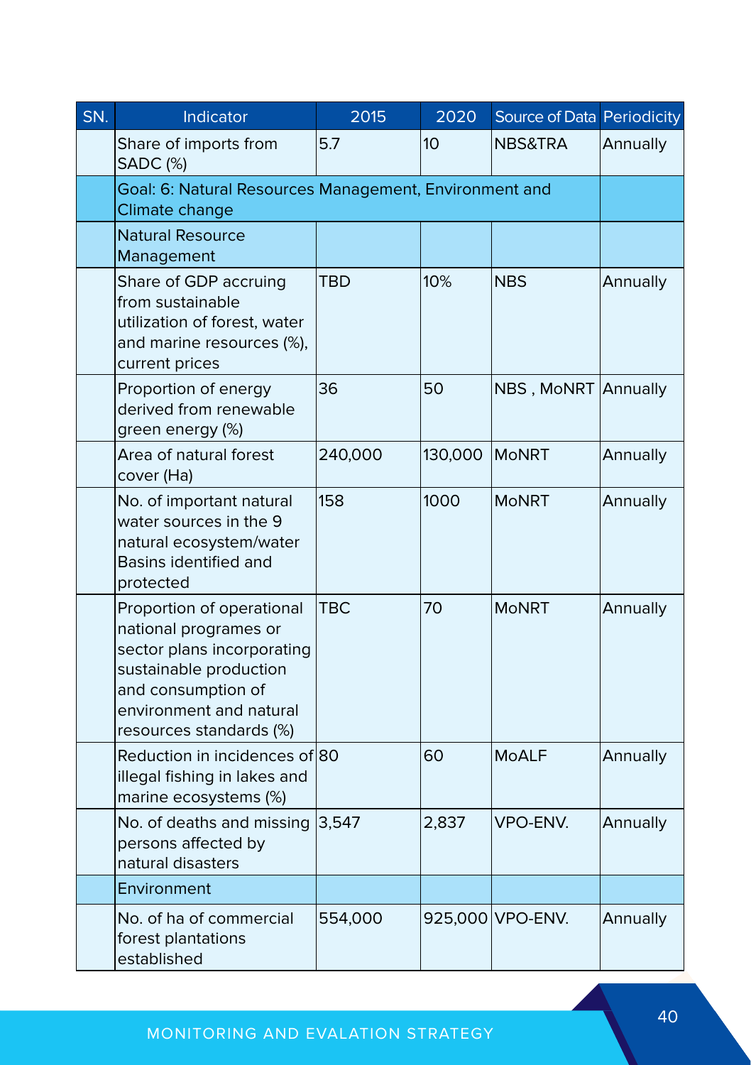| SN. | Indicator | 2015 | 2020 | Source of Data | Periodicity |
|---|---|---|---|---|---|
| | Share of imports from SADC (%) | 5.7 | 10 | NBS&TRA | Annually |
| | Goal: 6: Natural Resources Management, Environment and Climate change | | | | |
| | Natural Resource Management | | | | |
| | Share of GDP accruing from sustainable utilization of forest, water and marine resources (%), current prices | TBD | 10% | NBS | Annually |
| | Proportion of energy derived from renewable green energy (%) | 36 | 50 | NBS , MoNRT | Annually |
| | Area of natural forest cover (Ha) | 240,000 | 130,000 | MoNRT | Annually |
| | No. of important natural water sources in the 9 natural ecosystem/water Basins identified and protected | 158 | 1000 | MoNRT | Annually |
| | Proportion of operational national programes or sector plans incorporating sustainable production and consumption of environment and natural resources standards (%) | TBC | 70 | MoNRT | Annually |
| | Reduction in incidences of illegal fishing in lakes and marine ecosystems (%) | 80 | 60 | MoALF | Annually |
| | No. of deaths and missing persons affected by natural disasters | 3,547 | 2,837 | VPO-ENV. | Annually |
| | Environment | | | | |
| | No. of ha of commercial forest plantations established | 554,000 | 925,000 | VPO-ENV. | Annually |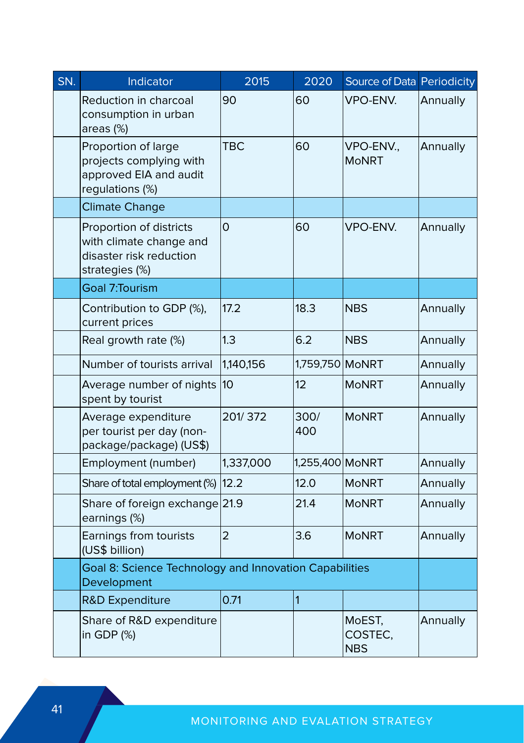| SN. | Indicator | 2015 | 2020 | Source of Data | Periodicity |
|---|---|---|---|---|---|
| | Reduction in charcoal consumption in urban areas (%) | 90 | 60 | VPO-ENV. | Annually |
| | Proportion of large projects complying with approved EIA and audit regulations (%) | TBC | 60 | VPO-ENV., MoNRT | Annually |
| | Climate Change | | | | |
| | Proportion of districts with climate change and disaster risk reduction strategies (%) | 0 | 60 | VPO-ENV. | Annually |
| | Goal 7:Tourism | | | | |
| | Contribution to GDP (%), current prices | 17.2 | 18.3 | NBS | Annually |
| | Real growth rate (%) | 1.3 | 6.2 | NBS | Annually |
| | Number of tourists arrival | 1,140,156 | 1,759,750 | MoNRT | Annually |
| | Average number of nights spent by tourist | 10 | 12 | MoNRT | Annually |
| | Average expenditure per tourist per day (non-package/package) (US$) | 201/ 372 | 300/ 400 | MoNRT | Annually |
| | Employment (number) | 1,337,000 | 1,255,400 | MoNRT | Annually |
| | Share of total employment (%) | 12.2 | 12.0 | MoNRT | Annually |
| | Share of foreign exchange earnings (%) | 21.9 | 21.4 | MoNRT | Annually |
| | Earnings from tourists (US$ billion) | 2 | 3.6 | MoNRT | Annually |
| | Goal 8: Science Technology and Innovation Capabilities Development | | | | |
| | R&D Expenditure | 0.71 | 1 | | |
| | Share of R&D expenditure in GDP (%) | | | MoEST, COSTEC, NBS | Annually |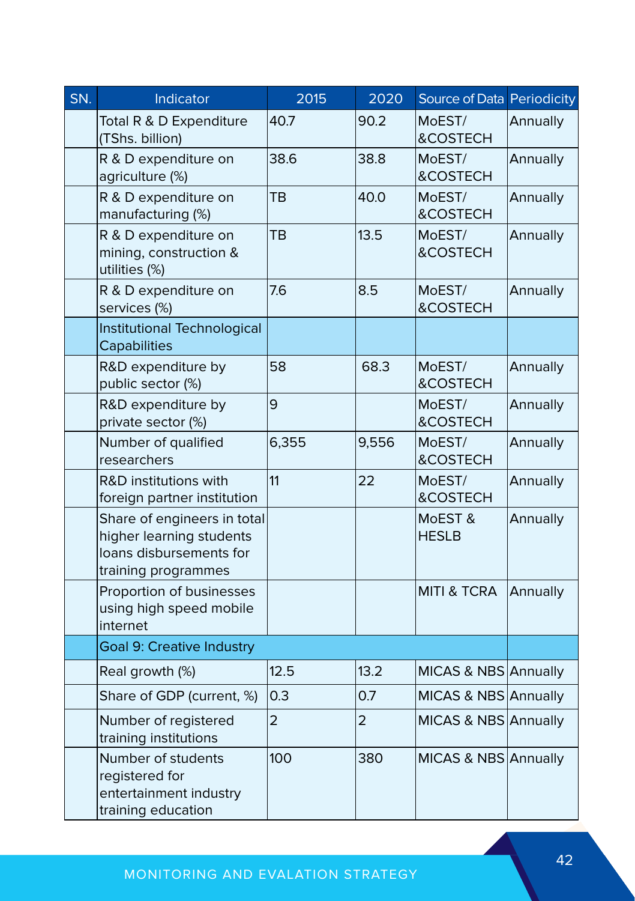| SN. | Indicator | 2015 | 2020 | Source of Data | Periodicity |
|---|---|---|---|---|---|
| | Total R & D Expenditure (TShs. billion) | 40.7 | 90.2 | MoEST/ &COSTECH | Annually |
| | R & D expenditure on agriculture (%) | 38.6 | 38.8 | MoEST/ &COSTECH | Annually |
| | R & D expenditure on manufacturing (%) | TB | 40.0 | MoEST/ &COSTECH | Annually |
| | R & D expenditure on mining, construction & utilities (%) | TB | 13.5 | MoEST/ &COSTECH | Annually |
| | R & D expenditure on services (%) | 7.6 | 8.5 | MoEST/ &COSTECH | Annually |
| | Institutional Technological Capabilities | | | | |
| | R&D expenditure by public sector (%) | 58 | 68.3 | MoEST/ &COSTECH | Annually |
| | R&D expenditure by private sector (%) | 9 | | MoEST/ &COSTECH | Annually |
| | Number of qualified researchers | 6,355 | 9,556 | MoEST/ &COSTECH | Annually |
| | R&D institutions with foreign partner institution | 11 | 22 | MoEST/ &COSTECH | Annually |
| | Share of engineers in total higher learning students loans disbursements for training programmes | | | MoEST & HESLB | Annually |
| | Proportion of businesses using high speed mobile internet | | | MITI & TCRA | Annually |
| | Goal 9: Creative Industry | | | | |
| | Real growth (%) | 12.5 | 13.2 | MICAS & NBS | Annually |
| | Share of GDP (current, %) | 0.3 | 0.7 | MICAS & NBS | Annually |
| | Number of registered training institutions | 2 | 2 | MICAS & NBS | Annually |
| | Number of students registered for entertainment industry training education | 100 | 380 | MICAS & NBS | Annually |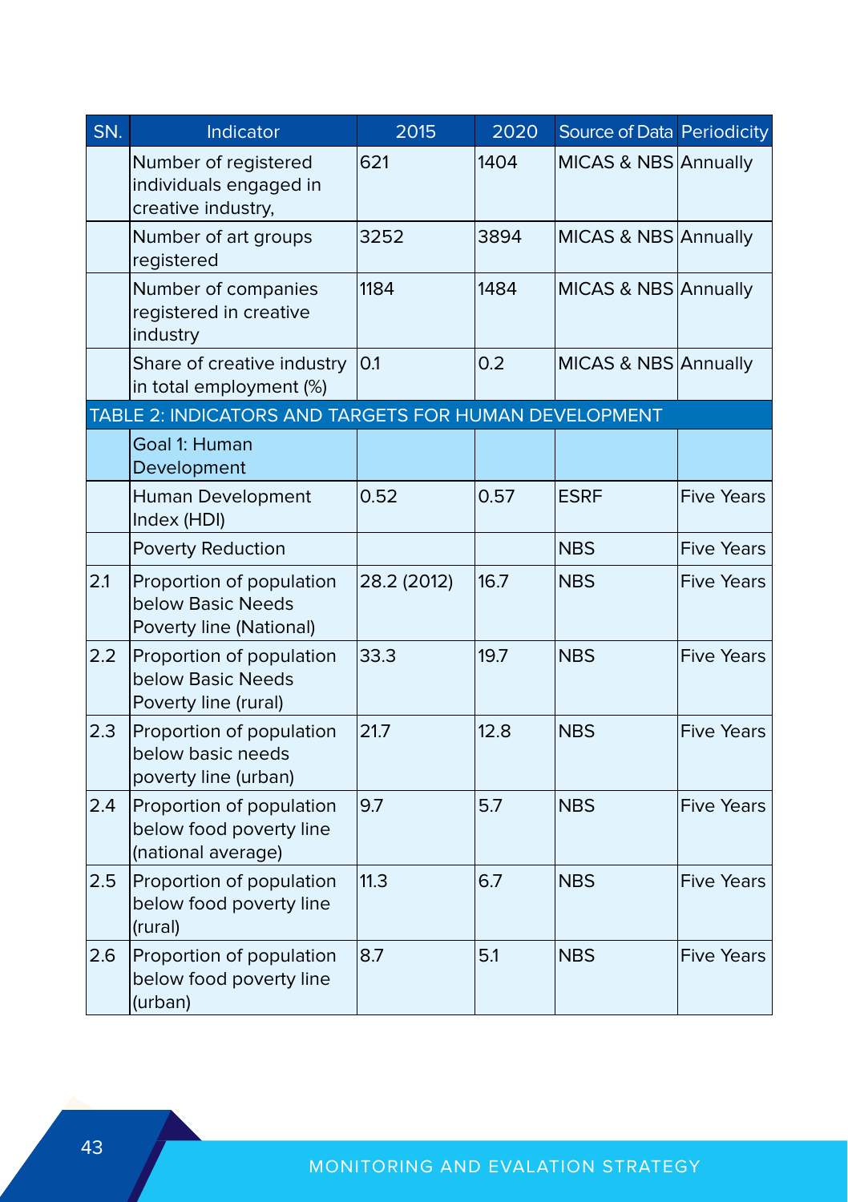| SN. | Indicator | 2015 | 2020 | Source of Data | Periodicity |
|---|---|---|---|---|---|
| | Number of registered individuals engaged in creative industry, | 621 | 1404 | MICAS & NBS | Annually |
| | Number of art groups registered | 3252 | 3894 | MICAS & NBS | Annually |
| | Number of companies registered in creative industry | 1184 | 1484 | MICAS & NBS | Annually |
| | Share of creative industry in total employment (%) | 0.1 | 0.2 | MICAS & NBS | Annually |
| TABLE 2: INDICATORS AND TARGETS FOR HUMAN DEVELOPMENT | | | | | |
| | Goal 1: Human Development | | | | |
| | Human Development Index (HDI) | 0.52 | 0.57 | ESRF | Five Years |
| | Poverty Reduction | | | NBS | Five Years |
| 2.1 | Proportion of population below Basic Needs Poverty line (National) | 28.2 (2012) | 16.7 | NBS | Five Years |
| 2.2 | Proportion of population below Basic Needs Poverty line (rural) | 33.3 | 19.7 | NBS | Five Years |
| 2.3 | Proportion of population below basic needs poverty line (urban) | 21.7 | 12.8 | NBS | Five Years |
| 2.4 | Proportion of population below food poverty line (national average) | 9.7 | 5.7 | NBS | Five Years |
| 2.5 | Proportion of population below food poverty line (rural) | 11.3 | 6.7 | NBS | Five Years |
| 2.6 | Proportion of population below food poverty line (urban) | 8.7 | 5.1 | NBS | Five Years |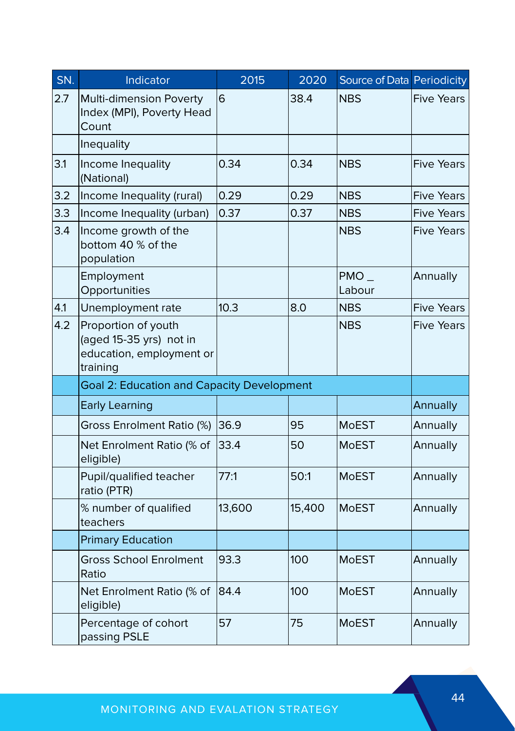| SN. | Indicator | 2015 | 2020 | Source of Data | Periodicity |
|---|---|---|---|---|---|
| 2.7 | Multi-dimension Poverty Index (MPI), Poverty Head Count | 6 | 38.4 | NBS | Five Years |
| | Inequality | | | | |
| 3.1 | Income Inequality (National) | 0.34 | 0.34 | NBS | Five Years |
| 3.2 | Income Inequality (rural) | 0.29 | 0.29 | NBS | Five Years |
| 3.3 | Income Inequality (urban) | 0.37 | 0.37 | NBS | Five Years |
| 3.4 | Income growth of the bottom 40 % of the population | | | NBS | Five Years |
| | Employment Opportunities | | | PMO _ Labour | Annually |
| 4.1 | Unemployment rate | 10.3 | 8.0 | NBS | Five Years |
| 4.2 | Proportion of youth (aged 15-35 yrs) not in education, employment or training | | | NBS | Five Years |
| | Goal 2: Education and Capacity Development | | | | |
| | Early Learning | | | | Annually |
| | Gross Enrolment Ratio (%) | 36.9 | 95 | MoEST | Annually |
| | Net Enrolment Ratio (% of eligible) | 33.4 | 50 | MoEST | Annually |
| | Pupil/qualified teacher ratio (PTR) | 77:1 | 50:1 | MoEST | Annually |
| | % number of qualified teachers | 13,600 | 15,400 | MoEST | Annually |
| | Primary Education | | | | |
| | Gross School Enrolment Ratio | 93.3 | 100 | MoEST | Annually |
| | Net Enrolment Ratio (% of eligible) | 84.4 | 100 | MoEST | Annually |
| | Percentage of cohort passing PSLE | 57 | 75 | MoEST | Annually |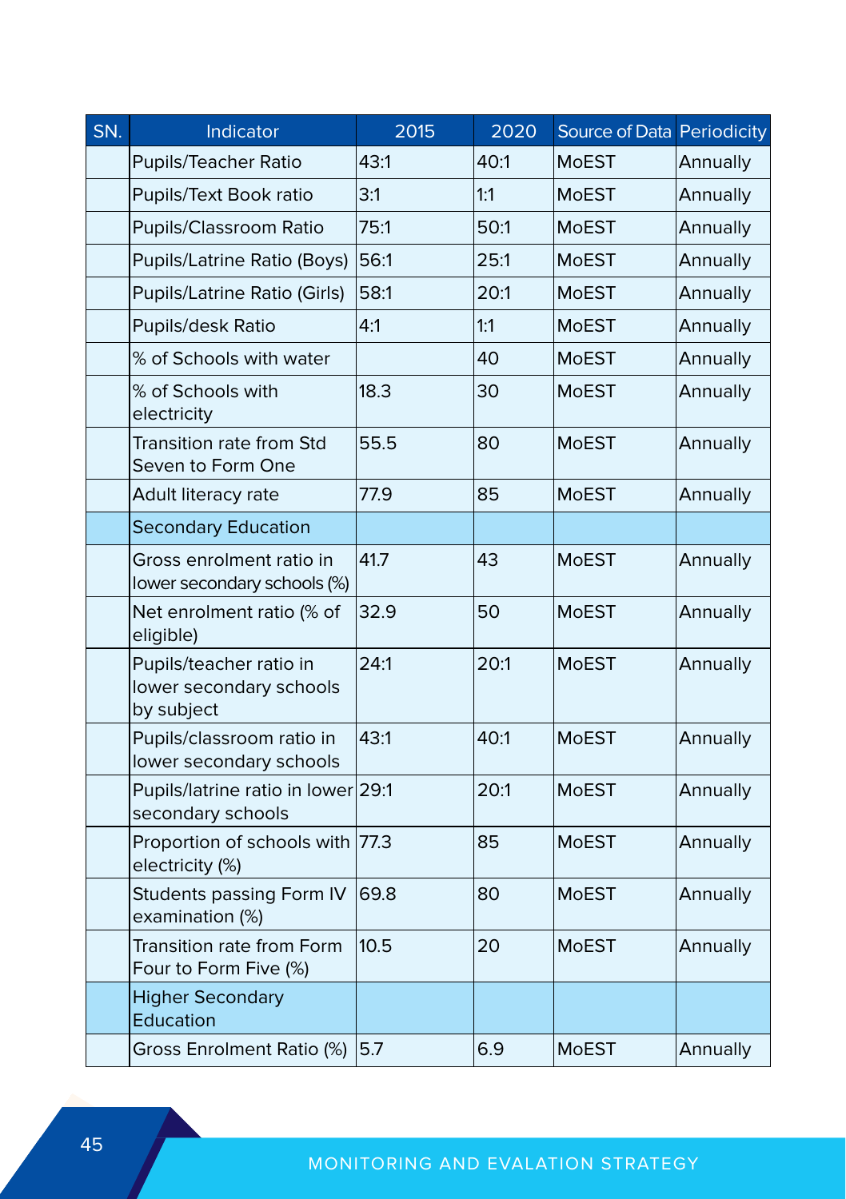| SN. | Indicator | 2015 | 2020 | Source of Data | Periodicity |
|---|---|---|---|---|---|
| | Pupils/Teacher Ratio | 43:1 | 40:1 | MoEST | Annually |
| | Pupils/Text Book ratio | 3:1 | 1:1 | MoEST | Annually |
| | Pupils/Classroom Ratio | 75:1 | 50:1 | MoEST | Annually |
| | Pupils/Latrine Ratio (Boys) | 56:1 | 25:1 | MoEST | Annually |
| | Pupils/Latrine Ratio (Girls) | 58:1 | 20:1 | MoEST | Annually |
| | Pupils/desk Ratio | 4:1 | 1:1 | MoEST | Annually |
| | % of Schools with water | | 40 | MoEST | Annually |
| | % of Schools with electricity | 18.3 | 30 | MoEST | Annually |
| | Transition rate from Std Seven to Form One | 55.5 | 80 | MoEST | Annually |
| | Adult literacy rate | 77.9 | 85 | MoEST | Annually |
| | Secondary Education | | | | |
| | Gross enrolment ratio in lower secondary schools (%) | 41.7 | 43 | MoEST | Annually |
| | Net enrolment ratio (% of eligible) | 32.9 | 50 | MoEST | Annually |
| | Pupils/teacher ratio in lower secondary schools by subject | 24:1 | 20:1 | MoEST | Annually |
| | Pupils/classroom ratio in lower secondary schools | 43:1 | 40:1 | MoEST | Annually |
| | Pupils/latrine ratio in lower secondary schools | 29:1 | 20:1 | MoEST | Annually |
| | Proportion of schools with electricity (%) | 77.3 | 85 | MoEST | Annually |
| | Students passing Form IV examination (%) | 69.8 | 80 | MoEST | Annually |
| | Transition rate from Form Four to Form Five (%) | 10.5 | 20 | MoEST | Annually |
| | Higher Secondary Education | | | | |
| | Gross Enrolment Ratio (%) | 5.7 | 6.9 | MoEST | Annually |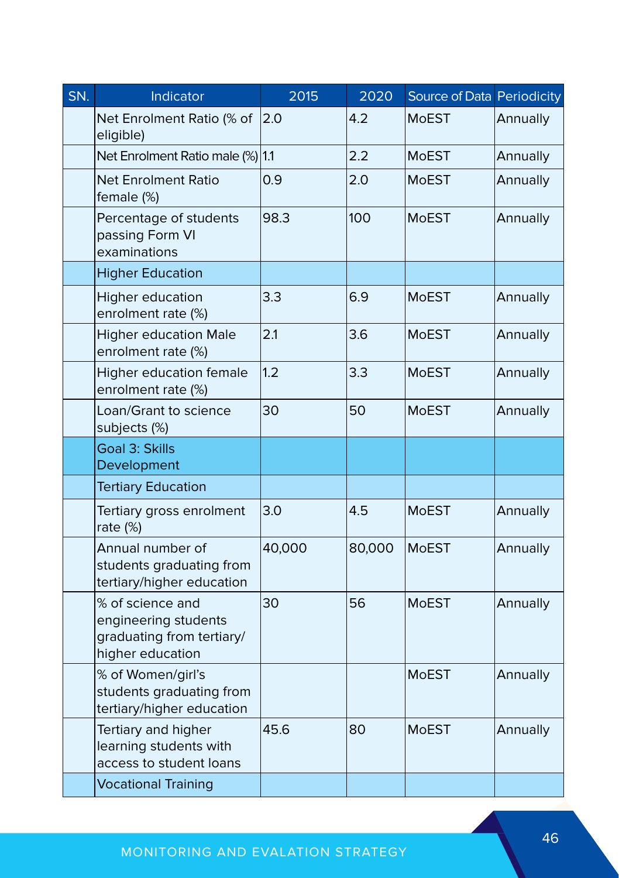| SN. | Indicator | 2015 | 2020 | Source of Data | Periodicity |
|---|---|---|---|---|---|
| | Net Enrolment Ratio (% of eligible) | 2.0 | 4.2 | MoEST | Annually |
| | Net Enrolment Ratio male (%) | 1.1 | 2.2 | MoEST | Annually |
| | Net Enrolment Ratio female (%) | 0.9 | 2.0 | MoEST | Annually |
| | Percentage of students passing Form VI examinations | 98.3 | 100 | MoEST | Annually |
| | Higher Education | | | | |
| | Higher education enrolment rate (%) | 3.3 | 6.9 | MoEST | Annually |
| | Higher education Male enrolment rate (%) | 2.1 | 3.6 | MoEST | Annually |
| | Higher education female enrolment rate (%) | 1.2 | 3.3 | MoEST | Annually |
| | Loan/Grant to science subjects (%) | 30 | 50 | MoEST | Annually |
| | Goal 3: Skills Development | | | | |
| | Tertiary Education | | | | |
| | Tertiary gross enrolment rate (%) | 3.0 | 4.5 | MoEST | Annually |
| | Annual number of students graduating from tertiary/higher education | 40,000 | 80,000 | MoEST | Annually |
| | % of science and engineering students graduating from tertiary/ higher education | 30 | 56 | MoEST | Annually |
| | % of Women/girl's students graduating from tertiary/higher education | | | MoEST | Annually |
| | Tertiary and higher learning students with access to student loans | 45.6 | 80 | MoEST | Annually |
| | Vocational Training | | | | |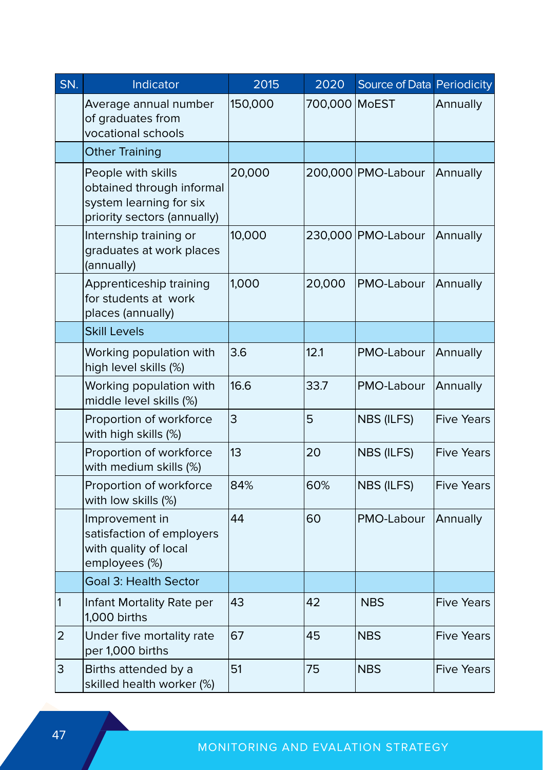| SN. | Indicator | 2015 | 2020 | Source of Data | Periodicity |
|---|---|---|---|---|---|
| | Average annual number of graduates from vocational schools | 150,000 | 700,000 | MoEST | Annually |
| | Other Training | | | | |
| | People with skills obtained through informal system learning for six priority sectors (annually) | 20,000 | 200,000 | PMO-Labour | Annually |
| | Internship training or graduates at work places (annually) | 10,000 | 230,000 | PMO-Labour | Annually |
| | Apprenticeship training for students at work places (annually) | 1,000 | 20,000 | PMO-Labour | Annually |
| | Skill Levels | | | | |
| | Working population with high level skills (%) | 3.6 | 12.1 | PMO-Labour | Annually |
| | Working population with middle level skills (%) | 16.6 | 33.7 | PMO-Labour | Annually |
| | Proportion of workforce with high skills (%) | 3 | 5 | NBS (ILFS) | Five Years |
| | Proportion of workforce with medium skills (%) | 13 | 20 | NBS (ILFS) | Five Years |
| | Proportion of workforce with low skills (%) | 84% | 60% | NBS (ILFS) | Five Years |
| | Improvement in satisfaction of employers with quality of local employees (%) | 44 | 60 | PMO-Labour | Annually |
| | Goal 3: Health Sector | | | | |
| 1 | Infant Mortality Rate per 1,000 births | 43 | 42 | NBS | Five Years |
| 2 | Under five mortality rate per 1,000 births | 67 | 45 | NBS | Five Years |
| 3 | Births attended by a skilled health worker (%) | 51 | 75 | NBS | Five Years |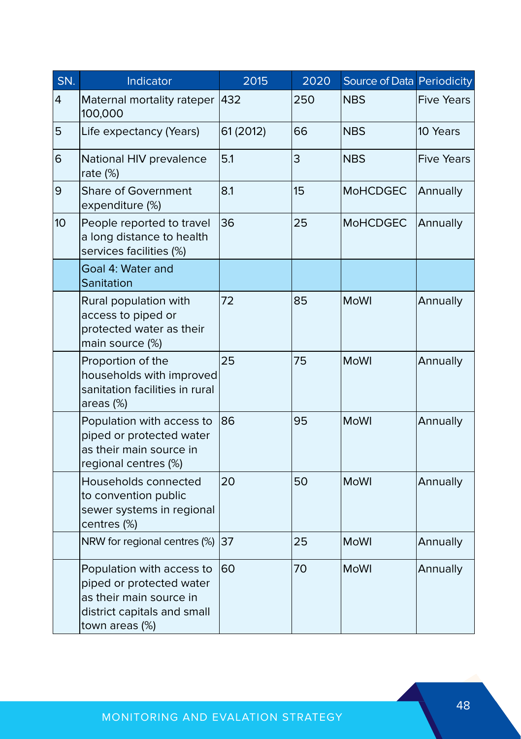| SN. | Indicator | 2015 | 2020 | Source of Data | Periodicity |
|---|---|---|---|---|---|
| 4 | Maternal mortality rateper 100,000 | 432 | 250 | NBS | Five Years |
| 5 | Life expectancy (Years) | 61 (2012) | 66 | NBS | 10 Years |
| 6 | National HIV prevalence rate (%) | 5.1 | 3 | NBS | Five Years |
| 9 | Share of Government expenditure (%) | 8.1 | 15 | MoHCDGEC | Annually |
| 10 | People reported to travel a long distance to health services facilities (%) | 36 | 25 | MoHCDGEC | Annually |
| | Goal 4: Water and Sanitation | | | | |
| | Rural population with access to piped or protected water as their main source (%) | 72 | 85 | MoWI | Annually |
| | Proportion of the households with improved sanitation facilities in rural areas (%) | 25 | 75 | MoWI | Annually |
| | Population with access to piped or protected water as their main source in regional centres (%) | 86 | 95 | MoWI | Annually |
| | Households connected to convention public sewer systems in regional centres (%) | 20 | 50 | MoWI | Annually |
| | NRW for regional centres (%) | 37 | 25 | MoWI | Annually |
| | Population with access to piped or protected water as their main source in district capitals and small town areas (%) | 60 | 70 | MoWI | Annually |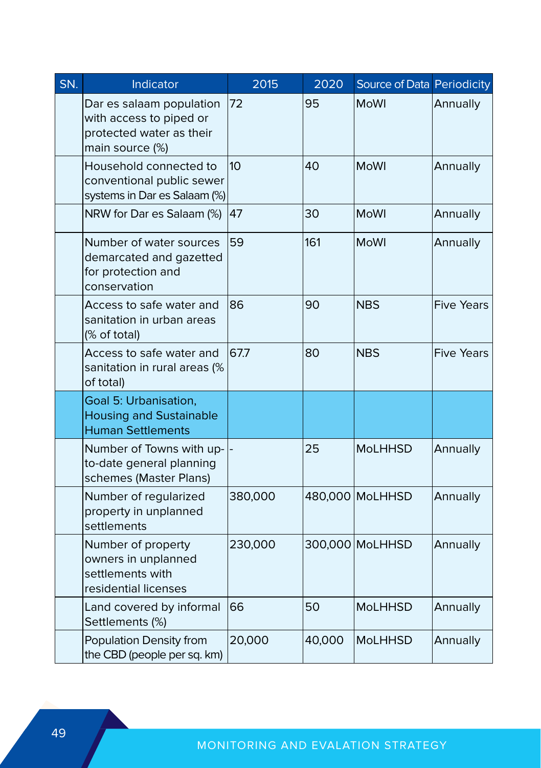| SN. | Indicator | 2015 | 2020 | Source of Data | Periodicity |
|---|---|---|---|---|---|
| | Dar es salaam population with access to piped or protected water as their main source (%) | 72 | 95 | MoWI | Annually |
| | Household connected to conventional public sewer systems in Dar es Salaam (%) | 10 | 40 | MoWI | Annually |
| | NRW for Dar es Salaam (%) | 47 | 30 | MoWI | Annually |
| | Number of water sources demarcated and gazetted for protection and conservation | 59 | 161 | MoWI | Annually |
| | Access to safe water and sanitation in urban areas (% of total) | 86 | 90 | NBS | Five Years |
| | Access to safe water and sanitation in rural areas (% of total) | 67.7 | 80 | NBS | Five Years |
| | Goal 5: Urbanisation, Housing and Sustainable Human Settlements | | | | |
| | Number of Towns with up-to-date general planning schemes (Master Plans) | - | 25 | MoLHHSD | Annually |
| | Number of regularized property in unplanned settlements | 380,000 | 480,000 | MoLHHSD | Annually |
| | Number of property owners in unplanned settlements with residential licenses | 230,000 | 300,000 | MoLHHSD | Annually |
| | Land covered by informal Settlements (%) | 66 | 50 | MoLHHSD | Annually |
| | Population Density from the CBD (people per sq. km) | 20,000 | 40,000 | MoLHHSD | Annually |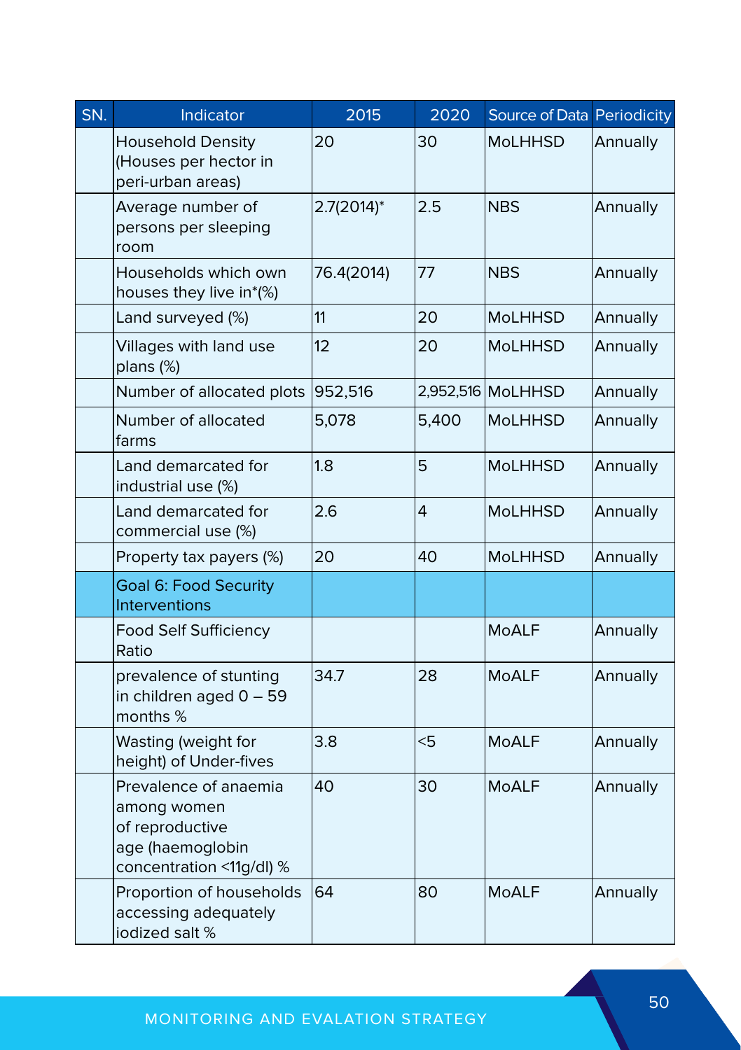| SN. | Indicator | 2015 | 2020 | Source of Data | Periodicity |
|---|---|---|---|---|---|
| | Household Density (Houses per hector in peri-urban areas) | 20 | 30 | MoLHHSD | Annually |
| | Average number of persons per sleeping room | 2.7(2014)* | 2.5 | NBS | Annually |
| | Households which own houses they live in*(%) | 76.4(2014) | 77 | NBS | Annually |
| | Land surveyed (%) | 11 | 20 | MoLHHSD | Annually |
| | Villages with land use plans (%) | 12 | 20 | MoLHHSD | Annually |
| | Number of allocated plots | 952,516 | 2,952,516 | MoLHHSD | Annually |
| | Number of allocated farms | 5,078 | 5,400 | MoLHHSD | Annually |
| | Land demarcated for industrial use (%) | 1.8 | 5 | MoLHHSD | Annually |
| | Land demarcated for commercial use (%) | 2.6 | 4 | MoLHHSD | Annually |
| | Property tax payers (%) | 20 | 40 | MoLHHSD | Annually |
| | Goal 6: Food Security Interventions | | | | |
| | Food Self Sufficiency Ratio | | | MoALF | Annually |
| | prevalence of stunting in children aged 0 – 59 months % | 34.7 | 28 | MoALF | Annually |
| | Wasting (weight for height) of Under-fives | 3.8 | <5 | MoALF | Annually |
| | Prevalence of anaemia among women of reproductive age (haemoglobin concentration <11g/dl) % | 40 | 30 | MoALF | Annually |
| | Proportion of households accessing adequately iodized salt % | 64 | 80 | MoALF | Annually |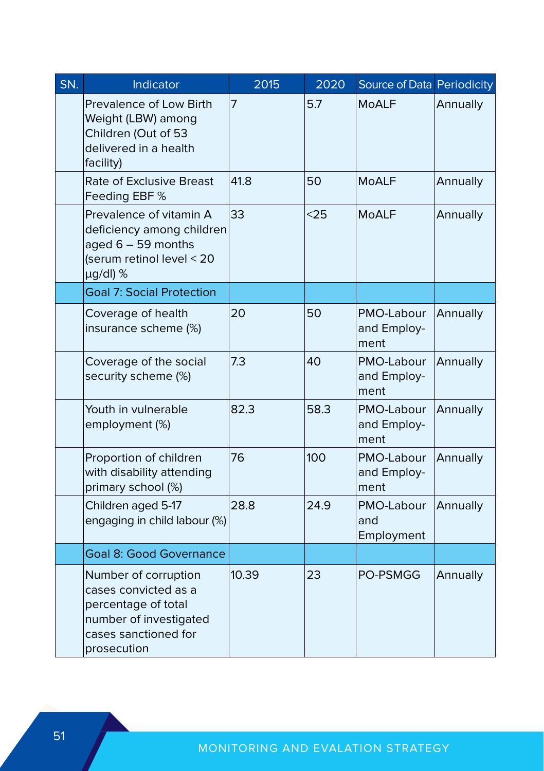| SN. | Indicator | 2015 | 2020 | Source of Data | Periodicity |
|---|---|---|---|---|---|
| | Prevalence of Low Birth Weight (LBW) among Children (Out of 53 delivered in a health facility) | 7 | 5.7 | MoALF | Annually |
| | Rate of Exclusive Breast Feeding EBF % | 41.8 | 50 | MoALF | Annually |
| | Prevalence of vitamin A deficiency among children aged 6 – 59 months (serum retinol level < 20 µg/dl) % | 33 | <25 | MoALF | Annually |
| | Goal 7: Social Protection | | | | |
| | Coverage of health insurance scheme (%) | 20 | 50 | PMO-Labour and Employment | Annually |
| | Coverage of the social security scheme (%) | 7.3 | 40 | PMO-Labour and Employment | Annually |
| | Youth in vulnerable employment (%) | 82.3 | 58.3 | PMO-Labour and Employment | Annually |
| | Proportion of children with disability attending primary school (%) | 76 | 100 | PMO-Labour and Employment | Annually |
| | Children aged 5-17 engaging in child labour (%) | 28.8 | 24.9 | PMO-Labour and Employment | Annually |
| | Goal 8: Good Governance | | | | |
| | Number of corruption cases convicted as a percentage of total number of investigated cases sanctioned for prosecution | 10.39 | 23 | PO-PSMGG | Annually |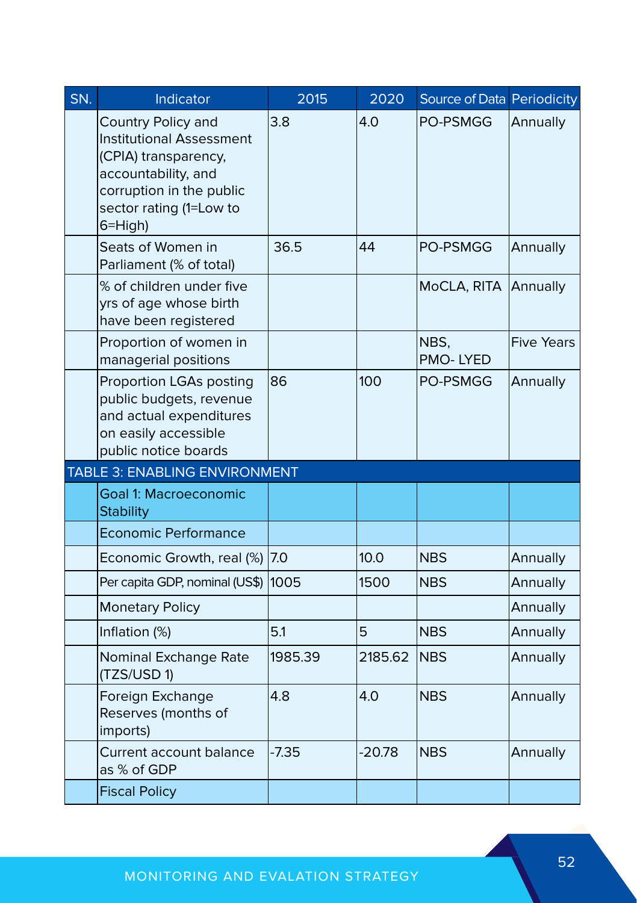| SN. | Indicator | 2015 | 2020 | Source of Data | Periodicity |
|---|---|---|---|---|---|
| | Country Policy and Institutional Assessment (CPIA) transparency, accountability, and corruption in the public sector rating (1=Low to 6=High) | 3.8 | 4.0 | PO-PSMGG | Annually |
| | Seats of Women in Parliament (% of total) | 36.5 | 44 | PO-PSMGG | Annually |
| | % of children under five yrs of age whose birth have been registered | | | MoCLA, RITA | Annually |
| | Proportion of women in managerial positions | | | NBS, PMO- LYED | Five Years |
| | Proportion LGAs posting public budgets, revenue and actual expenditures on easily accessible public notice boards | 86 | 100 | PO-PSMGG | Annually |
| TABLE 3: ENABLING ENVIRONMENT | | | | | |
| | Goal 1: Macroeconomic Stability | | | | |
| | Economic Performance | | | | |
| | Economic Growth, real (%) | 7.0 | 10.0 | NBS | Annually |
| | Per capita GDP, nominal (US$) | 1005 | 1500 | NBS | Annually |
| | Monetary Policy | | | | Annually |
| | Inflation (%) | 5.1 | 5 | NBS | Annually |
| | Nominal Exchange Rate (TZS/USD 1) | 1985.39 | 2185.62 | NBS | Annually |
| | Foreign Exchange Reserves (months of imports) | 4.8 | 4.0 | NBS | Annually |
| | Current account balance as % of GDP | -7.35 | -20.78 | NBS | Annually |
| | Fiscal Policy | | | | |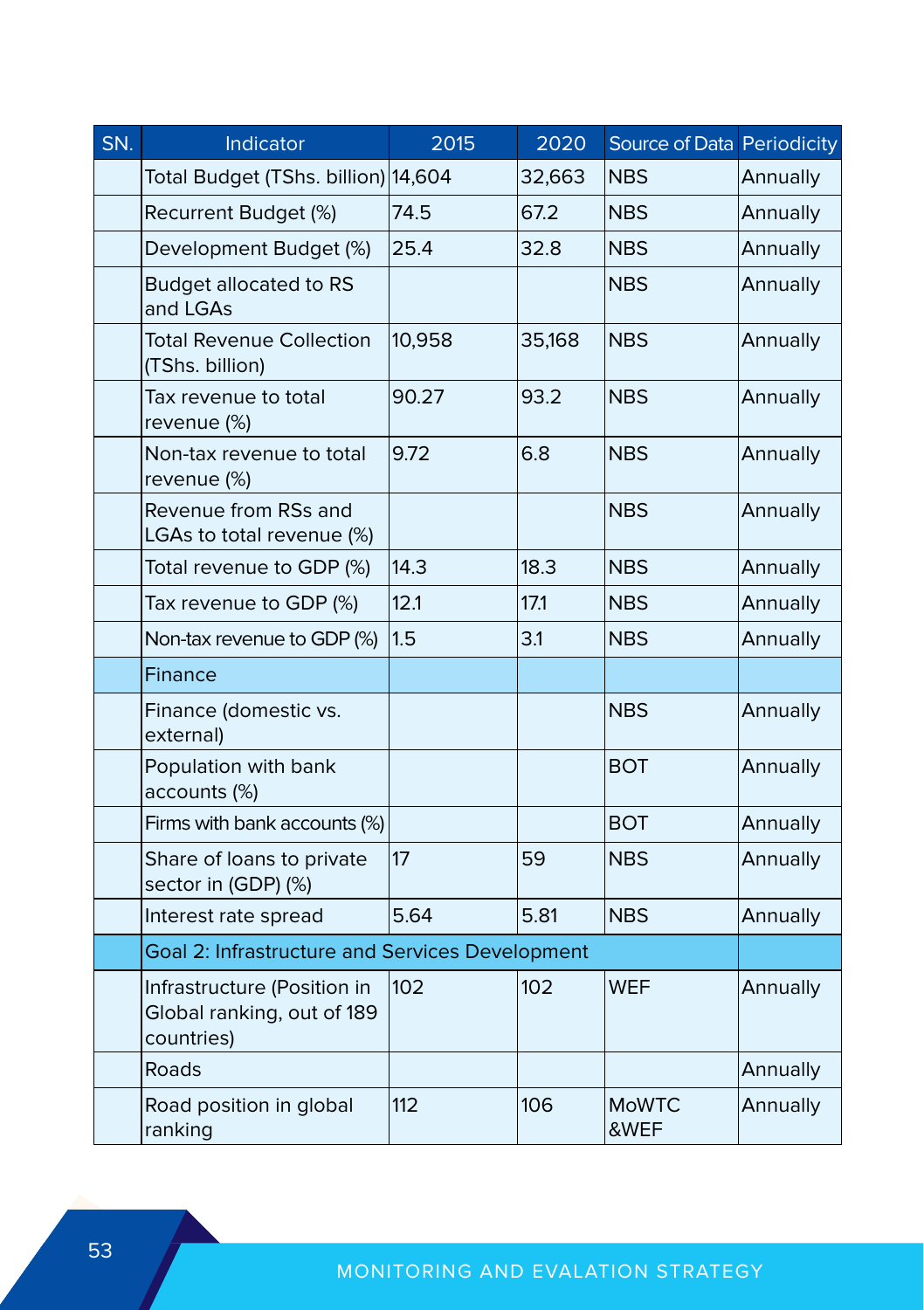| SN. | Indicator | 2015 | 2020 | Source of Data | Periodicity |
|---|---|---|---|---|---|
| | Total Budget (TShs. billion) | 14,604 | 32,663 | NBS | Annually |
| | Recurrent Budget (%) | 74.5 | 67.2 | NBS | Annually |
| | Development Budget (%) | 25.4 | 32.8 | NBS | Annually |
| | Budget allocated to RS and LGAs | | | NBS | Annually |
| | Total Revenue Collection (TShs. billion) | 10,958 | 35,168 | NBS | Annually |
| | Tax revenue to total revenue (%) | 90.27 | 93.2 | NBS | Annually |
| | Non-tax revenue to total revenue (%) | 9.72 | 6.8 | NBS | Annually |
| | Revenue from RSs and LGAs to total revenue (%) | | | NBS | Annually |
| | Total revenue to GDP (%) | 14.3 | 18.3 | NBS | Annually |
| | Tax revenue to GDP (%) | 12.1 | 17.1 | NBS | Annually |
| | Non-tax revenue to GDP (%) | 1.5 | 3.1 | NBS | Annually |
| | Finance | | | | |
| | Finance (domestic vs. external) | | | NBS | Annually |
| | Population with bank accounts (%) | | | BOT | Annually |
| | Firms with bank accounts (%) | | | BOT | Annually |
| | Share of loans to private sector in (GDP) (%) | 17 | 59 | NBS | Annually |
| | Interest rate spread | 5.64 | 5.81 | NBS | Annually |
| | Goal 2: Infrastructure and Services Development | | | | |
| | Infrastructure (Position in Global ranking, out of 189 countries) | 102 | 102 | WEF | Annually |
| | Roads | | | | Annually |
| | Road position in global ranking | 112 | 106 | MoWTC &WEF | Annually |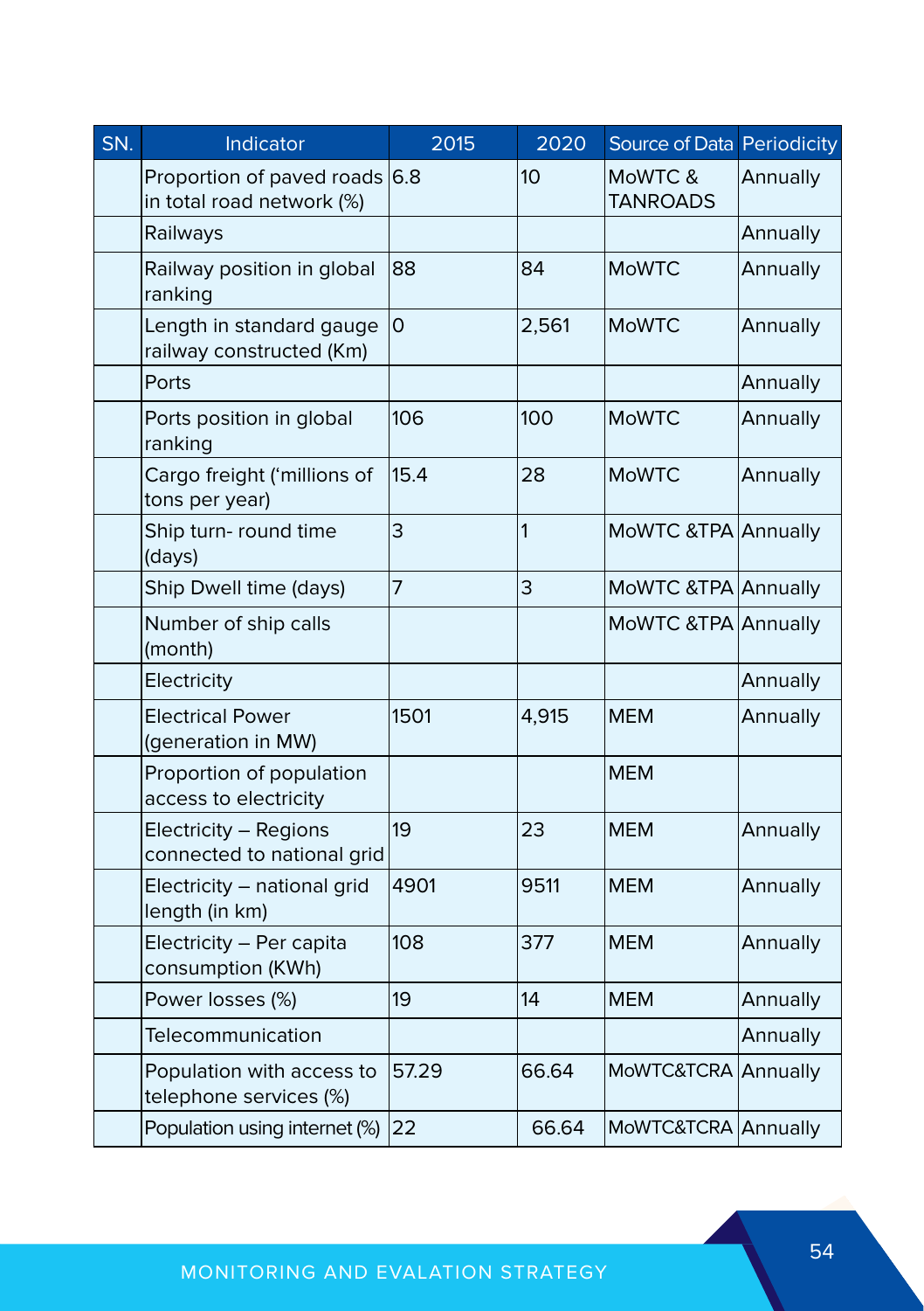| SN. | Indicator | 2015 | 2020 | Source of Data | Periodicity |
|---|---|---|---|---|---|
| | Proportion of paved roads in total road network (%) | 6.8 | 10 | MoWTC & TANROADS | Annually |
| | Railways | | | | Annually |
| | Railway position in global ranking | 88 | 84 | MoWTC | Annually |
| | Length in standard gauge railway constructed (Km) | 0 | 2,561 | MoWTC | Annually |
| | Ports | | | | Annually |
| | Ports position in global ranking | 106 | 100 | MoWTC | Annually |
| | Cargo freight ('millions of tons per year) | 15.4 | 28 | MoWTC | Annually |
| | Ship turn- round time (days) | 3 | 1 | MoWTC &TPA | Annually |
| | Ship Dwell time (days) | 7 | 3 | MoWTC &TPA | Annually |
| | Number of ship calls (month) | | | MoWTC &TPA | Annually |
| | Electricity | | | | Annually |
| | Electrical Power (generation in MW) | 1501 | 4,915 | MEM | Annually |
| | Proportion of population access to electricity | | | MEM | |
| | Electricity – Regions connected to national grid | 19 | 23 | MEM | Annually |
| | Electricity – national grid length (in km) | 4901 | 9511 | MEM | Annually |
| | Electricity – Per capita consumption (KWh) | 108 | 377 | MEM | Annually |
| | Power losses (%) | 19 | 14 | MEM | Annually |
| | Telecommunication | | | | Annually |
| | Population with access to telephone services (%) | 57.29 | 66.64 | MoWTC&TCRA | Annually |
| | Population using internet (%) | 22 | 66.64 | MoWTC&TCRA | Annually |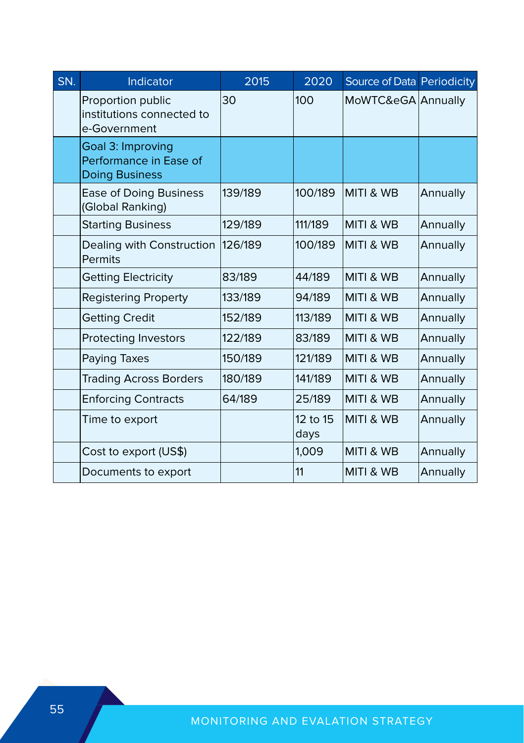| SN. | Indicator | 2015 | 2020 | Source of Data | Periodicity |
|---|---|---|---|---|---|
| | Proportion public institutions connected to e-Government | 30 | 100 | MoWTC&eGA | Annually |
| | Goal 3: Improving Performance in Ease of Doing Business | | | | |
| | Ease of Doing Business (Global Ranking) | 139/189 | 100/189 | MITI & WB | Annually |
| | Starting Business | 129/189 | 111/189 | MITI & WB | Annually |
| | Dealing with Construction Permits | 126/189 | 100/189 | MITI & WB | Annually |
| | Getting Electricity | 83/189 | 44/189 | MITI & WB | Annually |
| | Registering Property | 133/189 | 94/189 | MITI & WB | Annually |
| | Getting Credit | 152/189 | 113/189 | MITI & WB | Annually |
| | Protecting Investors | 122/189 | 83/189 | MITI & WB | Annually |
| | Paying Taxes | 150/189 | 121/189 | MITI & WB | Annually |
| | Trading Across Borders | 180/189 | 141/189 | MITI & WB | Annually |
| | Enforcing Contracts | 64/189 | 25/189 | MITI & WB | Annually |
| | Time to export | | 12 to 15 days | MITI & WB | Annually |
| | Cost to export (US$) | | 1,009 | MITI & WB | Annually |
| | Documents to export | | 11 | MITI & WB | Annually |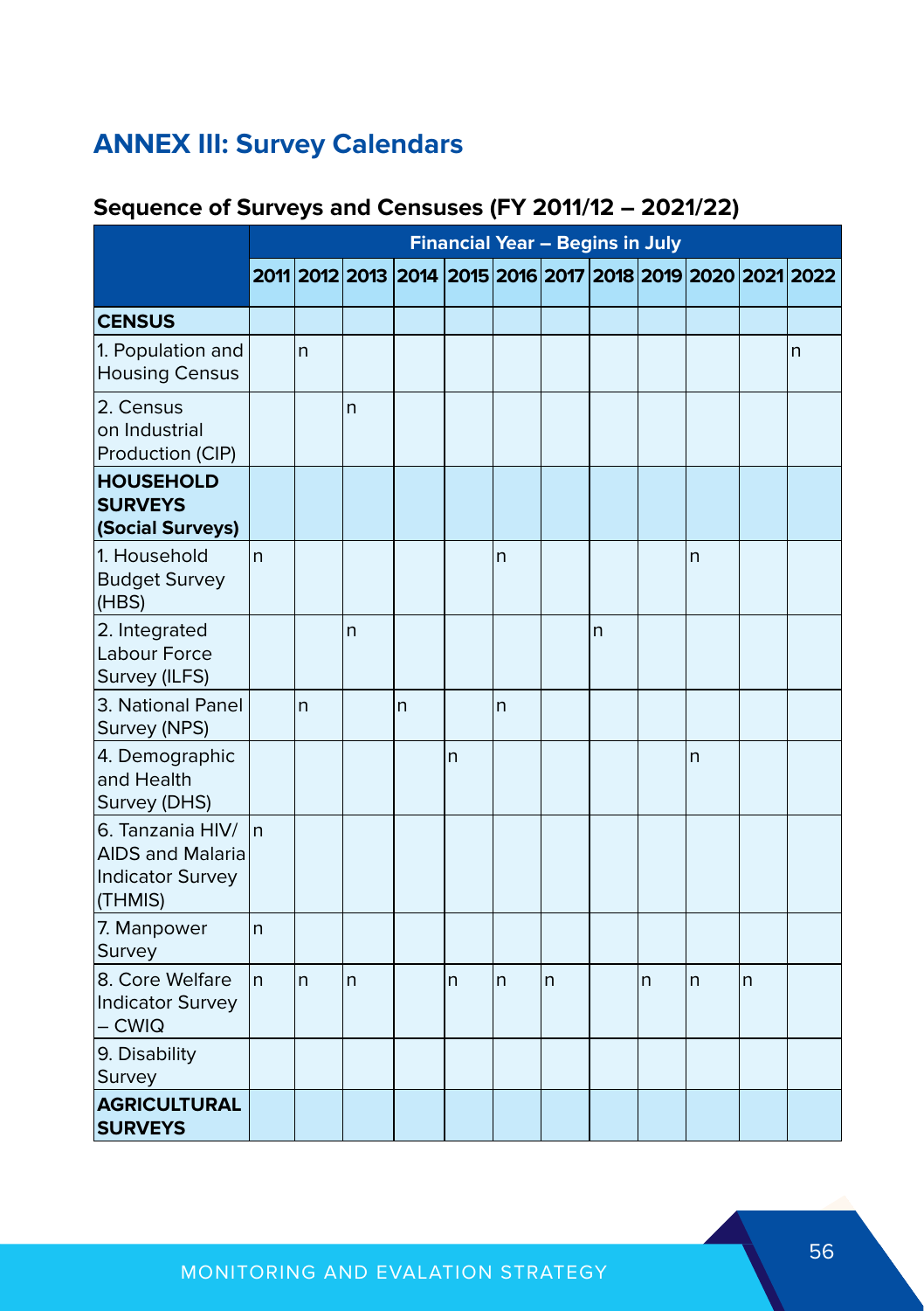# ANNEX III: Survey Calendars

## Sequence of Surveys and Censuses (FY 2011/12 – 2021/22)

| | Financial Year – Begins in July | | | | | | | | | | | |
|---|---|---|---|---|---|---|---|---|---|---|---|---|
| | 2011 | 2012 | 2013 | 2014 | 2015 | 2016 | 2017 | 2018 | 2019 | 2020 | 2021 | 2022 |
| **CENSUS** | | | | | | | | | | | | |
| 1. Population and Housing Census | | n | | | | | | | | | | n |
| 2. Census on Industrial Production (CIP) | | | n | | | | | | | | | |
| **HOUSEHOLD SURVEYS (Social Surveys)** | | | | | | | | | | | | |
| 1. Household Budget Survey (HBS) | n | | | | | n | | | | n | | |
| 2. Integrated Labour Force Survey (ILFS) | | | n | | | | | n | | | | |
| 3. National Panel Survey (NPS) | | n | | n | | n | | | | | | |
| 4. Demographic and Health Survey (DHS) | | | | | n | | | | | n | | |
| 6. Tanzania HIV/ AIDS and Malaria Indicator Survey (THMIS) | n | | | | | | | | | | | |
| 7. Manpower Survey | n | | | | | | | | | | | |
| 8. Core Welfare Indicator Survey – CWIQ | n | n | n | | n | n | n | | n | n | n | |
| 9. Disability Survey | | | | | | | | | | | | |
| **AGRICULTURAL SURVEYS** | | | | | | | | | | | | |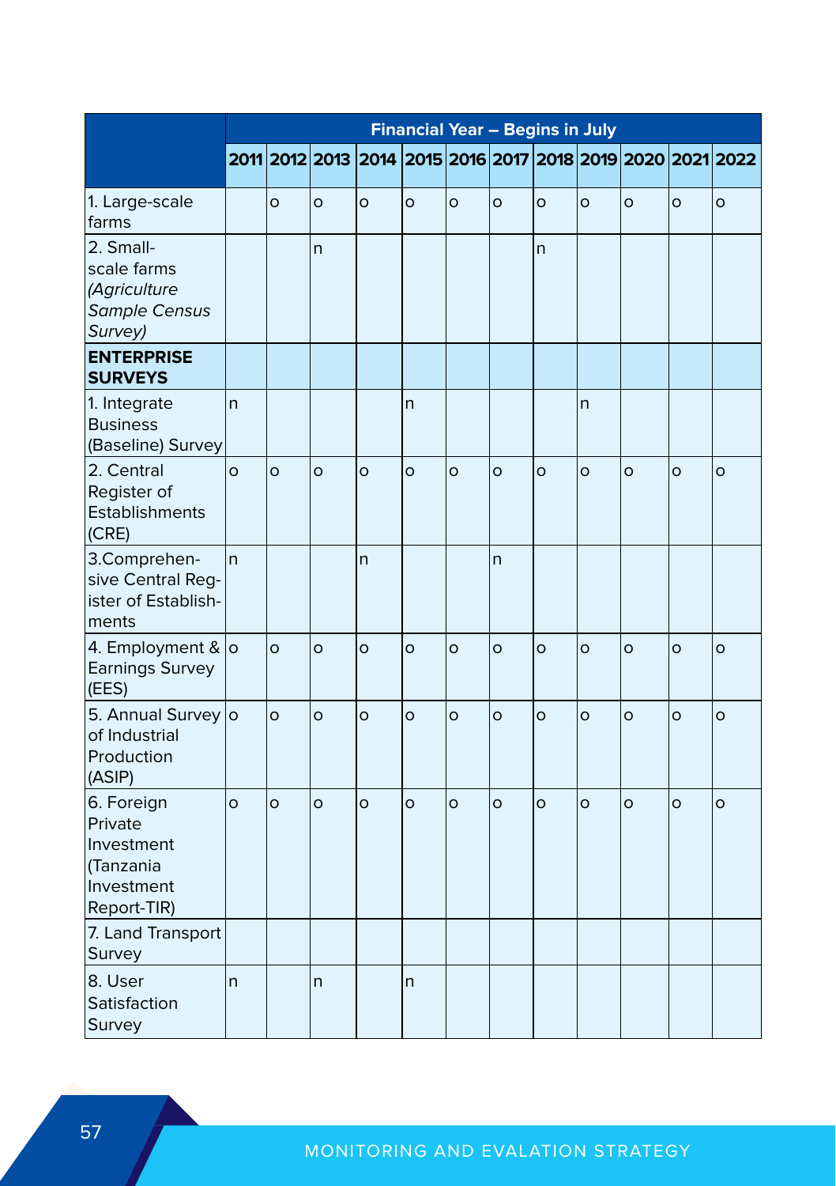| | Financial Year – Begins in July | | | | | | | | | | | |
|---|---|---|---|---|---|---|---|---|---|---|---|---|
| | 2011 | 2012 | 2013 | 2014 | 2015 | 2016 | 2017 | 2018 | 2019 | 2020 | 2021 | 2022 |
| 1. Large-scale farms | | o | o | o | o | o | o | o | o | o | o | o |
| 2. Small-scale farms *(Agriculture Sample Census Survey)* | | | n | | | | | n | | | | |
| **ENTERPRISE SURVEYS** | | | | | | | | | | | | |
| 1. Integrate Business (Baseline) Survey | n | | | | n | | | | n | | | |
| 2. Central Register of Establishments (CRE) | o | o | o | o | o | o | o | o | o | o | o | o |
| 3.Comprehensive Central Register of Establishments | n | | | n | | | n | | | | | |
| 4. Employment & Earnings Survey (EES) | o | o | o | o | o | o | o | o | o | o | o | o |
| 5. Annual Survey of Industrial Production (ASIP) | o | o | o | o | o | o | o | o | o | o | o | o |
| 6. Foreign Private Investment (Tanzania Investment Report-TIR) | o | o | o | o | o | o | o | o | o | o | o | o |
| 7. Land Transport Survey | | | | | | | | | | | | |
| 8. User Satisfaction Survey | n | | n | | n | | | | | | | |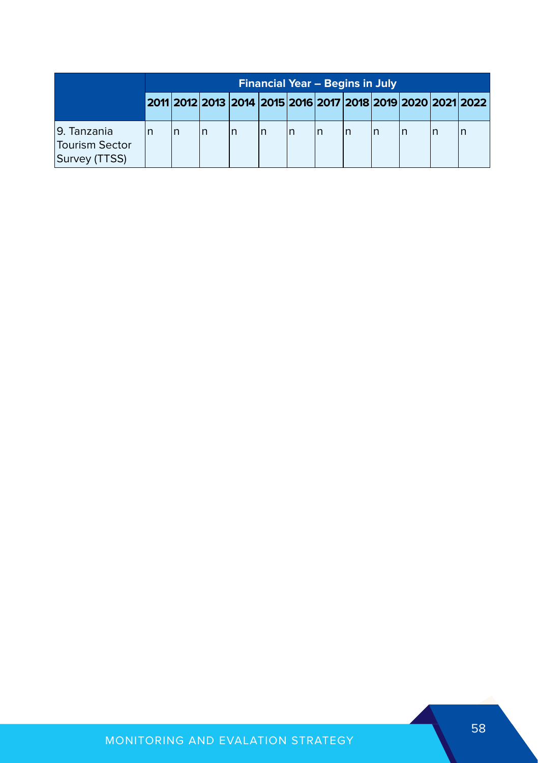| | Financial Year – Begins in July | | | | | | | | | | | |
|---|---|---|---|---|---|---|---|---|---|---|---|---|
| | 2011 | 2012 | 2013 | 2014 | 2015 | 2016 | 2017 | 2018 | 2019 | 2020 | 2021 | 2022 |
| 9. Tanzania Tourism Sector Survey (TTSS) | n | n | n | n | n | n | n | n | n | n | n | n |